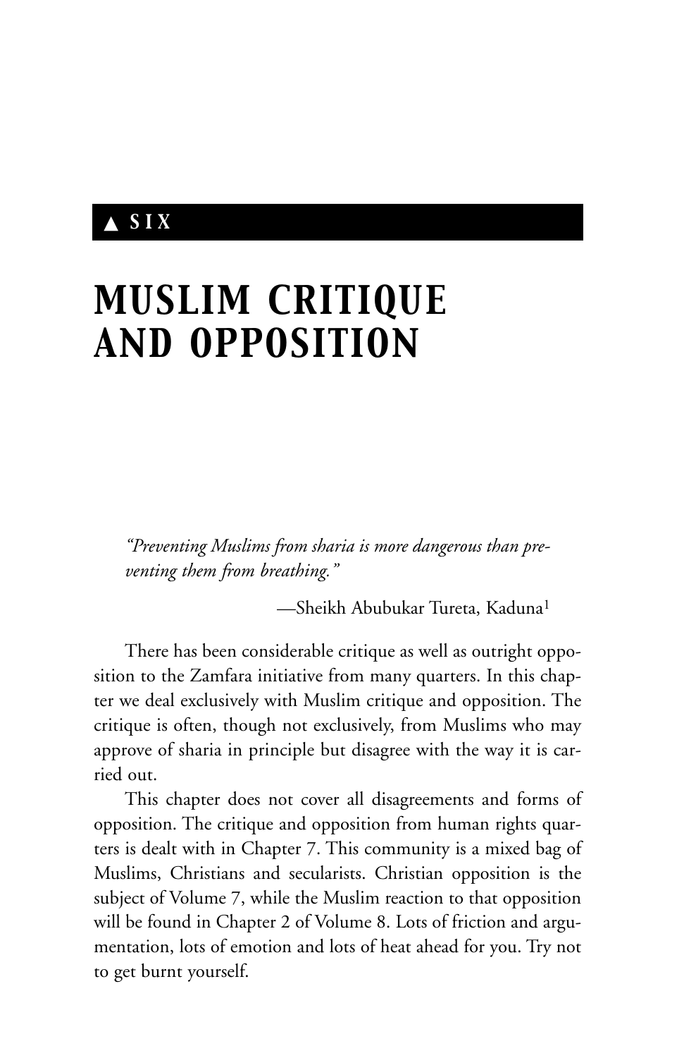▲ SIX

# MUSLIM CRITIQUE AND OPPOSITION

*"Preventing Muslims from sharia is more dangerous than preventing them from breathing."*

—Sheikh Abubukar Tureta, Kaduna[1]

There has been considerable critique as well as outright opposition to the Zamfara initiative from many quarters. In this chapter we deal exclusively with Muslim critique and opposition. The critique is often, though not exclusively, from Muslims who may approve of sharia in principle but disagree with the way it is carried out.

This chapter does not cover all disagreements and forms of opposition. The critique and opposition from human rights quarters is dealt with in Chapter 7. This community is a mixed bag of Muslims, Christians and secularists. Christian opposition is the subject of Volume 7, while the Muslim reaction to that opposition will be found in Chapter 2 of Volume 8. Lots of friction and argumentation, lots of emotion and lots of heat ahead for you. Try not to get burnt yourself.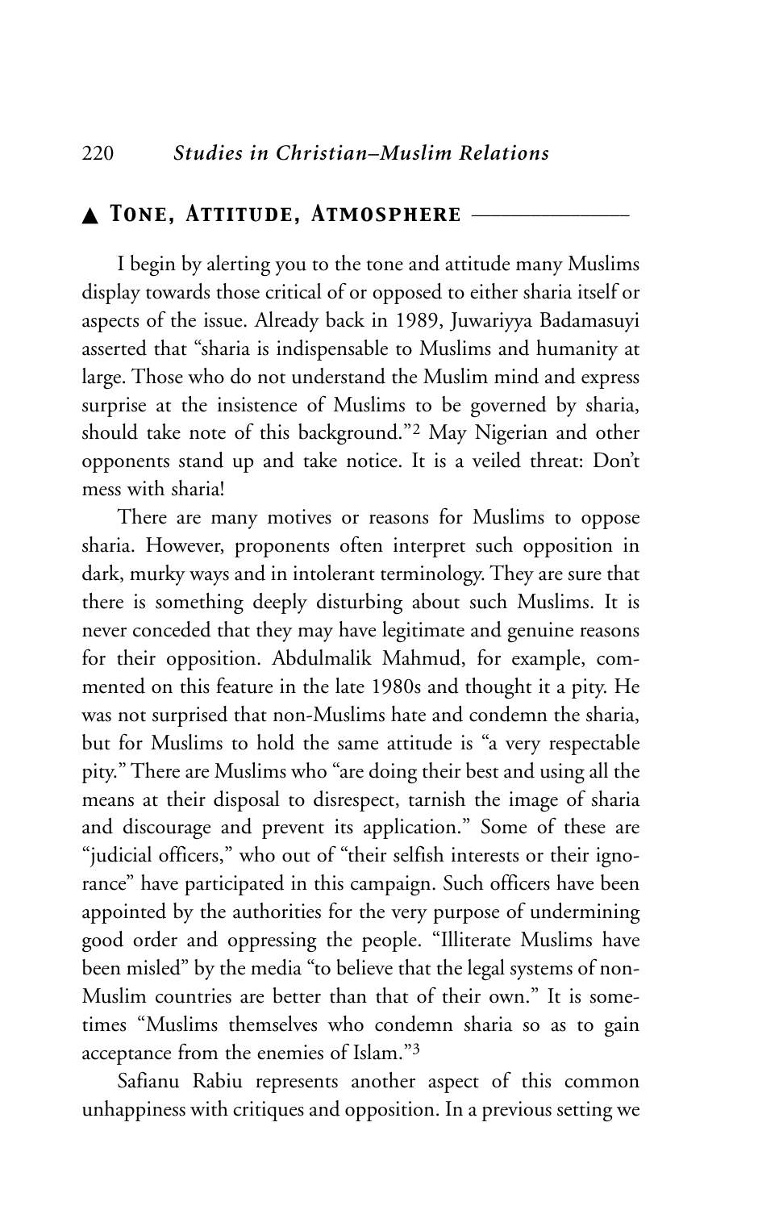## ▲ Tone, Attitude, Atmosphere

I begin by alerting you to the tone and attitude many Muslims display towards those critical of or opposed to either sharia itself or aspects of the issue. Already back in 1989, Juwariyya Badamasuyi asserted that "sharia is indispensable to Muslims and humanity at large. Those who do not understand the Muslim mind and express surprise at the insistence of Muslims to be governed by sharia, should take note of this background."[2] May Nigerian and other opponents stand up and take notice. It is a veiled threat: Don't mess with sharia!

There are many motives or reasons for Muslims to oppose sharia. However, proponents often interpret such opposition in dark, murky ways and in intolerant terminology. They are sure that there is something deeply disturbing about such Muslims. It is never conceded that they may have legitimate and genuine reasons for their opposition. Abdulmalik Mahmud, for example, commented on this feature in the late 1980s and thought it a pity. He was not surprised that non-Muslims hate and condemn the sharia, but for Muslims to hold the same attitude is "a very respectable pity." There are Muslims who "are doing their best and using all the means at their disposal to disrespect, tarnish the image of sharia and discourage and prevent its application." Some of these are "judicial officers," who out of "their selfish interests or their ignorance" have participated in this campaign. Such officers have been appointed by the authorities for the very purpose of undermining good order and oppressing the people. "Illiterate Muslims have been misled" by the media "to believe that the legal systems of non-Muslim countries are better than that of their own." It is sometimes "Muslims themselves who condemn sharia so as to gain acceptance from the enemies of Islam."[3]

Safianu Rabiu represents another aspect of this common unhappiness with critiques and opposition. In a previous setting we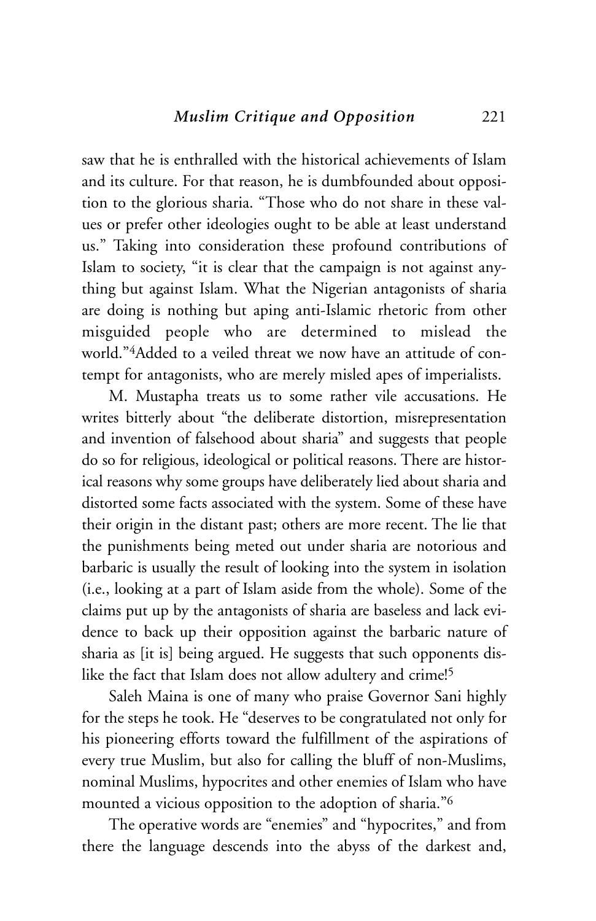saw that he is enthralled with the historical achievements of Islam and its culture. For that reason, he is dumbfounded about opposition to the glorious sharia. "Those who do not share in these values or prefer other ideologies ought to be able at least understand us." Taking into consideration these profound contributions of Islam to society, "it is clear that the campaign is not against anything but against Islam. What the Nigerian antagonists of sharia are doing is nothing but aping anti-Islamic rhetoric from other misguided people who are determined to mislead the world."[4]Added to a veiled threat we now have an attitude of contempt for antagonists, who are merely misled apes of imperialists.

M. Mustapha treats us to some rather vile accusations. He writes bitterly about "the deliberate distortion, misrepresentation and invention of falsehood about sharia" and suggests that people do so for religious, ideological or political reasons. There are historical reasons why some groups have deliberately lied about sharia and distorted some facts associated with the system. Some of these have their origin in the distant past; others are more recent. The lie that the punishments being meted out under sharia are notorious and barbaric is usually the result of looking into the system in isolation (i.e., looking at a part of Islam aside from the whole). Some of the claims put up by the antagonists of sharia are baseless and lack evidence to back up their opposition against the barbaric nature of sharia as [it is] being argued. He suggests that such opponents dislike the fact that Islam does not allow adultery and crime![5]

Saleh Maina is one of many who praise Governor Sani highly for the steps he took. He "deserves to be congratulated not only for his pioneering efforts toward the fulfillment of the aspirations of every true Muslim, but also for calling the bluff of non-Muslims, nominal Muslims, hypocrites and other enemies of Islam who have mounted a vicious opposition to the adoption of sharia."[6]

The operative words are "enemies" and "hypocrites," and from there the language descends into the abyss of the darkest and,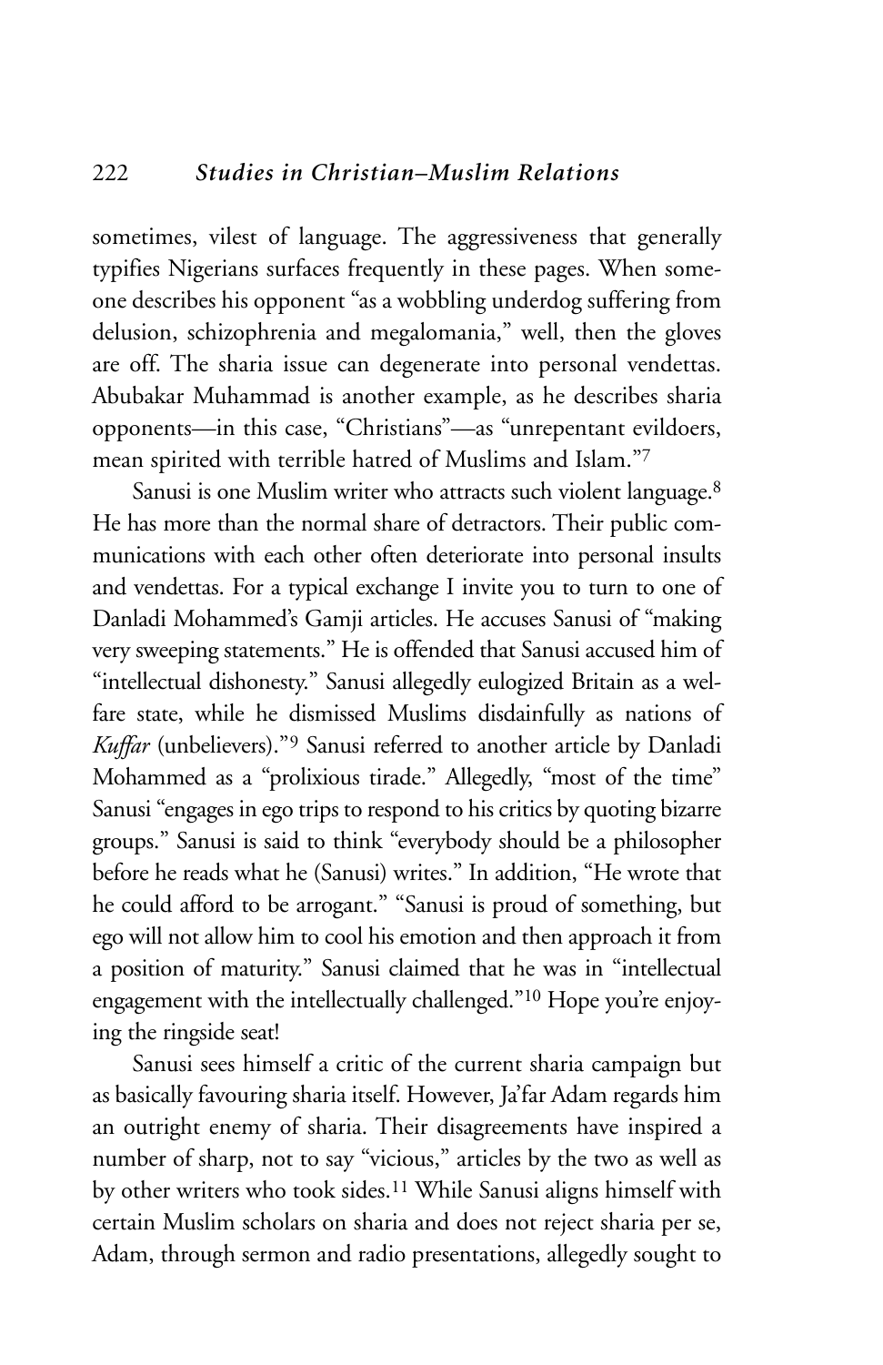sometimes, vilest of language. The aggressiveness that generally typifies Nigerians surfaces frequently in these pages. When someone describes his opponent "as a wobbling underdog suffering from delusion, schizophrenia and megalomania," well, then the gloves are off. The sharia issue can degenerate into personal vendettas. Abubakar Muhammad is another example, as he describes sharia opponents—in this case, "Christians"—as "unrepentant evildoers, mean spirited with terrible hatred of Muslims and Islam."[7]

Sanusi is one Muslim writer who attracts such violent language.[8] He has more than the normal share of detractors. Their public communications with each other often deteriorate into personal insults and vendettas. For a typical exchange I invite you to turn to one of Danladi Mohammed's Gamji articles. He accuses Sanusi of "making very sweeping statements." He is offended that Sanusi accused him of "intellectual dishonesty." Sanusi allegedly eulogized Britain as a welfare state, while he dismissed Muslims disdainfully as nations of *Kuffar* (unbelievers)."[9] Sanusi referred to another article by Danladi Mohammed as a "prolixious tirade." Allegedly, "most of the time" Sanusi "engages in ego trips to respond to his critics by quoting bizarre groups." Sanusi is said to think "everybody should be a philosopher before he reads what he (Sanusi) writes." In addition, "He wrote that he could afford to be arrogant." "Sanusi is proud of something, but ego will not allow him to cool his emotion and then approach it from a position of maturity." Sanusi claimed that he was in "intellectual engagement with the intellectually challenged."[10] Hope you're enjoying the ringside seat!

Sanusi sees himself a critic of the current sharia campaign but as basically favouring sharia itself. However, Ja'far Adam regards him an outright enemy of sharia. Their disagreements have inspired a number of sharp, not to say "vicious," articles by the two as well as by other writers who took sides.[11] While Sanusi aligns himself with certain Muslim scholars on sharia and does not reject sharia per se, Adam, through sermon and radio presentations, allegedly sought to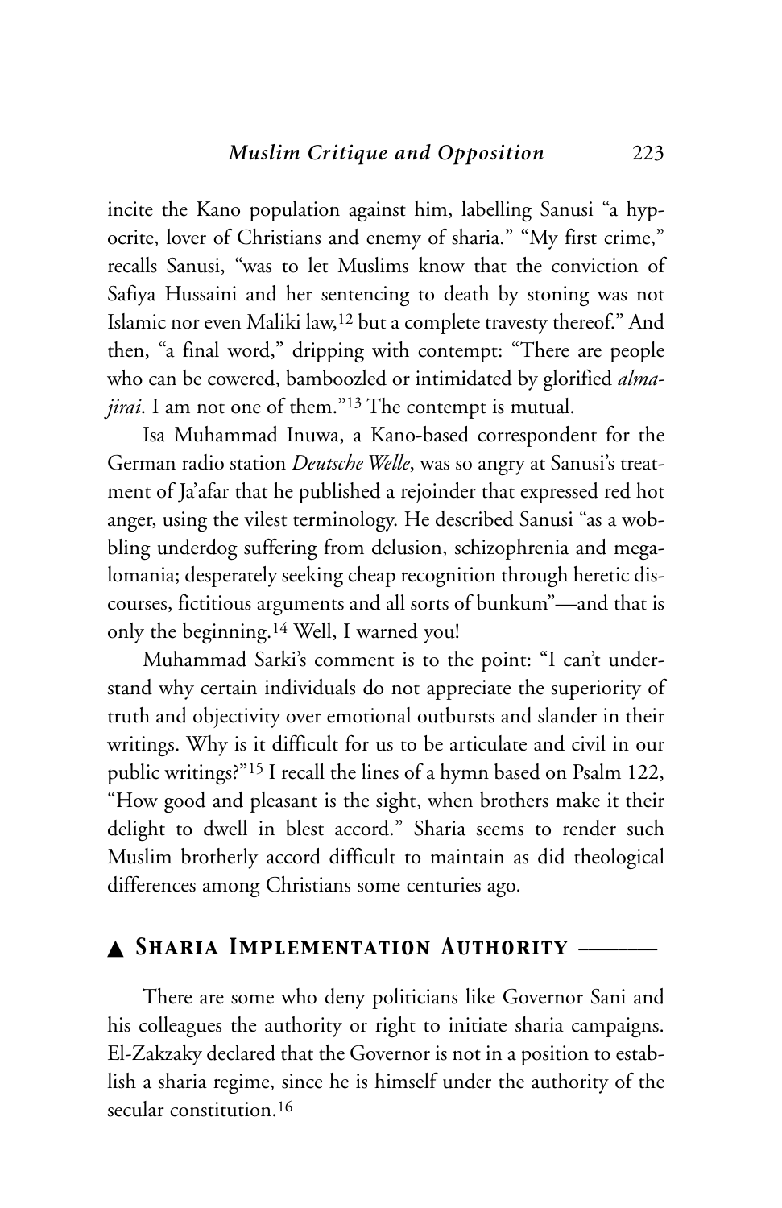incite the Kano population against him, labelling Sanusi "a hypocrite, lover of Christians and enemy of sharia." "My first crime," recalls Sanusi, "was to let Muslims know that the conviction of Safiya Hussaini and her sentencing to death by stoning was not Islamic nor even Maliki law,[12] but a complete travesty thereof." And then, "a final word," dripping with contempt: "There are people who can be cowered, bamboozled or intimidated by glorified *almajirai*. I am not one of them."[13] The contempt is mutual.

Isa Muhammad Inuwa, a Kano-based correspondent for the German radio station *Deutsche Welle*, was so angry at Sanusi's treatment of Ja'afar that he published a rejoinder that expressed red hot anger, using the vilest terminology. He described Sanusi "as a wobbling underdog suffering from delusion, schizophrenia and megalomania; desperately seeking cheap recognition through heretic discourses, fictitious arguments and all sorts of bunkum"—and that is only the beginning.[14] Well, I warned you!

Muhammad Sarki's comment is to the point: "I can't understand why certain individuals do not appreciate the superiority of truth and objectivity over emotional outbursts and slander in their writings. Why is it difficult for us to be articulate and civil in our public writings?"[15] I recall the lines of a hymn based on Psalm 122, "How good and pleasant is the sight, when brothers make it their delight to dwell in blest accord." Sharia seems to render such Muslim brotherly accord difficult to maintain as did theological differences among Christians some centuries ago.

## ▲ Sharia Implementation Authority

There are some who deny politicians like Governor Sani and his colleagues the authority or right to initiate sharia campaigns. El-Zakzaky declared that the Governor is not in a position to establish a sharia regime, since he is himself under the authority of the secular constitution.[16]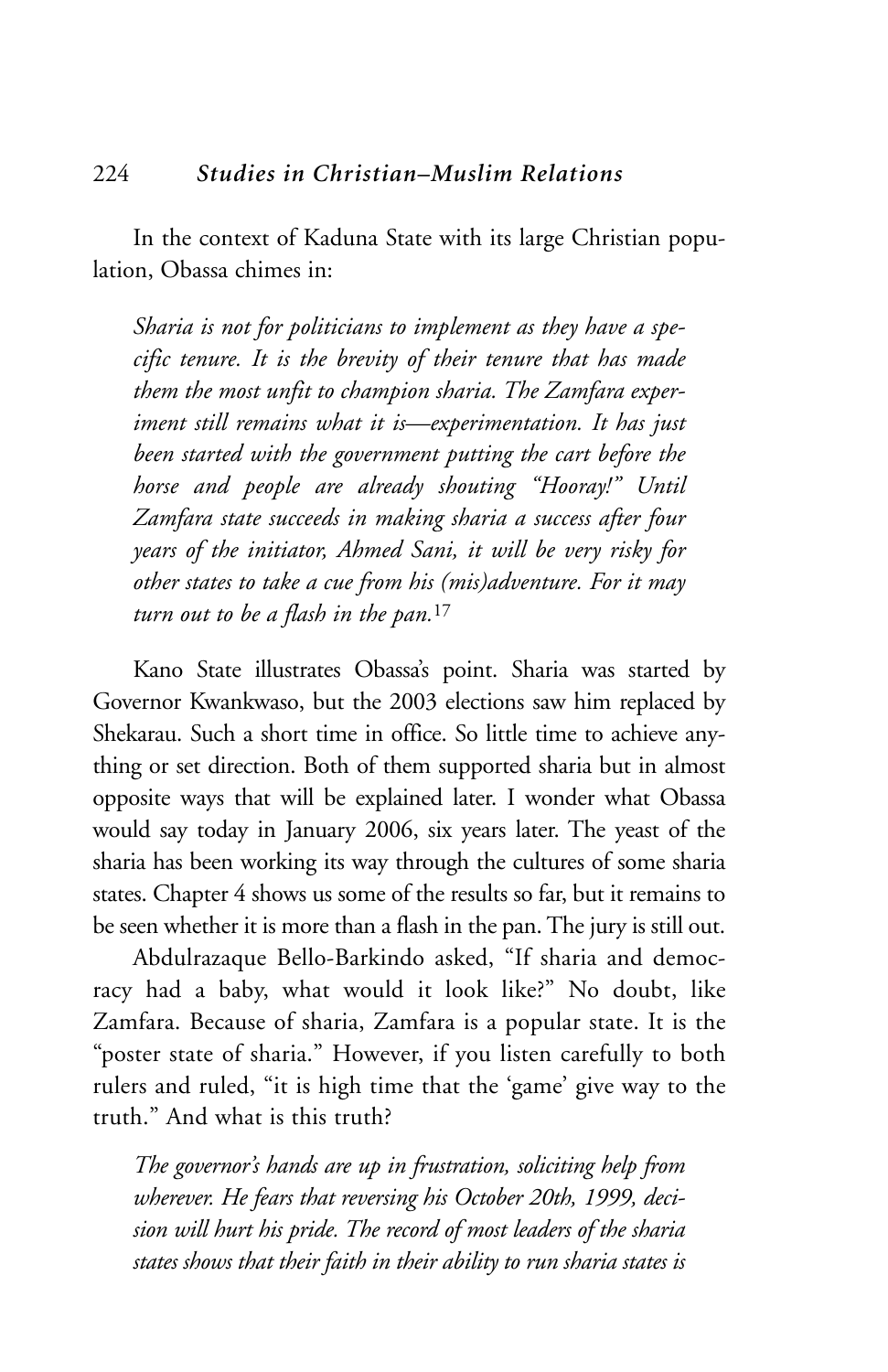In the context of Kaduna State with its large Christian population, Obassa chimes in:

*Sharia is not for politicians to implement as they have a specific tenure. It is the brevity of their tenure that has made them the most unfit to champion sharia. The Zamfara experiment still remains what it is—experimentation. It has just been started with the government putting the cart before the horse and people are already shouting "Hooray!" Until Zamfara state succeeds in making sharia a success after four years of the initiator, Ahmed Sani, it will be very risky for other states to take a cue from his (mis)adventure. For it may turn out to be a flash in the pan.*[17]

Kano State illustrates Obassa's point. Sharia was started by Governor Kwankwaso, but the 2003 elections saw him replaced by Shekarau. Such a short time in office. So little time to achieve anything or set direction. Both of them supported sharia but in almost opposite ways that will be explained later. I wonder what Obassa would say today in January 2006, six years later. The yeast of the sharia has been working its way through the cultures of some sharia states. Chapter 4 shows us some of the results so far, but it remains to be seen whether it is more than a flash in the pan. The jury is still out.

Abdulrazaque Bello-Barkindo asked, "If sharia and democracy had a baby, what would it look like?" No doubt, like Zamfara. Because of sharia, Zamfara is a popular state. It is the "poster state of sharia." However, if you listen carefully to both rulers and ruled, "it is high time that the 'game' give way to the truth." And what is this truth?

*The governor's hands are up in frustration, soliciting help from wherever. He fears that reversing his October 20th, 1999, decision will hurt his pride. The record of most leaders of the sharia states shows that their faith in their ability to run sharia states is*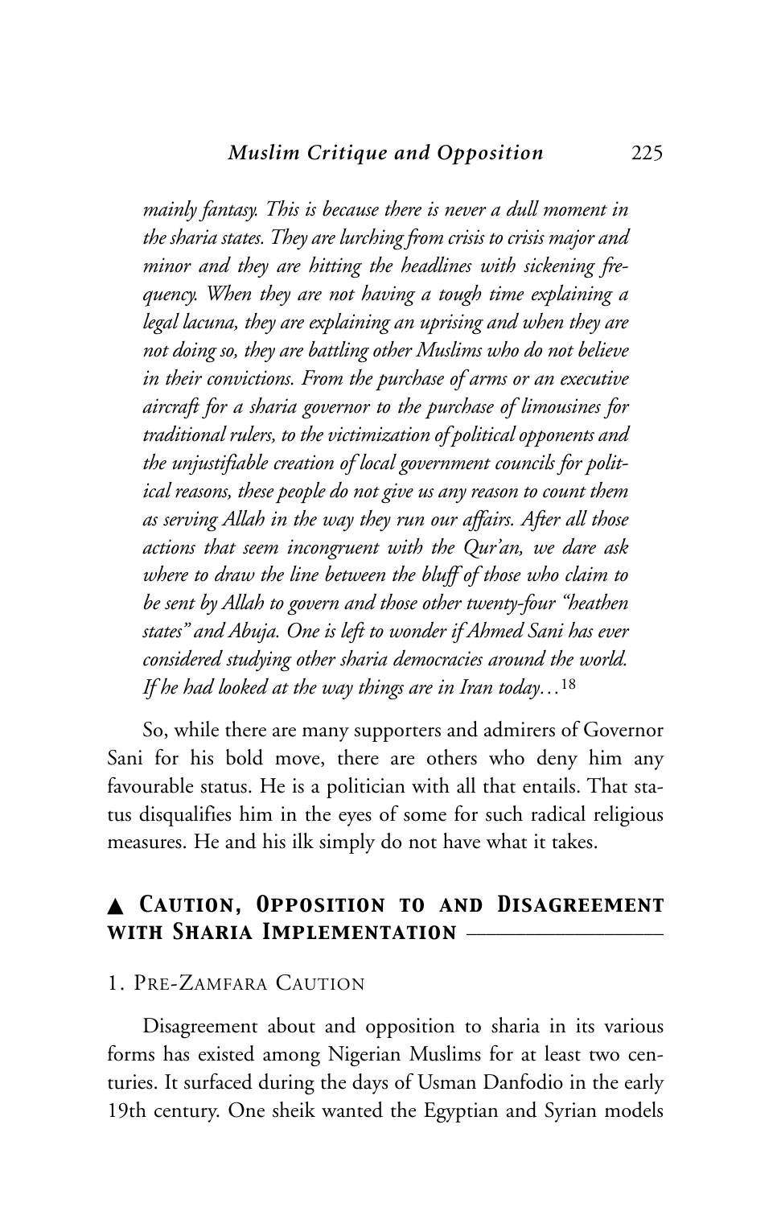*mainly fantasy. This is because there is never a dull moment in the sharia states. They are lurching from crisis to crisis major and minor and they are hitting the headlines with sickening frequency. When they are not having a tough time explaining a legal lacuna, they are explaining an uprising and when they are not doing so, they are battling other Muslims who do not believe in their convictions. From the purchase of arms or an executive aircraft for a sharia governor to the purchase of limousines for traditional rulers, to the victimization of political opponents and the unjustifiable creation of local government councils for political reasons, these people do not give us any reason to count them as serving Allah in the way they run our affairs. After all those actions that seem incongruent with the Qur'an, we dare ask where to draw the line between the bluff of those who claim to be sent by Allah to govern and those other twenty-four "heathen states" and Abuja. One is left to wonder if Ahmed Sani has ever considered studying other sharia democracies around the world. If he had looked at the way things are in Iran today…*[18]

So, while there are many supporters and admirers of Governor Sani for his bold move, there are others who deny him any favourable status. He is a politician with all that entails. That status disqualifies him in the eyes of some for such radical religious measures. He and his ilk simply do not have what it takes.

## ▲ Caution, Opposition to and Disagreement with Sharia Implementation

### 1. Pre-Zamfara Caution

Disagreement about and opposition to sharia in its various forms has existed among Nigerian Muslims for at least two centuries. It surfaced during the days of Usman Danfodio in the early 19th century. One sheik wanted the Egyptian and Syrian models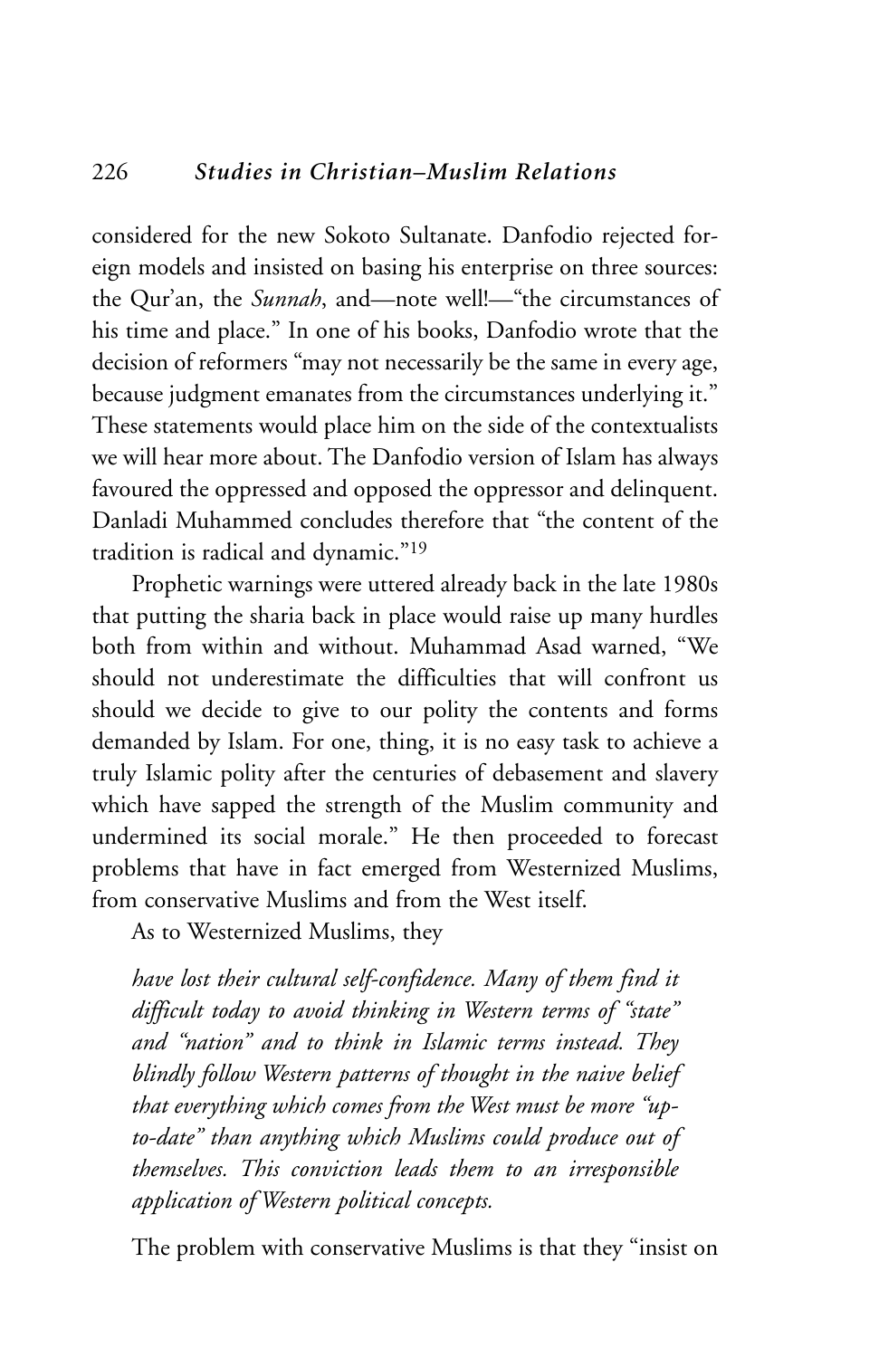considered for the new Sokoto Sultanate. Danfodio rejected foreign models and insisted on basing his enterprise on three sources: the Qur'an, the *Sunnah*, and—note well!—"the circumstances of his time and place." In one of his books, Danfodio wrote that the decision of reformers "may not necessarily be the same in every age, because judgment emanates from the circumstances underlying it." These statements would place him on the side of the contextualists we will hear more about. The Danfodio version of Islam has always favoured the oppressed and opposed the oppressor and delinquent. Danladi Muhammed concludes therefore that "the content of the tradition is radical and dynamic."[19]

Prophetic warnings were uttered already back in the late 1980s that putting the sharia back in place would raise up many hurdles both from within and without. Muhammad Asad warned, "We should not underestimate the difficulties that will confront us should we decide to give to our polity the contents and forms demanded by Islam. For one, thing, it is no easy task to achieve a truly Islamic polity after the centuries of debasement and slavery which have sapped the strength of the Muslim community and undermined its social morale." He then proceeded to forecast problems that have in fact emerged from Westernized Muslims, from conservative Muslims and from the West itself.

As to Westernized Muslims, they

> *have lost their cultural self-confidence. Many of them find it difficult today to avoid thinking in Western terms of "state" and "nation" and to think in Islamic terms instead. They blindly follow Western patterns of thought in the naive belief that everything which comes from the West must be more "up-to-date" than anything which Muslims could produce out of themselves. This conviction leads them to an irresponsible application of Western political concepts.*

The problem with conservative Muslims is that they "insist on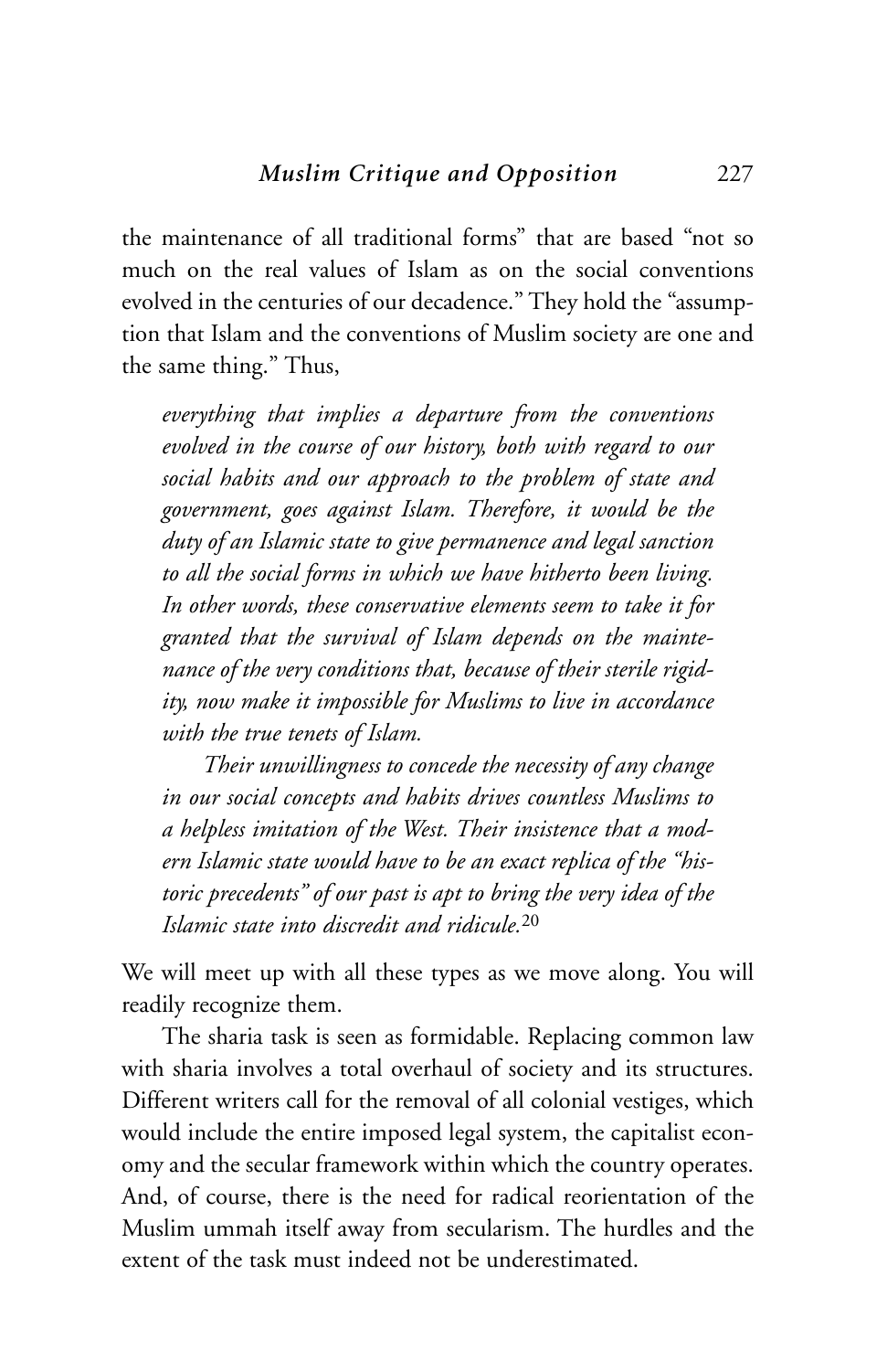the maintenance of all traditional forms" that are based "not so much on the real values of Islam as on the social conventions evolved in the centuries of our decadence." They hold the "assumption that Islam and the conventions of Muslim society are one and the same thing." Thus,

> *everything that implies a departure from the conventions evolved in the course of our history, both with regard to our social habits and our approach to the problem of state and government, goes against Islam. Therefore, it would be the duty of an Islamic state to give permanence and legal sanction to all the social forms in which we have hitherto been living. In other words, these conservative elements seem to take it for granted that the survival of Islam depends on the maintenance of the very conditions that, because of their sterile rigidity, now make it impossible for Muslims to live in accordance with the true tenets of Islam.*
>
> *Their unwillingness to concede the necessity of any change in our social concepts and habits drives countless Muslims to a helpless imitation of the West. Their insistence that a modern Islamic state would have to be an exact replica of the "historic precedents" of our past is apt to bring the very idea of the Islamic state into discredit and ridicule.*[20]

We will meet up with all these types as we move along. You will readily recognize them.

The sharia task is seen as formidable. Replacing common law with sharia involves a total overhaul of society and its structures. Different writers call for the removal of all colonial vestiges, which would include the entire imposed legal system, the capitalist economy and the secular framework within which the country operates. And, of course, there is the need for radical reorientation of the Muslim ummah itself away from secularism. The hurdles and the extent of the task must indeed not be underestimated.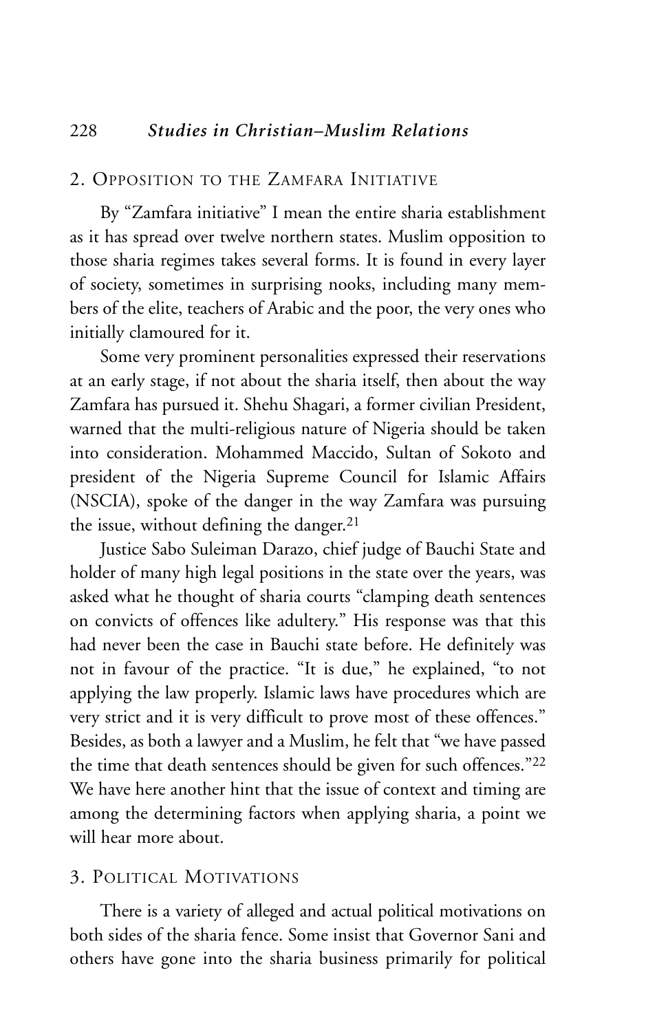## 2. Opposition to the Zamfara Initiative

By "Zamfara initiative" I mean the entire sharia establishment as it has spread over twelve northern states. Muslim opposition to those sharia regimes takes several forms. It is found in every layer of society, sometimes in surprising nooks, including many members of the elite, teachers of Arabic and the poor, the very ones who initially clamoured for it.

Some very prominent personalities expressed their reservations at an early stage, if not about the sharia itself, then about the way Zamfara has pursued it. Shehu Shagari, a former civilian President, warned that the multi-religious nature of Nigeria should be taken into consideration. Mohammed Maccido, Sultan of Sokoto and president of the Nigeria Supreme Council for Islamic Affairs (NSCIA), spoke of the danger in the way Zamfara was pursuing the issue, without defining the danger.[21]

Justice Sabo Suleiman Darazo, chief judge of Bauchi State and holder of many high legal positions in the state over the years, was asked what he thought of sharia courts "clamping death sentences on convicts of offences like adultery." His response was that this had never been the case in Bauchi state before. He definitely was not in favour of the practice. "It is due," he explained, "to not applying the law properly. Islamic laws have procedures which are very strict and it is very difficult to prove most of these offences." Besides, as both a lawyer and a Muslim, he felt that "we have passed the time that death sentences should be given for such offences."[22] We have here another hint that the issue of context and timing are among the determining factors when applying sharia, a point we will hear more about.

## 3. Political Motivations

There is a variety of alleged and actual political motivations on both sides of the sharia fence. Some insist that Governor Sani and others have gone into the sharia business primarily for political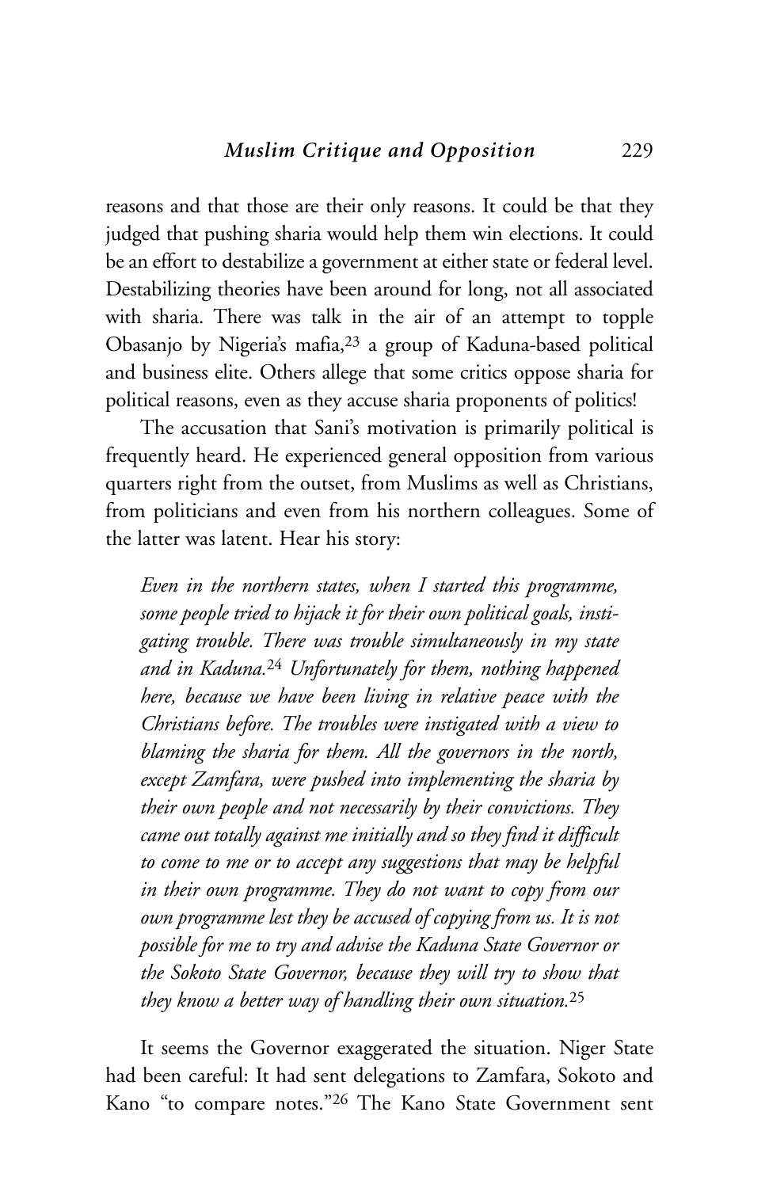reasons and that those are their only reasons. It could be that they judged that pushing sharia would help them win elections. It could be an effort to destabilize a government at either state or federal level. Destabilizing theories have been around for long, not all associated with sharia. There was talk in the air of an attempt to topple Obasanjo by Nigeria's mafia,[23] a group of Kaduna-based political and business elite. Others allege that some critics oppose sharia for political reasons, even as they accuse sharia proponents of politics!

The accusation that Sani's motivation is primarily political is frequently heard. He experienced general opposition from various quarters right from the outset, from Muslims as well as Christians, from politicians and even from his northern colleagues. Some of the latter was latent. Hear his story:

> *Even in the northern states, when I started this programme, some people tried to hijack it for their own political goals, instigating trouble. There was trouble simultaneously in my state and in Kaduna.*[24] *Unfortunately for them, nothing happened here, because we have been living in relative peace with the Christians before. The troubles were instigated with a view to blaming the sharia for them. All the governors in the north, except Zamfara, were pushed into implementing the sharia by their own people and not necessarily by their convictions. They came out totally against me initially and so they find it difficult to come to me or to accept any suggestions that may be helpful in their own programme. They do not want to copy from our own programme lest they be accused of copying from us. It is not possible for me to try and advise the Kaduna State Governor or the Sokoto State Governor, because they will try to show that they know a better way of handling their own situation.*[25]

It seems the Governor exaggerated the situation. Niger State had been careful: It had sent delegations to Zamfara, Sokoto and Kano "to compare notes."[26] The Kano State Government sent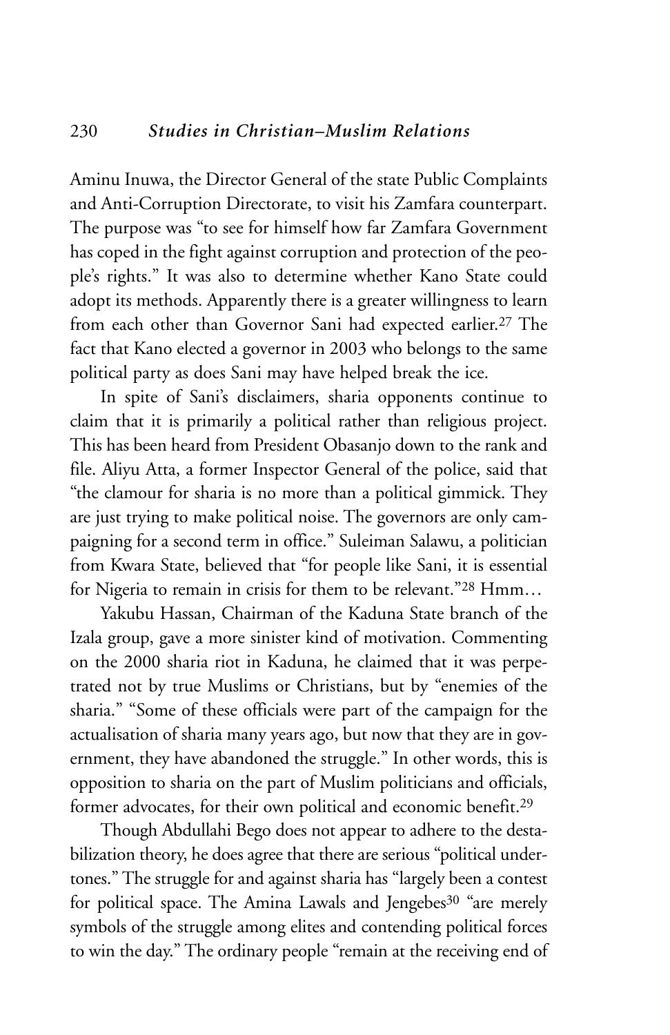Aminu Inuwa, the Director General of the state Public Complaints and Anti-Corruption Directorate, to visit his Zamfara counterpart. The purpose was "to see for himself how far Zamfara Government has coped in the fight against corruption and protection of the people's rights." It was also to determine whether Kano State could adopt its methods. Apparently there is a greater willingness to learn from each other than Governor Sani had expected earlier.[27] The fact that Kano elected a governor in 2003 who belongs to the same political party as does Sani may have helped break the ice.

In spite of Sani's disclaimers, sharia opponents continue to claim that it is primarily a political rather than religious project. This has been heard from President Obasanjo down to the rank and file. Aliyu Atta, a former Inspector General of the police, said that "the clamour for sharia is no more than a political gimmick. They are just trying to make political noise. The governors are only campaigning for a second term in office." Suleiman Salawu, a politician from Kwara State, believed that "for people like Sani, it is essential for Nigeria to remain in crisis for them to be relevant."[28] Hmm…

Yakubu Hassan, Chairman of the Kaduna State branch of the Izala group, gave a more sinister kind of motivation. Commenting on the 2000 sharia riot in Kaduna, he claimed that it was perpetrated not by true Muslims or Christians, but by "enemies of the sharia." "Some of these officials were part of the campaign for the actualisation of sharia many years ago, but now that they are in government, they have abandoned the struggle." In other words, this is opposition to sharia on the part of Muslim politicians and officials, former advocates, for their own political and economic benefit.[29]

Though Abdullahi Bego does not appear to adhere to the destabilization theory, he does agree that there are serious "political undertones." The struggle for and against sharia has "largely been a contest for political space. The Amina Lawals and Jengebes[30] "are merely symbols of the struggle among elites and contending political forces to win the day." The ordinary people "remain at the receiving end of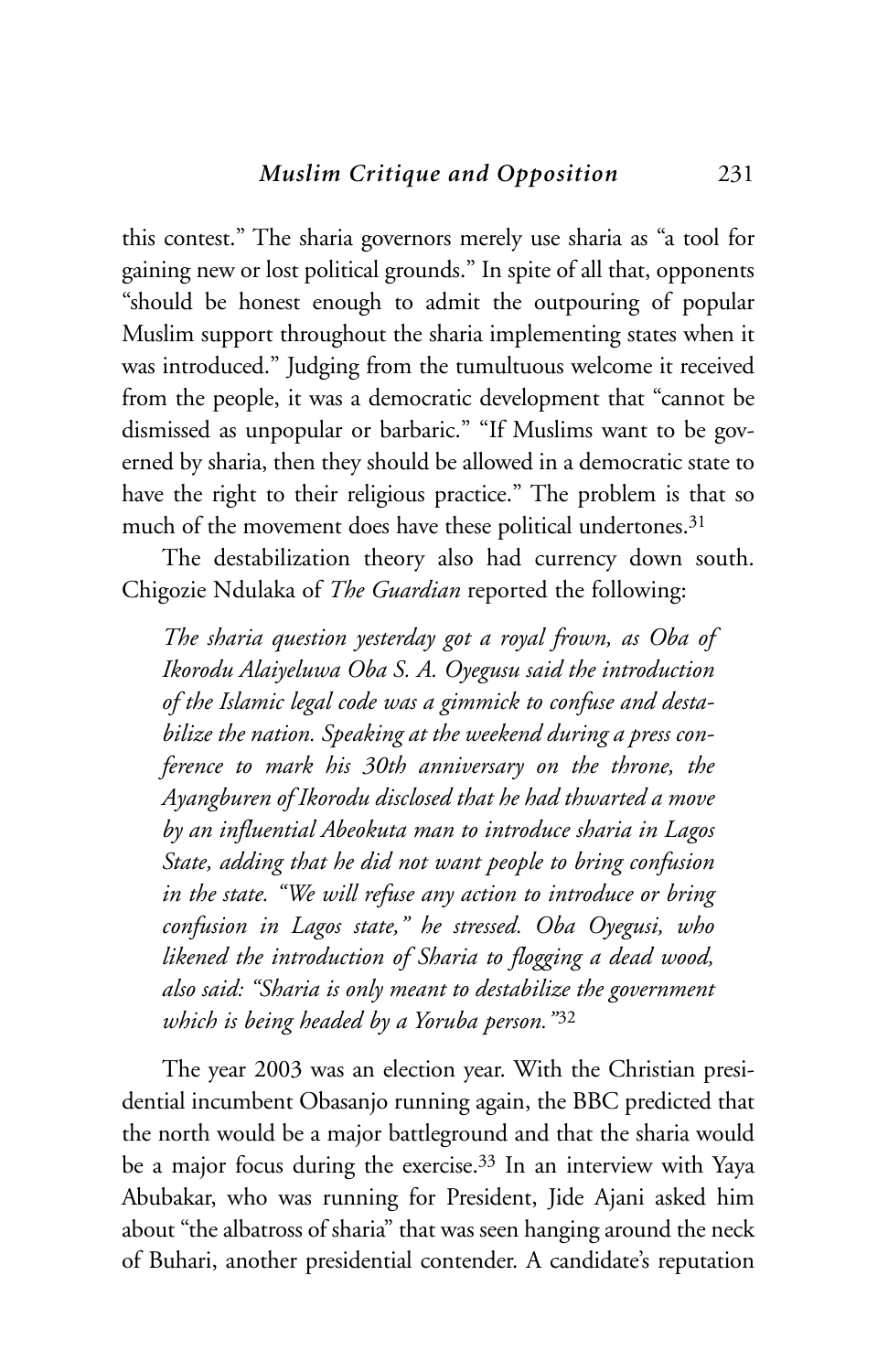this contest." The sharia governors merely use sharia as "a tool for gaining new or lost political grounds." In spite of all that, opponents "should be honest enough to admit the outpouring of popular Muslim support throughout the sharia implementing states when it was introduced." Judging from the tumultuous welcome it received from the people, it was a democratic development that "cannot be dismissed as unpopular or barbaric." "If Muslims want to be governed by sharia, then they should be allowed in a democratic state to have the right to their religious practice." The problem is that so much of the movement does have these political undertones.[31]

The destabilization theory also had currency down south. Chigozie Ndulaka of *The Guardian* reported the following:

> *The sharia question yesterday got a royal frown, as Oba of Ikorodu Alaiyeluwa Oba S. A. Oyegusu said the introduction of the Islamic legal code was a gimmick to confuse and destabilize the nation. Speaking at the weekend during a press conference to mark his 30th anniversary on the throne, the Ayangburen of Ikorodu disclosed that he had thwarted a move by an influential Abeokuta man to introduce sharia in Lagos State, adding that he did not want people to bring confusion in the state. "We will refuse any action to introduce or bring confusion in Lagos state," he stressed. Oba Oyegusi, who likened the introduction of Sharia to flogging a dead wood, also said: "Sharia is only meant to destabilize the government which is being headed by a Yoruba person."*[32]

The year 2003 was an election year. With the Christian presidential incumbent Obasanjo running again, the BBC predicted that the north would be a major battleground and that the sharia would be a major focus during the exercise.[33] In an interview with Yaya Abubakar, who was running for President, Jide Ajani asked him about "the albatross of sharia" that was seen hanging around the neck of Buhari, another presidential contender. A candidate's reputation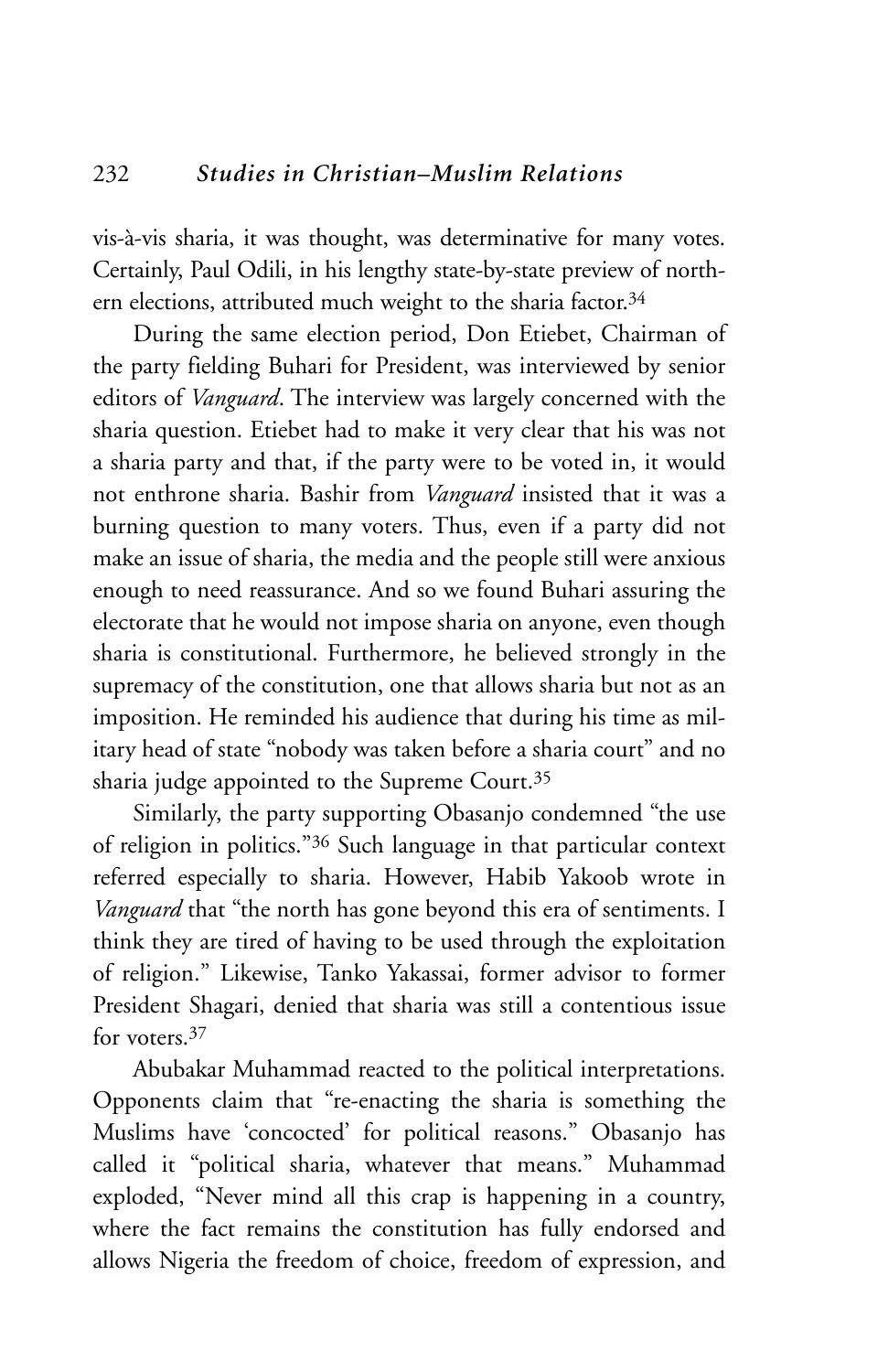vis-à-vis sharia, it was thought, was determinative for many votes. Certainly, Paul Odili, in his lengthy state-by-state preview of northern elections, attributed much weight to the sharia factor.[34]

During the same election period, Don Etiebet, Chairman of the party fielding Buhari for President, was interviewed by senior editors of *Vanguard*. The interview was largely concerned with the sharia question. Etiebet had to make it very clear that his was not a sharia party and that, if the party were to be voted in, it would not enthrone sharia. Bashir from *Vanguard* insisted that it was a burning question to many voters. Thus, even if a party did not make an issue of sharia, the media and the people still were anxious enough to need reassurance. And so we found Buhari assuring the electorate that he would not impose sharia on anyone, even though sharia is constitutional. Furthermore, he believed strongly in the supremacy of the constitution, one that allows sharia but not as an imposition. He reminded his audience that during his time as military head of state "nobody was taken before a sharia court" and no sharia judge appointed to the Supreme Court.[35]

Similarly, the party supporting Obasanjo condemned "the use of religion in politics."[36] Such language in that particular context referred especially to sharia. However, Habib Yakoob wrote in *Vanguard* that "the north has gone beyond this era of sentiments. I think they are tired of having to be used through the exploitation of religion." Likewise, Tanko Yakassai, former advisor to former President Shagari, denied that sharia was still a contentious issue for voters.[37]

Abubakar Muhammad reacted to the political interpretations. Opponents claim that "re-enacting the sharia is something the Muslims have 'concocted' for political reasons." Obasanjo has called it "political sharia, whatever that means." Muhammad exploded, "Never mind all this crap is happening in a country, where the fact remains the constitution has fully endorsed and allows Nigeria the freedom of choice, freedom of expression, and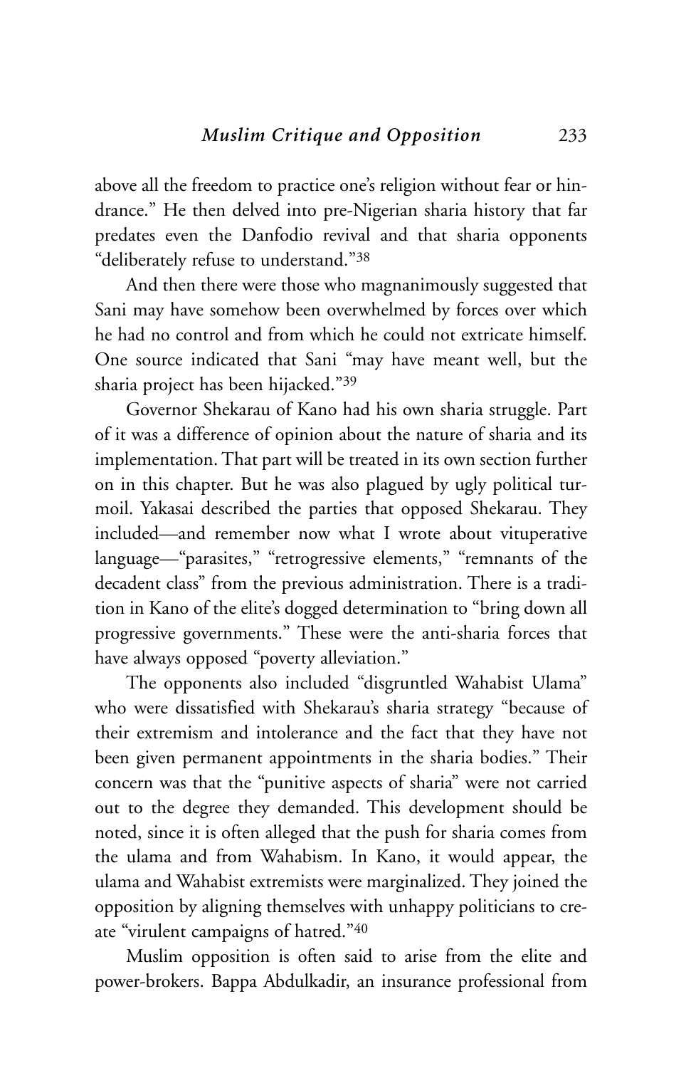above all the freedom to practice one's religion without fear or hindrance." He then delved into pre-Nigerian sharia history that far predates even the Danfodio revival and that sharia opponents "deliberately refuse to understand."[38]

And then there were those who magnanimously suggested that Sani may have somehow been overwhelmed by forces over which he had no control and from which he could not extricate himself. One source indicated that Sani "may have meant well, but the sharia project has been hijacked."[39]

Governor Shekarau of Kano had his own sharia struggle. Part of it was a difference of opinion about the nature of sharia and its implementation. That part will be treated in its own section further on in this chapter. But he was also plagued by ugly political turmoil. Yakasai described the parties that opposed Shekarau. They included—and remember now what I wrote about vituperative language—"parasites," "retrogressive elements," "remnants of the decadent class" from the previous administration. There is a tradition in Kano of the elite's dogged determination to "bring down all progressive governments." These were the anti-sharia forces that have always opposed "poverty alleviation."

The opponents also included "disgruntled Wahabist Ulama" who were dissatisfied with Shekarau's sharia strategy "because of their extremism and intolerance and the fact that they have not been given permanent appointments in the sharia bodies." Their concern was that the "punitive aspects of sharia" were not carried out to the degree they demanded. This development should be noted, since it is often alleged that the push for sharia comes from the ulama and from Wahabism. In Kano, it would appear, the ulama and Wahabist extremists were marginalized. They joined the opposition by aligning themselves with unhappy politicians to create "virulent campaigns of hatred."[40]

Muslim opposition is often said to arise from the elite and power-brokers. Bappa Abdulkadir, an insurance professional from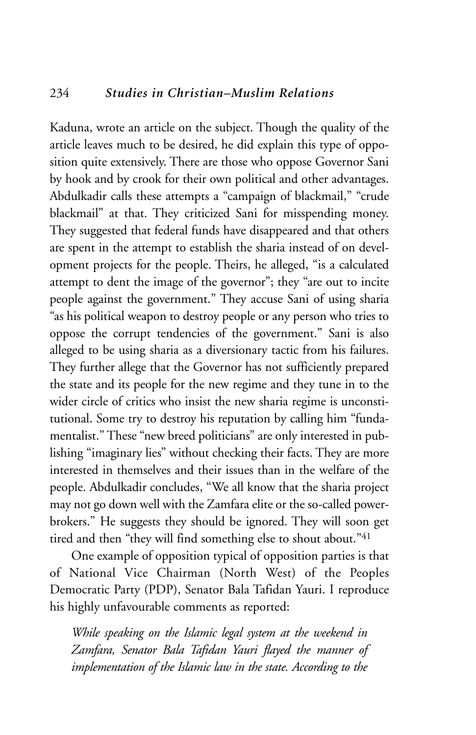Kaduna, wrote an article on the subject. Though the quality of the article leaves much to be desired, he did explain this type of opposition quite extensively. There are those who oppose Governor Sani by hook and by crook for their own political and other advantages. Abdulkadir calls these attempts a "campaign of blackmail," "crude blackmail" at that. They criticized Sani for misspending money. They suggested that federal funds have disappeared and that others are spent in the attempt to establish the sharia instead of on development projects for the people. Theirs, he alleged, "is a calculated attempt to dent the image of the governor"; they "are out to incite people against the government." They accuse Sani of using sharia "as his political weapon to destroy people or any person who tries to oppose the corrupt tendencies of the government." Sani is also alleged to be using sharia as a diversionary tactic from his failures. They further allege that the Governor has not sufficiently prepared the state and its people for the new regime and they tune in to the wider circle of critics who insist the new sharia regime is unconstitutional. Some try to destroy his reputation by calling him "fundamentalist." These "new breed politicians" are only interested in publishing "imaginary lies" without checking their facts. They are more interested in themselves and their issues than in the welfare of the people. Abdulkadir concludes, "We all know that the sharia project may not go down well with the Zamfara elite or the so-called powerbrokers." He suggests they should be ignored. They will soon get tired and then "they will find something else to shout about."[41]

One example of opposition typical of opposition parties is that of National Vice Chairman (North West) of the Peoples Democratic Party (PDP), Senator Bala Tafidan Yauri. I reproduce his highly unfavourable comments as reported:

*While speaking on the Islamic legal system at the weekend in Zamfara, Senator Bala Tafidan Yauri flayed the manner of implementation of the Islamic law in the state. According to the*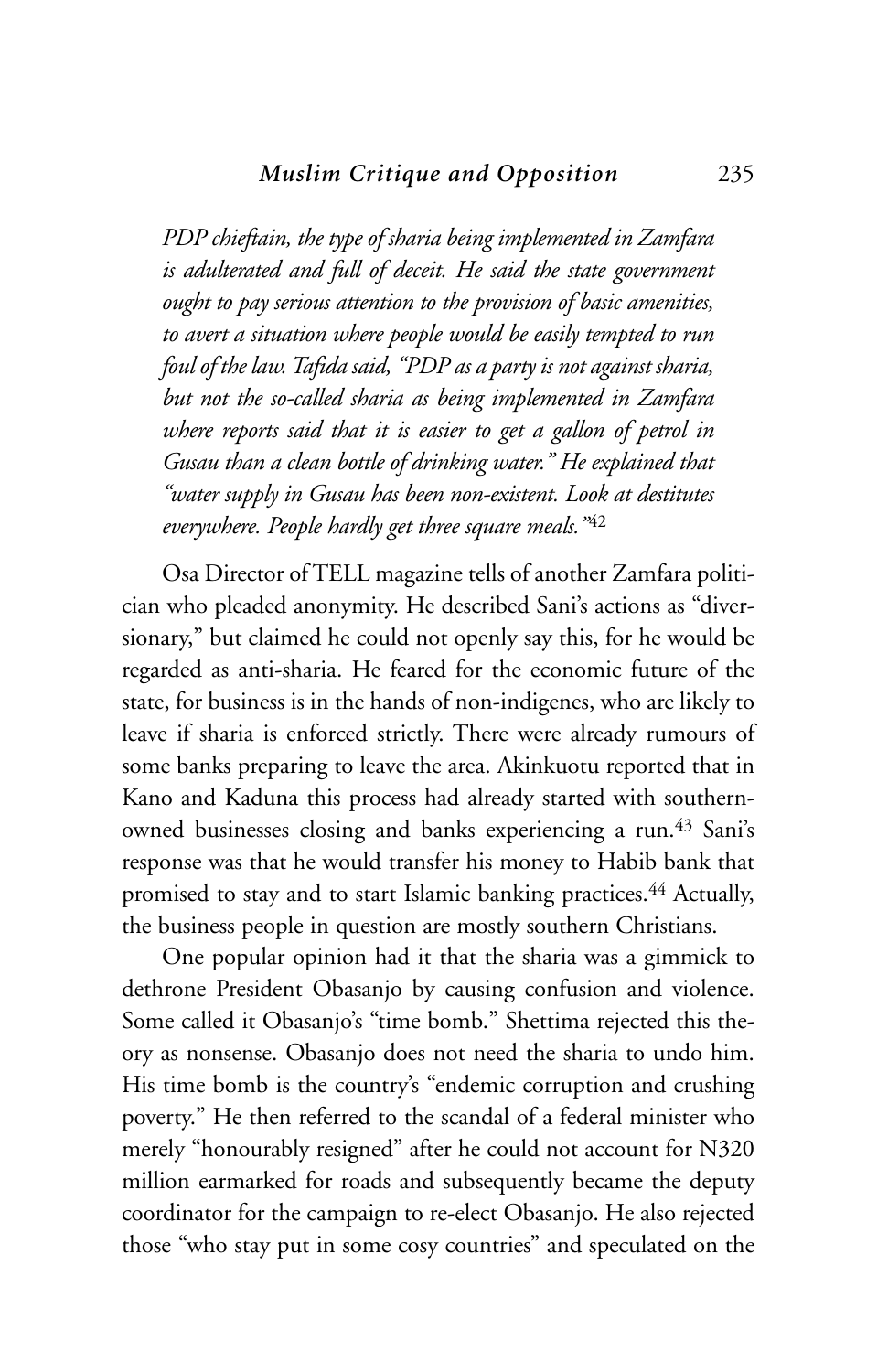*PDP chieftain, the type of sharia being implemented in Zamfara is adulterated and full of deceit. He said the state government ought to pay serious attention to the provision of basic amenities, to avert a situation where people would be easily tempted to run foul of the law. Tafida said, "PDP as a party is not against sharia, but not the so-called sharia as being implemented in Zamfara where reports said that it is easier to get a gallon of petrol in Gusau than a clean bottle of drinking water." He explained that "water supply in Gusau has been non-existent. Look at destitutes everywhere. People hardly get three square meals."*[42]

Osa Director of TELL magazine tells of another Zamfara politician who pleaded anonymity. He described Sani's actions as "diversionary," but claimed he could not openly say this, for he would be regarded as anti-sharia. He feared for the economic future of the state, for business is in the hands of non-indigenes, who are likely to leave if sharia is enforced strictly. There were already rumours of some banks preparing to leave the area. Akinkuotu reported that in Kano and Kaduna this process had already started with southern-owned businesses closing and banks experiencing a run.[43] Sani's response was that he would transfer his money to Habib bank that promised to stay and to start Islamic banking practices.[44] Actually, the business people in question are mostly southern Christians.

One popular opinion had it that the sharia was a gimmick to dethrone President Obasanjo by causing confusion and violence. Some called it Obasanjo's "time bomb." Shettima rejected this theory as nonsense. Obasanjo does not need the sharia to undo him. His time bomb is the country's "endemic corruption and crushing poverty." He then referred to the scandal of a federal minister who merely "honourably resigned" after he could not account for N320 million earmarked for roads and subsequently became the deputy coordinator for the campaign to re-elect Obasanjo. He also rejected those "who stay put in some cosy countries" and speculated on the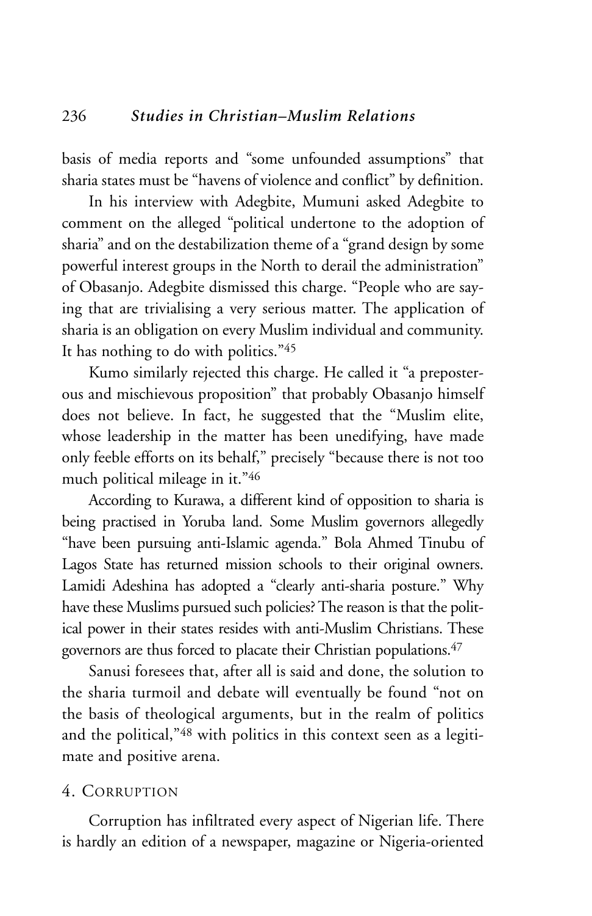basis of media reports and "some unfounded assumptions" that sharia states must be "havens of violence and conflict" by definition.

In his interview with Adegbite, Mumuni asked Adegbite to comment on the alleged "political undertone to the adoption of sharia" and on the destabilization theme of a "grand design by some powerful interest groups in the North to derail the administration" of Obasanjo. Adegbite dismissed this charge. "People who are saying that are trivialising a very serious matter. The application of sharia is an obligation on every Muslim individual and community. It has nothing to do with politics."[45]

Kumo similarly rejected this charge. He called it "a preposterous and mischievous proposition" that probably Obasanjo himself does not believe. In fact, he suggested that the "Muslim elite, whose leadership in the matter has been unedifying, have made only feeble efforts on its behalf," precisely "because there is not too much political mileage in it."[46]

According to Kurawa, a different kind of opposition to sharia is being practised in Yoruba land. Some Muslim governors allegedly "have been pursuing anti-Islamic agenda." Bola Ahmed Tinubu of Lagos State has returned mission schools to their original owners. Lamidi Adeshina has adopted a "clearly anti-sharia posture." Why have these Muslims pursued such policies? The reason is that the political power in their states resides with anti-Muslim Christians. These governors are thus forced to placate their Christian populations.[47]

Sanusi foresees that, after all is said and done, the solution to the sharia turmoil and debate will eventually be found "not on the basis of theological arguments, but in the realm of politics and the political,"[48] with politics in this context seen as a legitimate and positive arena.

## 4. Corruption

Corruption has infiltrated every aspect of Nigerian life. There is hardly an edition of a newspaper, magazine or Nigeria-oriented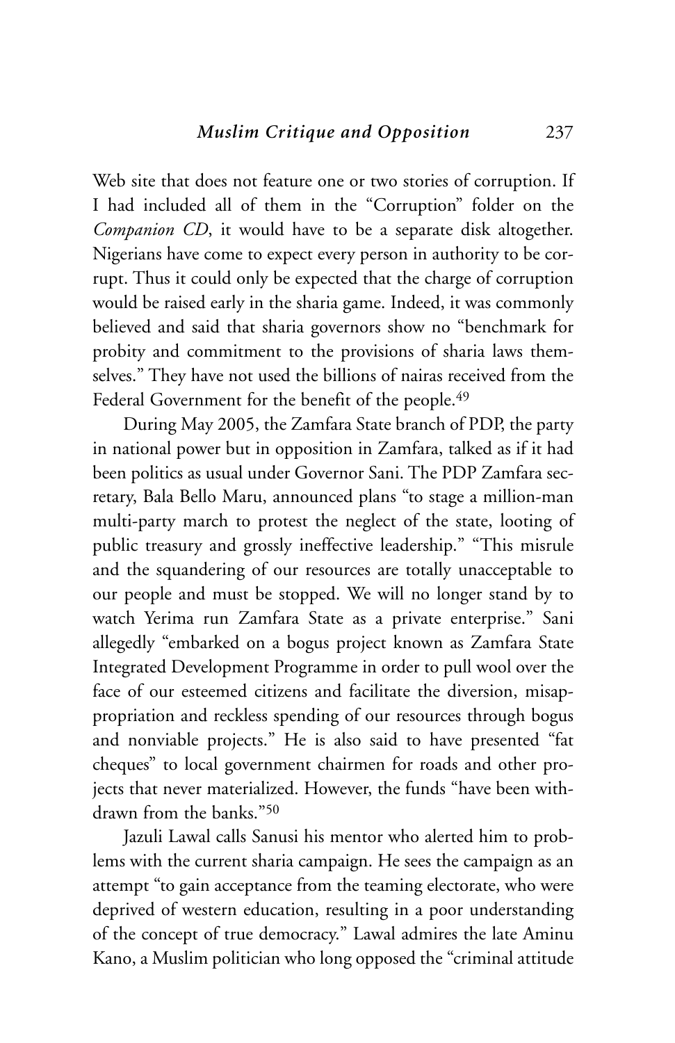Web site that does not feature one or two stories of corruption. If I had included all of them in the "Corruption" folder on the *Companion CD*, it would have to be a separate disk altogether. Nigerians have come to expect every person in authority to be corrupt. Thus it could only be expected that the charge of corruption would be raised early in the sharia game. Indeed, it was commonly believed and said that sharia governors show no "benchmark for probity and commitment to the provisions of sharia laws themselves." They have not used the billions of nairas received from the Federal Government for the benefit of the people.[49]

During May 2005, the Zamfara State branch of PDP, the party in national power but in opposition in Zamfara, talked as if it had been politics as usual under Governor Sani. The PDP Zamfara secretary, Bala Bello Maru, announced plans "to stage a million-man multi-party march to protest the neglect of the state, looting of public treasury and grossly ineffective leadership." "This misrule and the squandering of our resources are totally unacceptable to our people and must be stopped. We will no longer stand by to watch Yerima run Zamfara State as a private enterprise." Sani allegedly "embarked on a bogus project known as Zamfara State Integrated Development Programme in order to pull wool over the face of our esteemed citizens and facilitate the diversion, misappropriation and reckless spending of our resources through bogus and nonviable projects." He is also said to have presented "fat cheques" to local government chairmen for roads and other projects that never materialized. However, the funds "have been withdrawn from the banks."[50]

Jazuli Lawal calls Sanusi his mentor who alerted him to problems with the current sharia campaign. He sees the campaign as an attempt "to gain acceptance from the teaming electorate, who were deprived of western education, resulting in a poor understanding of the concept of true democracy." Lawal admires the late Aminu Kano, a Muslim politician who long opposed the "criminal attitude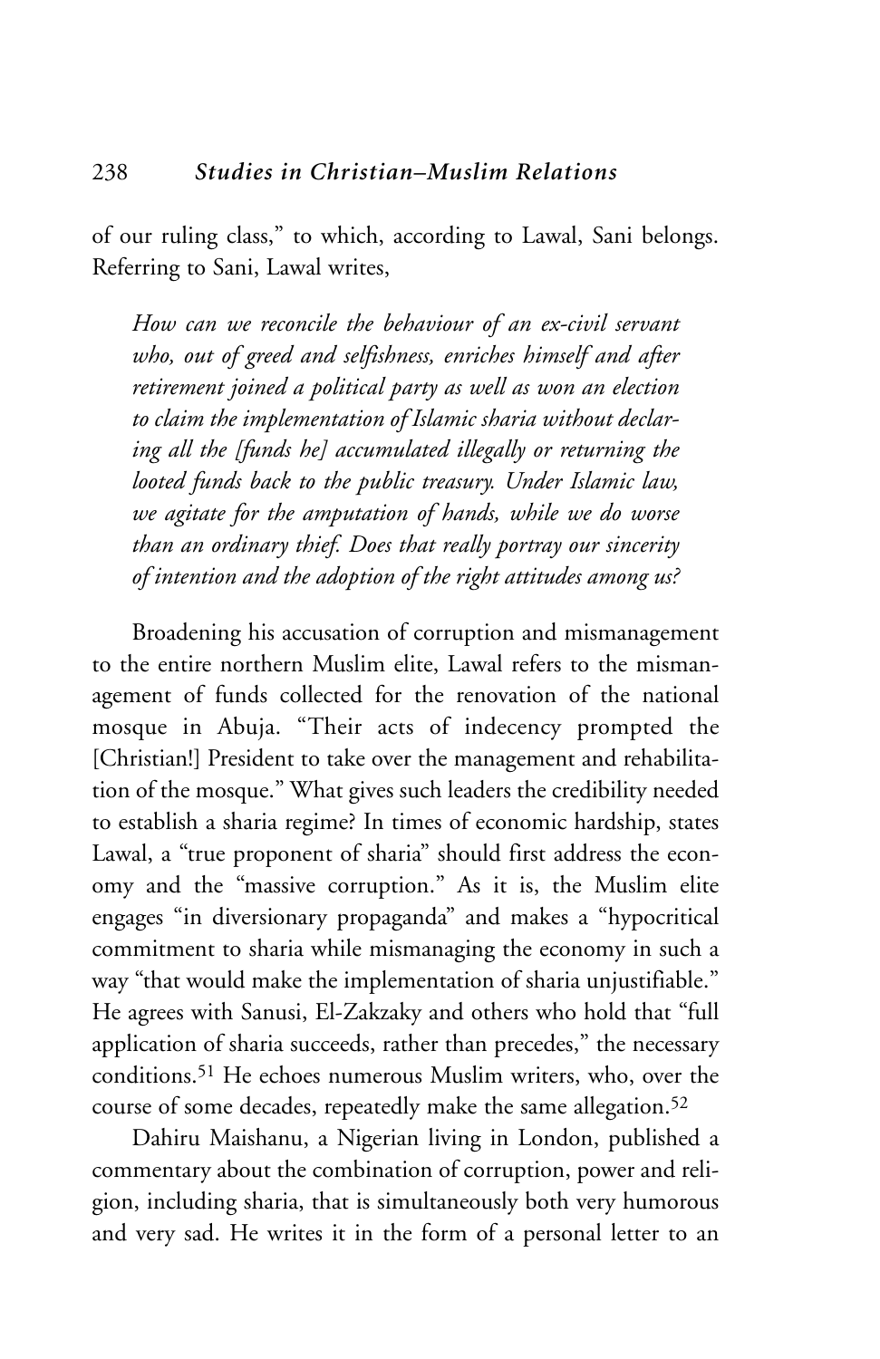of our ruling class," to which, according to Lawal, Sani belongs. Referring to Sani, Lawal writes,

> *How can we reconcile the behaviour of an ex-civil servant who, out of greed and selfishness, enriches himself and after retirement joined a political party as well as won an election to claim the implementation of Islamic sharia without declaring all the [funds he] accumulated illegally or returning the looted funds back to the public treasury. Under Islamic law, we agitate for the amputation of hands, while we do worse than an ordinary thief. Does that really portray our sincerity of intention and the adoption of the right attitudes among us?*

Broadening his accusation of corruption and mismanagement to the entire northern Muslim elite, Lawal refers to the mismanagement of funds collected for the renovation of the national mosque in Abuja. "Their acts of indecency prompted the [Christian!] President to take over the management and rehabilitation of the mosque." What gives such leaders the credibility needed to establish a sharia regime? In times of economic hardship, states Lawal, a "true proponent of sharia" should first address the economy and the "massive corruption." As it is, the Muslim elite engages "in diversionary propaganda" and makes a "hypocritical commitment to sharia while mismanaging the economy in such a way "that would make the implementation of sharia unjustifiable." He agrees with Sanusi, El-Zakzaky and others who hold that "full application of sharia succeeds, rather than precedes," the necessary conditions.[51] He echoes numerous Muslim writers, who, over the course of some decades, repeatedly make the same allegation.[52]

Dahiru Maishanu, a Nigerian living in London, published a commentary about the combination of corruption, power and religion, including sharia, that is simultaneously both very humorous and very sad. He writes it in the form of a personal letter to an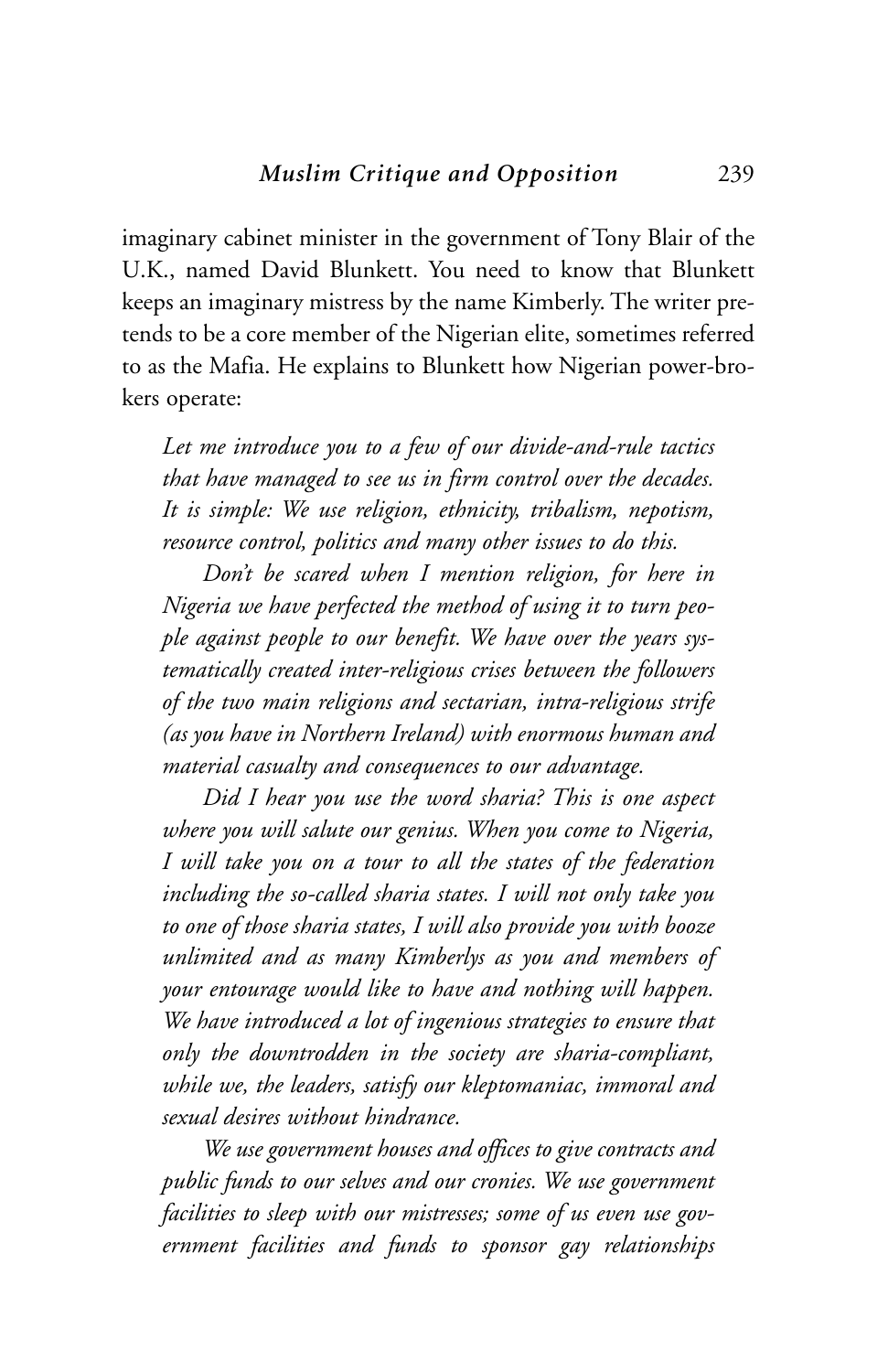imaginary cabinet minister in the government of Tony Blair of the U.K., named David Blunkett. You need to know that Blunkett keeps an imaginary mistress by the name Kimberly. The writer pretends to be a core member of the Nigerian elite, sometimes referred to as the Mafia. He explains to Blunkett how Nigerian power-brokers operate:

> *Let me introduce you to a few of our divide-and-rule tactics that have managed to see us in firm control over the decades. It is simple: We use religion, ethnicity, tribalism, nepotism, resource control, politics and many other issues to do this.*
>
> *Don't be scared when I mention religion, for here in Nigeria we have perfected the method of using it to turn people against people to our benefit. We have over the years systematically created inter-religious crises between the followers of the two main religions and sectarian, intra-religious strife (as you have in Northern Ireland) with enormous human and material casualty and consequences to our advantage.*
>
> *Did I hear you use the word sharia? This is one aspect where you will salute our genius. When you come to Nigeria, I will take you on a tour to all the states of the federation including the so-called sharia states. I will not only take you to one of those sharia states, I will also provide you with booze unlimited and as many Kimberlys as you and members of your entourage would like to have and nothing will happen. We have introduced a lot of ingenious strategies to ensure that only the downtrodden in the society are sharia-compliant, while we, the leaders, satisfy our kleptomaniac, immoral and sexual desires without hindrance.*
>
> *We use government houses and offices to give contracts and public funds to our selves and our cronies. We use government facilities to sleep with our mistresses; some of us even use government facilities and funds to sponsor gay relationships*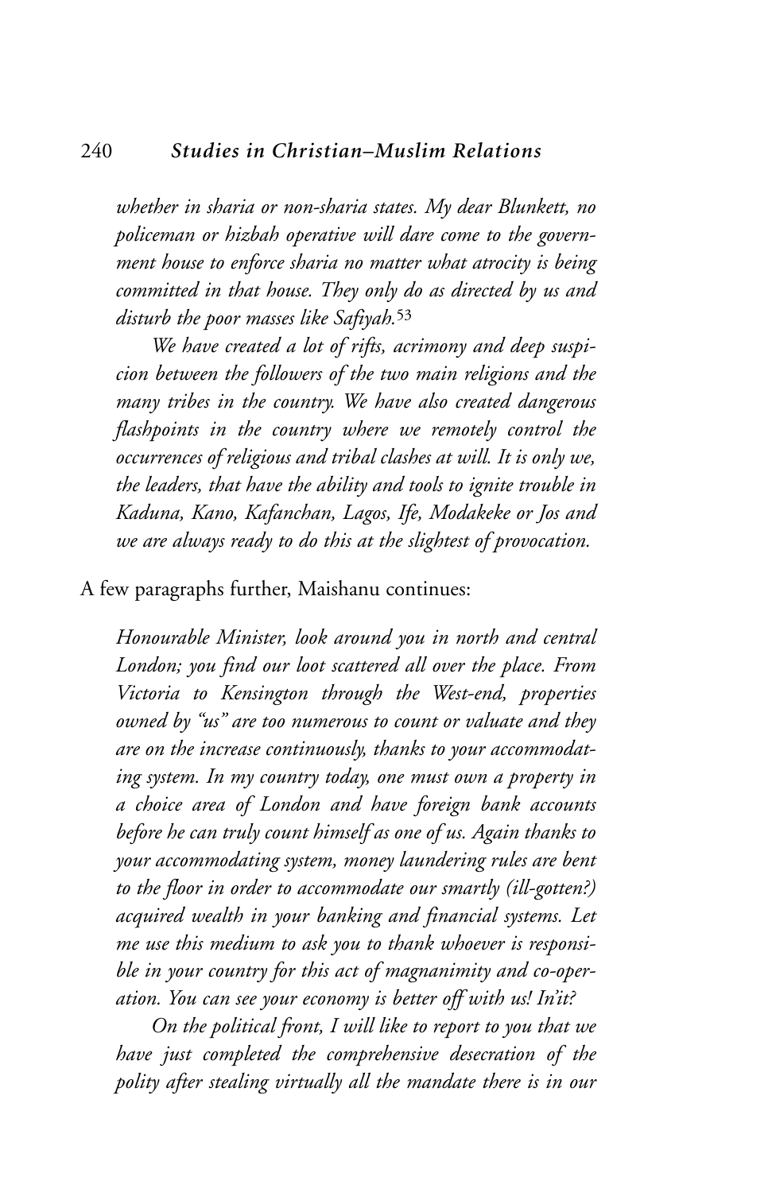*whether in sharia or non-sharia states. My dear Blunkett, no policeman or hizbah operative will dare come to the government house to enforce sharia no matter what atrocity is being committed in that house. They only do as directed by us and disturb the poor masses like Safiyah.*[53]

*We have created a lot of rifts, acrimony and deep suspicion between the followers of the two main religions and the many tribes in the country. We have also created dangerous flashpoints in the country where we remotely control the occurrences of religious and tribal clashes at will. It is only we, the leaders, that have the ability and tools to ignite trouble in Kaduna, Kano, Kafanchan, Lagos, Ife, Modakeke or Jos and we are always ready to do this at the slightest of provocation.*

A few paragraphs further, Maishanu continues:

*Honourable Minister, look around you in north and central London; you find our loot scattered all over the place. From Victoria to Kensington through the West-end, properties owned by "us" are too numerous to count or valuate and they are on the increase continuously, thanks to your accommodating system. In my country today, one must own a property in a choice area of London and have foreign bank accounts before he can truly count himself as one of us. Again thanks to your accommodating system, money laundering rules are bent to the floor in order to accommodate our smartly (ill-gotten?) acquired wealth in your banking and financial systems. Let me use this medium to ask you to thank whoever is responsible in your country for this act of magnanimity and co-operation. You can see your economy is better off with us! In'it?*

*On the political front, I will like to report to you that we have just completed the comprehensive desecration of the polity after stealing virtually all the mandate there is in our*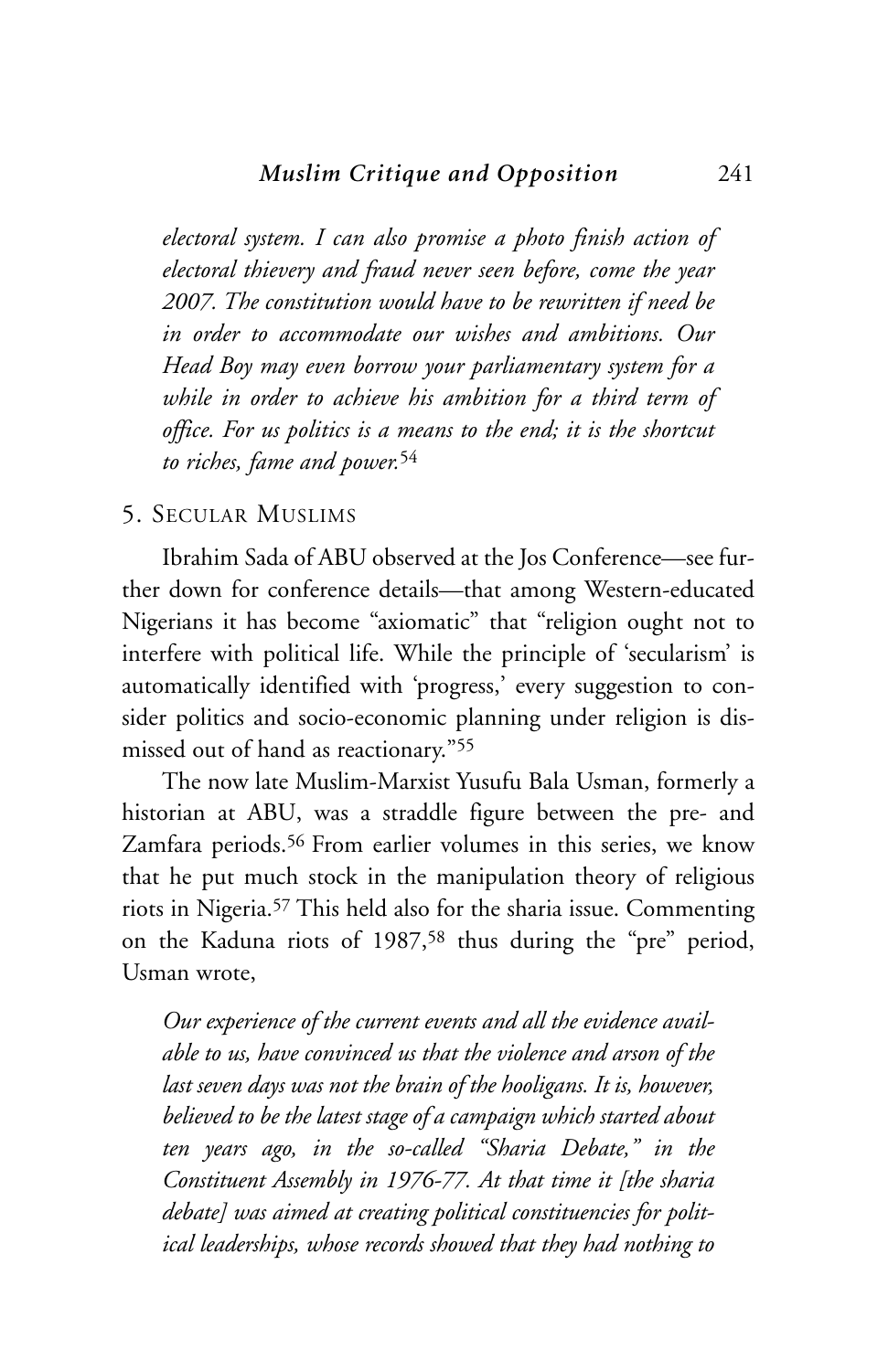*electoral system. I can also promise a photo finish action of electoral thievery and fraud never seen before, come the year 2007. The constitution would have to be rewritten if need be in order to accommodate our wishes and ambitions. Our Head Boy may even borrow your parliamentary system for a while in order to achieve his ambition for a third term of office. For us politics is a means to the end; it is the shortcut to riches, fame and power.*[54]

## 5. Secular Muslims

Ibrahim Sada of ABU observed at the Jos Conference—see further down for conference details—that among Western-educated Nigerians it has become "axiomatic" that "religion ought not to interfere with political life. While the principle of 'secularism' is automatically identified with 'progress,' every suggestion to consider politics and socio-economic planning under religion is dismissed out of hand as reactionary."[55]

The now late Muslim-Marxist Yusufu Bala Usman, formerly a historian at ABU, was a straddle figure between the pre- and Zamfara periods.[56] From earlier volumes in this series, we know that he put much stock in the manipulation theory of religious riots in Nigeria.[57] This held also for the sharia issue. Commenting on the Kaduna riots of 1987,[58] thus during the "pre" period, Usman wrote,

*Our experience of the current events and all the evidence available to us, have convinced us that the violence and arson of the last seven days was not the brain of the hooligans. It is, however, believed to be the latest stage of a campaign which started about ten years ago, in the so-called "Sharia Debate," in the Constituent Assembly in 1976-77. At that time it [the sharia debate] was aimed at creating political constituencies for political leaderships, whose records showed that they had nothing to*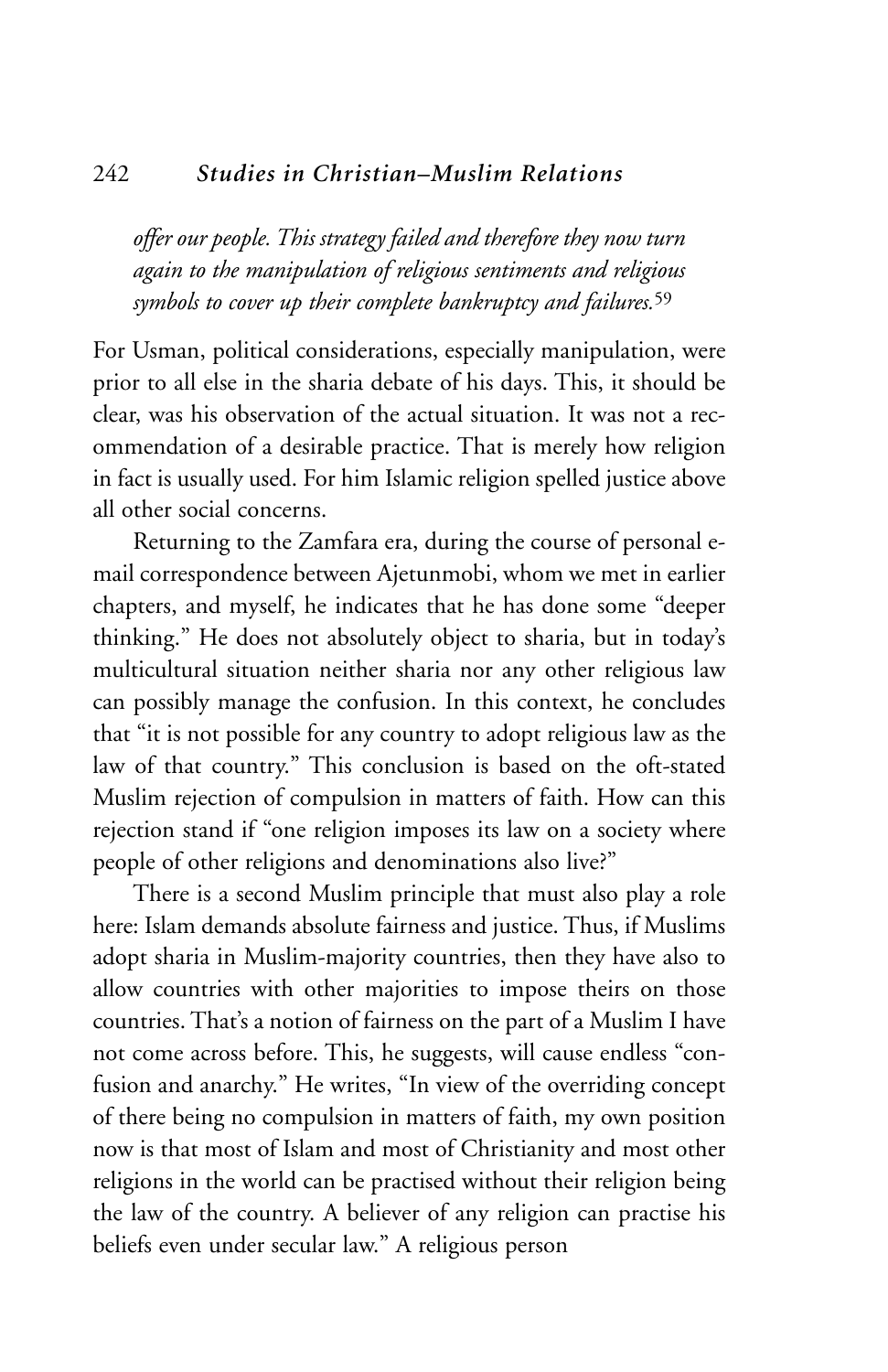*offer our people. This strategy failed and therefore they now turn again to the manipulation of religious sentiments and religious symbols to cover up their complete bankruptcy and failures.*[59]

For Usman, political considerations, especially manipulation, were prior to all else in the sharia debate of his days. This, it should be clear, was his observation of the actual situation. It was not a recommendation of a desirable practice. That is merely how religion in fact is usually used. For him Islamic religion spelled justice above all other social concerns.

Returning to the Zamfara era, during the course of personal e-mail correspondence between Ajetunmobi, whom we met in earlier chapters, and myself, he indicates that he has done some "deeper thinking." He does not absolutely object to sharia, but in today's multicultural situation neither sharia nor any other religious law can possibly manage the confusion. In this context, he concludes that "it is not possible for any country to adopt religious law as the law of that country." This conclusion is based on the oft-stated Muslim rejection of compulsion in matters of faith. How can this rejection stand if "one religion imposes its law on a society where people of other religions and denominations also live?"

There is a second Muslim principle that must also play a role here: Islam demands absolute fairness and justice. Thus, if Muslims adopt sharia in Muslim-majority countries, then they have also to allow countries with other majorities to impose theirs on those countries. That's a notion of fairness on the part of a Muslim I have not come across before. This, he suggests, will cause endless "confusion and anarchy." He writes, "In view of the overriding concept of there being no compulsion in matters of faith, my own position now is that most of Islam and most of Christianity and most other religions in the world can be practised without their religion being the law of the country. A believer of any religion can practise his beliefs even under secular law." A religious person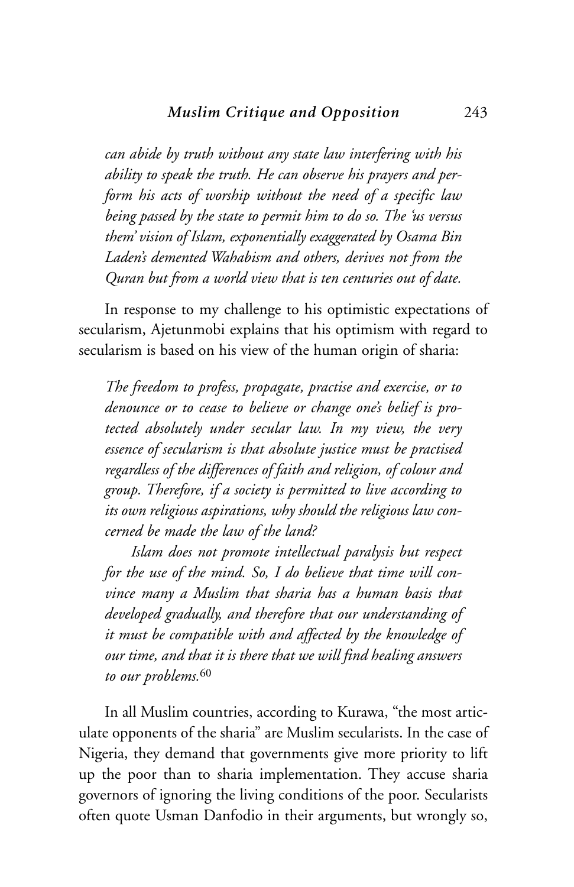*can abide by truth without any state law interfering with his ability to speak the truth. He can observe his prayers and perform his acts of worship without the need of a specific law being passed by the state to permit him to do so. The 'us versus them' vision of Islam, exponentially exaggerated by Osama Bin Laden's demented Wahabism and others, derives not from the Quran but from a world view that is ten centuries out of date.*

In response to my challenge to his optimistic expectations of secularism, Ajetunmobi explains that his optimism with regard to secularism is based on his view of the human origin of sharia:

> *The freedom to profess, propagate, practise and exercise, or to denounce or to cease to believe or change one's belief is protected absolutely under secular law. In my view, the very essence of secularism is that absolute justice must be practised regardless of the differences of faith and religion, of colour and group. Therefore, if a society is permitted to live according to its own religious aspirations, why should the religious law concerned be made the law of the land?*
>
> *Islam does not promote intellectual paralysis but respect for the use of the mind. So, I do believe that time will convince many a Muslim that sharia has a human basis that developed gradually, and therefore that our understanding of it must be compatible with and affected by the knowledge of our time, and that it is there that we will find healing answers to our problems.*[60]

In all Muslim countries, according to Kurawa, "the most articulate opponents of the sharia" are Muslim secularists. In the case of Nigeria, they demand that governments give more priority to lift up the poor than to sharia implementation. They accuse sharia governors of ignoring the living conditions of the poor. Secularists often quote Usman Danfodio in their arguments, but wrongly so,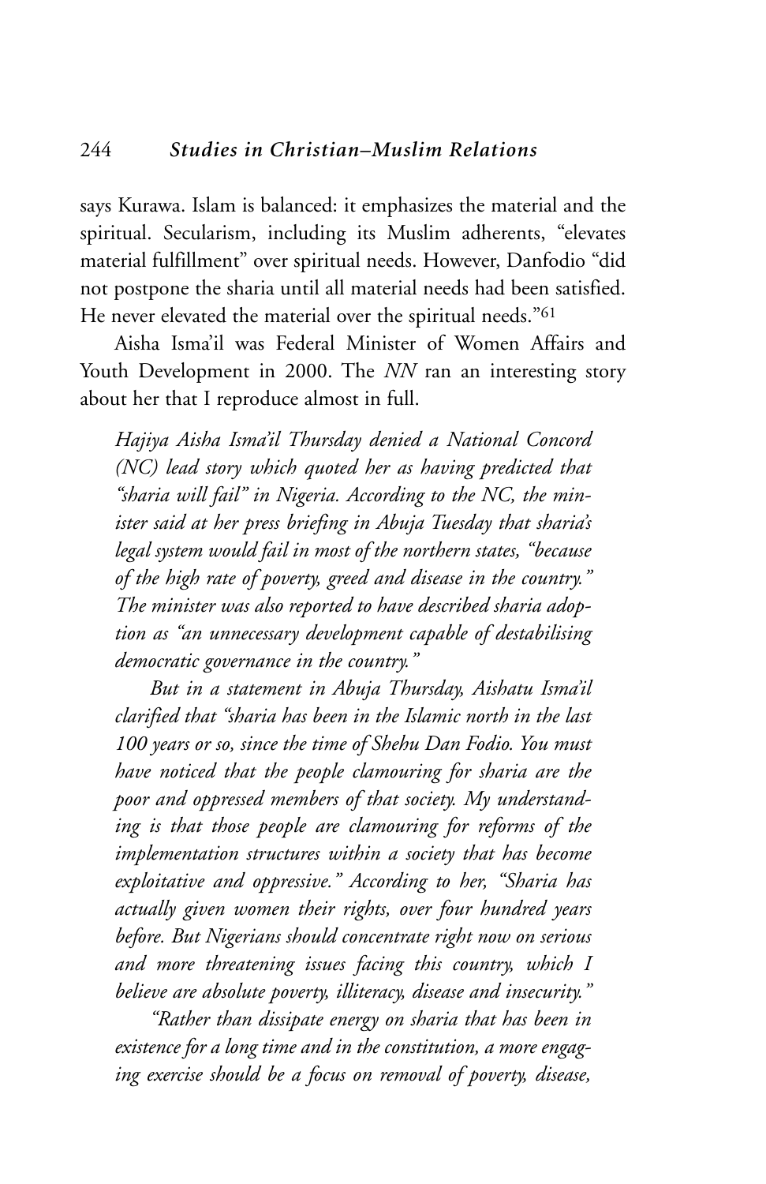says Kurawa. Islam is balanced: it emphasizes the material and the spiritual. Secularism, including its Muslim adherents, "elevates material fulfillment" over spiritual needs. However, Danfodio "did not postpone the sharia until all material needs had been satisfied. He never elevated the material over the spiritual needs."[61]

Aisha Isma'il was Federal Minister of Women Affairs and Youth Development in 2000. The *NN* ran an interesting story about her that I reproduce almost in full.

> *Hajiya Aisha Isma'il Thursday denied a National Concord (NC) lead story which quoted her as having predicted that "sharia will fail" in Nigeria. According to the NC, the minister said at her press briefing in Abuja Tuesday that sharia's legal system would fail in most of the northern states, "because of the high rate of poverty, greed and disease in the country." The minister was also reported to have described sharia adoption as "an unnecessary development capable of destabilising democratic governance in the country."*
>
> *But in a statement in Abuja Thursday, Aishatu Isma'il clarified that "sharia has been in the Islamic north in the last 100 years or so, since the time of Shehu Dan Fodio. You must have noticed that the people clamouring for sharia are the poor and oppressed members of that society. My understanding is that those people are clamouring for reforms of the implementation structures within a society that has become exploitative and oppressive." According to her, "Sharia has actually given women their rights, over four hundred years before. But Nigerians should concentrate right now on serious and more threatening issues facing this country, which I believe are absolute poverty, illiteracy, disease and insecurity."*
>
> *"Rather than dissipate energy on sharia that has been in existence for a long time and in the constitution, a more engaging exercise should be a focus on removal of poverty, disease,*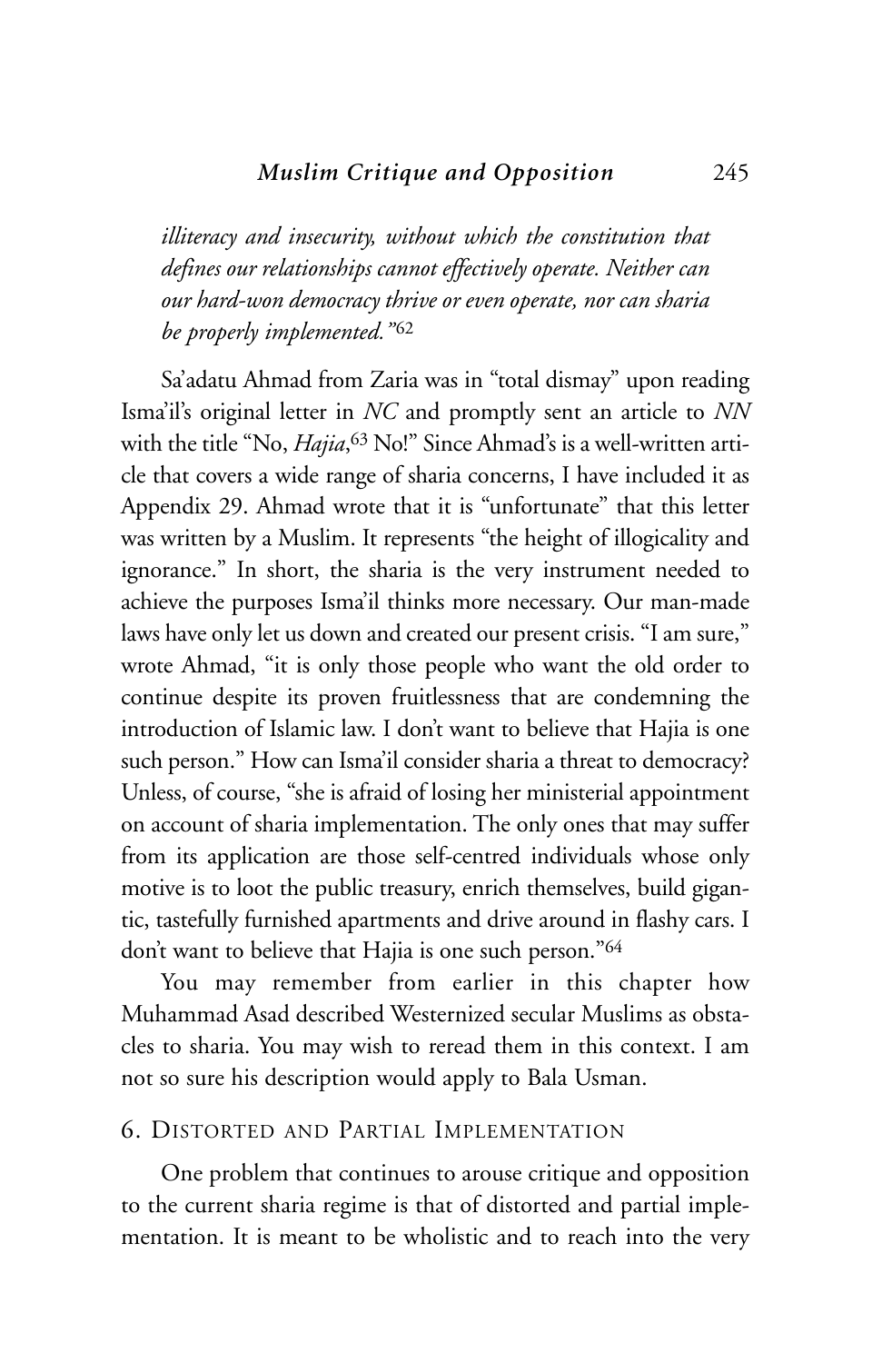*illiteracy and insecurity, without which the constitution that defines our relationships cannot effectively operate. Neither can our hard-won democracy thrive or even operate, nor can sharia be properly implemented."*[62]

Sa'adatu Ahmad from Zaria was in "total dismay" upon reading Isma'il's original letter in *NC* and promptly sent an article to *NN* with the title "No, *Hajia*,[63] No!" Since Ahmad's is a well-written article that covers a wide range of sharia concerns, I have included it as Appendix 29. Ahmad wrote that it is "unfortunate" that this letter was written by a Muslim. It represents "the height of illogicality and ignorance." In short, the sharia is the very instrument needed to achieve the purposes Isma'il thinks more necessary. Our man-made laws have only let us down and created our present crisis. "I am sure," wrote Ahmad, "it is only those people who want the old order to continue despite its proven fruitlessness that are condemning the introduction of Islamic law. I don't want to believe that Hajia is one such person." How can Isma'il consider sharia a threat to democracy? Unless, of course, "she is afraid of losing her ministerial appointment on account of sharia implementation. The only ones that may suffer from its application are those self-centred individuals whose only motive is to loot the public treasury, enrich themselves, build gigantic, tastefully furnished apartments and drive around in flashy cars. I don't want to believe that Hajia is one such person."[64]

You may remember from earlier in this chapter how Muhammad Asad described Westernized secular Muslims as obstacles to sharia. You may wish to reread them in this context. I am not so sure his description would apply to Bala Usman.

## 6. Distorted and Partial Implementation

One problem that continues to arouse critique and opposition to the current sharia regime is that of distorted and partial implementation. It is meant to be wholistic and to reach into the very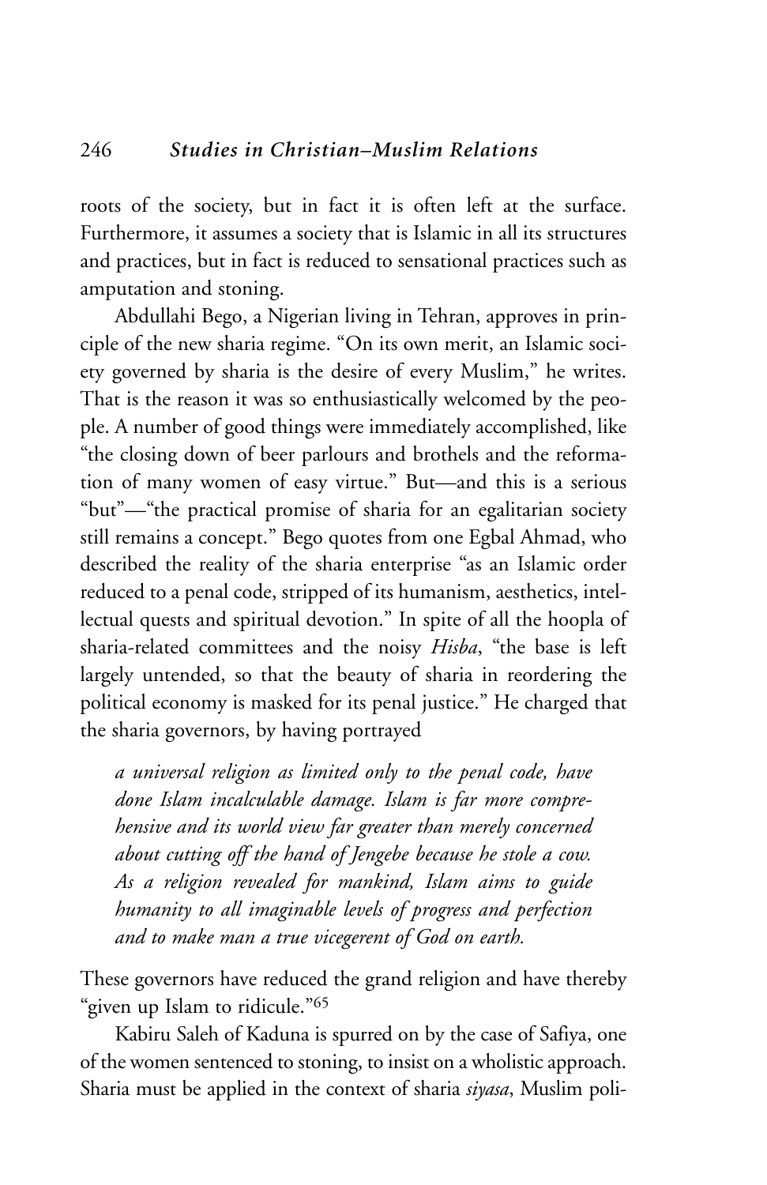roots of the society, but in fact it is often left at the surface. Furthermore, it assumes a society that is Islamic in all its structures and practices, but in fact is reduced to sensational practices such as amputation and stoning.

Abdullahi Bego, a Nigerian living in Tehran, approves in principle of the new sharia regime. "On its own merit, an Islamic society governed by sharia is the desire of every Muslim," he writes. That is the reason it was so enthusiastically welcomed by the people. A number of good things were immediately accomplished, like "the closing down of beer parlours and brothels and the reformation of many women of easy virtue." But—and this is a serious "but"—"the practical promise of sharia for an egalitarian society still remains a concept." Bego quotes from one Egbal Ahmad, who described the reality of the sharia enterprise "as an Islamic order reduced to a penal code, stripped of its humanism, aesthetics, intellectual quests and spiritual devotion." In spite of all the hoopla of sharia-related committees and the noisy *Hisba*, "the base is left largely untended, so that the beauty of sharia in reordering the political economy is masked for its penal justice." He charged that the sharia governors, by having portrayed

> *a universal religion as limited only to the penal code, have done Islam incalculable damage. Islam is far more comprehensive and its world view far greater than merely concerned about cutting off the hand of Jengebe because he stole a cow. As a religion revealed for mankind, Islam aims to guide humanity to all imaginable levels of progress and perfection and to make man a true vicegerent of God on earth.*

These governors have reduced the grand religion and have thereby "given up Islam to ridicule."[65]

Kabiru Saleh of Kaduna is spurred on by the case of Safiya, one of the women sentenced to stoning, to insist on a wholistic approach. Sharia must be applied in the context of sharia *siyasa*, Muslim poli-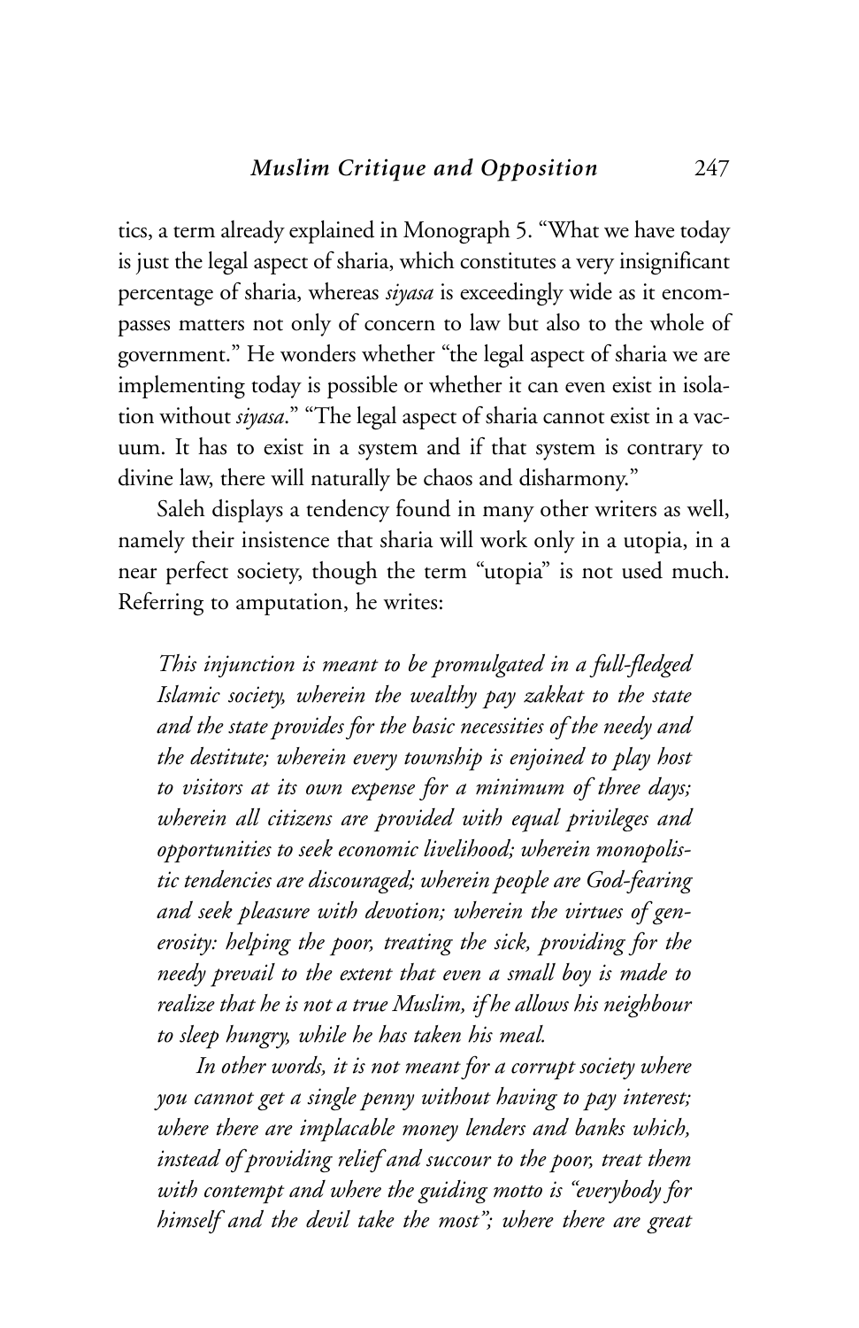tics, a term already explained in Monograph 5. "What we have today is just the legal aspect of sharia, which constitutes a very insignificant percentage of sharia, whereas *siyasa* is exceedingly wide as it encompasses matters not only of concern to law but also to the whole of government." He wonders whether "the legal aspect of sharia we are implementing today is possible or whether it can even exist in isolation without *siyasa*." "The legal aspect of sharia cannot exist in a vacuum. It has to exist in a system and if that system is contrary to divine law, there will naturally be chaos and disharmony."

Saleh displays a tendency found in many other writers as well, namely their insistence that sharia will work only in a utopia, in a near perfect society, though the term "utopia" is not used much. Referring to amputation, he writes:

> *This injunction is meant to be promulgated in a full-fledged Islamic society, wherein the wealthy pay zakkat to the state and the state provides for the basic necessities of the needy and the destitute; wherein every township is enjoined to play host to visitors at its own expense for a minimum of three days; wherein all citizens are provided with equal privileges and opportunities to seek economic livelihood; wherein monopolistic tendencies are discouraged; wherein people are God-fearing and seek pleasure with devotion; wherein the virtues of generosity: helping the poor, treating the sick, providing for the needy prevail to the extent that even a small boy is made to realize that he is not a true Muslim, if he allows his neighbour to sleep hungry, while he has taken his meal.*
>
> *In other words, it is not meant for a corrupt society where you cannot get a single penny without having to pay interest; where there are implacable money lenders and banks which, instead of providing relief and succour to the poor, treat them with contempt and where the guiding motto is "everybody for himself and the devil take the most"; where there are great*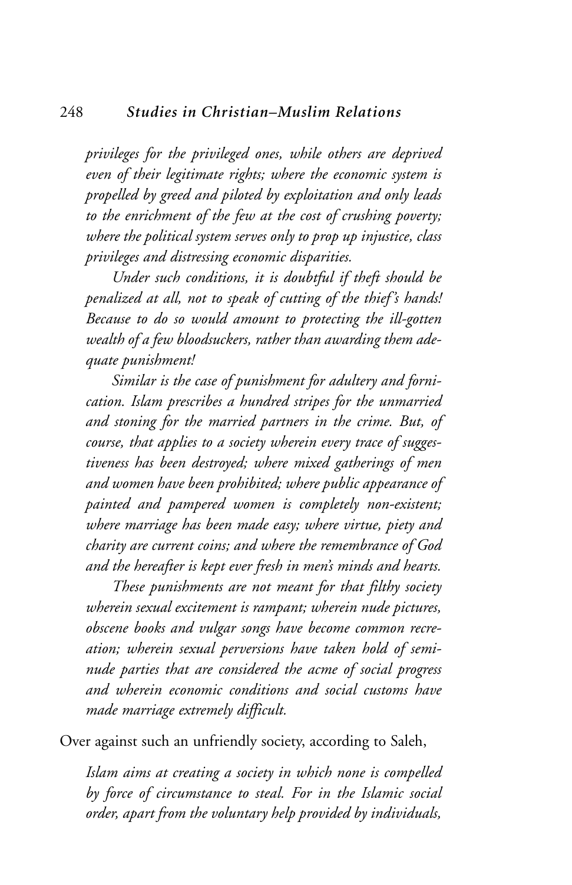*privileges for the privileged ones, while others are deprived even of their legitimate rights; where the economic system is propelled by greed and piloted by exploitation and only leads to the enrichment of the few at the cost of crushing poverty; where the political system serves only to prop up injustice, class privileges and distressing economic disparities.*

*Under such conditions, it is doubtful if theft should be penalized at all, not to speak of cutting of the thief's hands! Because to do so would amount to protecting the ill-gotten wealth of a few bloodsuckers, rather than awarding them adequate punishment!*

*Similar is the case of punishment for adultery and fornication. Islam prescribes a hundred stripes for the unmarried and stoning for the married partners in the crime. But, of course, that applies to a society wherein every trace of suggestiveness has been destroyed; where mixed gatherings of men and women have been prohibited; where public appearance of painted and pampered women is completely non-existent; where marriage has been made easy; where virtue, piety and charity are current coins; and where the remembrance of God and the hereafter is kept ever fresh in men's minds and hearts.*

*These punishments are not meant for that filthy society wherein sexual excitement is rampant; wherein nude pictures, obscene books and vulgar songs have become common recreation; wherein sexual perversions have taken hold of semi-nude parties that are considered the acme of social progress and wherein economic conditions and social customs have made marriage extremely difficult.*

Over against such an unfriendly society, according to Saleh,

*Islam aims at creating a society in which none is compelled by force of circumstance to steal. For in the Islamic social order, apart from the voluntary help provided by individuals,*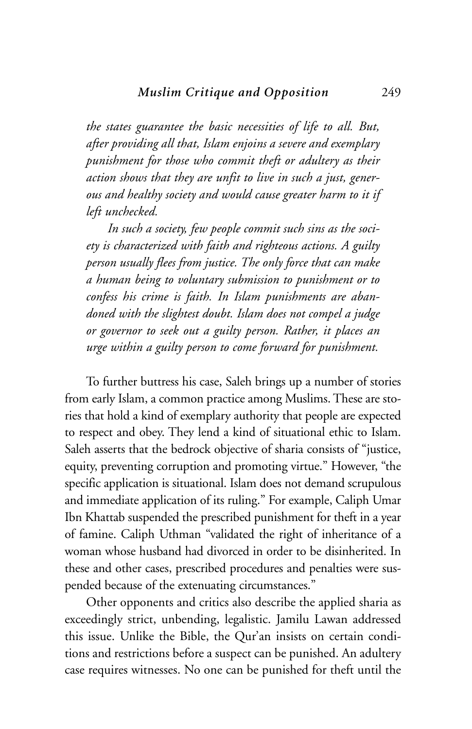*the states guarantee the basic necessities of life to all. But, after providing all that, Islam enjoins a severe and exemplary punishment for those who commit theft or adultery as their action shows that they are unfit to live in such a just, generous and healthy society and would cause greater harm to it if left unchecked.*

*In such a society, few people commit such sins as the society is characterized with faith and righteous actions. A guilty person usually flees from justice. The only force that can make a human being to voluntary submission to punishment or to confess his crime is faith. In Islam punishments are abandoned with the slightest doubt. Islam does not compel a judge or governor to seek out a guilty person. Rather, it places an urge within a guilty person to come forward for punishment.*

To further buttress his case, Saleh brings up a number of stories from early Islam, a common practice among Muslims. These are stories that hold a kind of exemplary authority that people are expected to respect and obey. They lend a kind of situational ethic to Islam. Saleh asserts that the bedrock objective of sharia consists of "justice, equity, preventing corruption and promoting virtue." However, "the specific application is situational. Islam does not demand scrupulous and immediate application of its ruling." For example, Caliph Umar Ibn Khattab suspended the prescribed punishment for theft in a year of famine. Caliph Uthman "validated the right of inheritance of a woman whose husband had divorced in order to be disinherited. In these and other cases, prescribed procedures and penalties were suspended because of the extenuating circumstances."

Other opponents and critics also describe the applied sharia as exceedingly strict, unbending, legalistic. Jamilu Lawan addressed this issue. Unlike the Bible, the Qur'an insists on certain conditions and restrictions before a suspect can be punished. An adultery case requires witnesses. No one can be punished for theft until the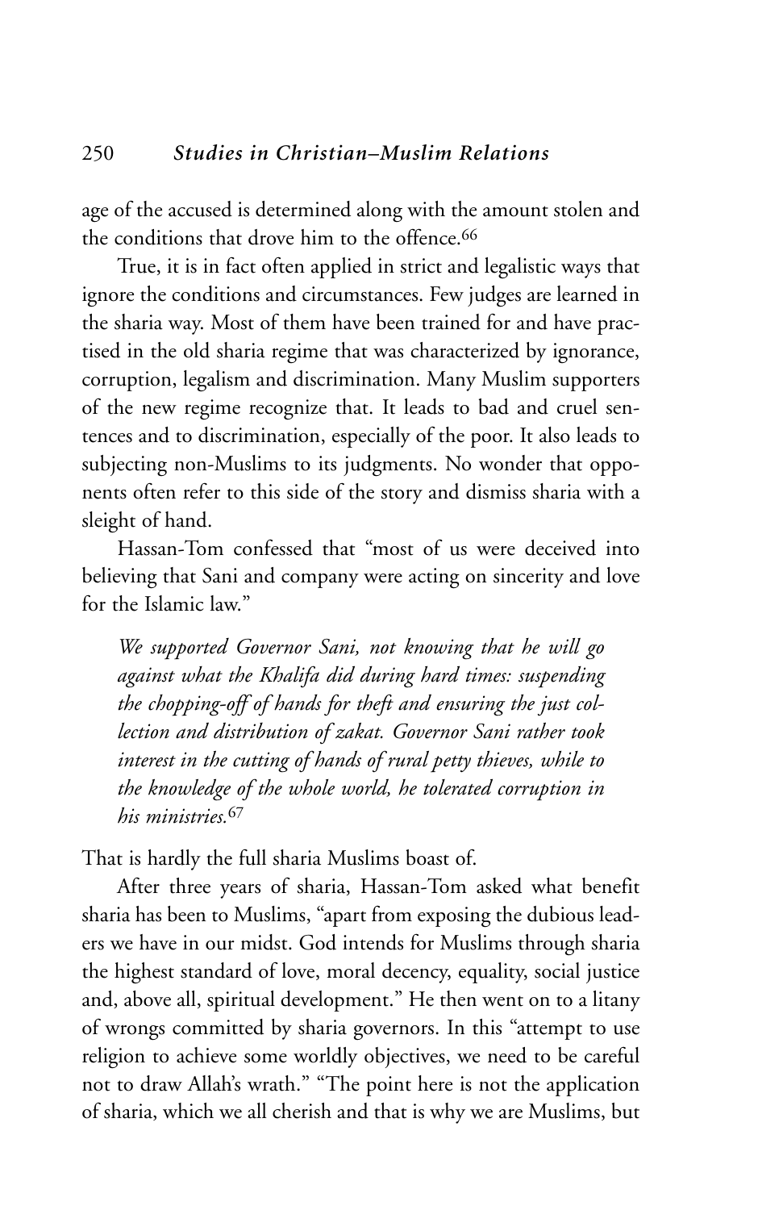age of the accused is determined along with the amount stolen and the conditions that drove him to the offence.[66]

True, it is in fact often applied in strict and legalistic ways that ignore the conditions and circumstances. Few judges are learned in the sharia way. Most of them have been trained for and have practised in the old sharia regime that was characterized by ignorance, corruption, legalism and discrimination. Many Muslim supporters of the new regime recognize that. It leads to bad and cruel sentences and to discrimination, especially of the poor. It also leads to subjecting non-Muslims to its judgments. No wonder that opponents often refer to this side of the story and dismiss sharia with a sleight of hand.

Hassan-Tom confessed that "most of us were deceived into believing that Sani and company were acting on sincerity and love for the Islamic law."

> *We supported Governor Sani, not knowing that he will go against what the Khalifa did during hard times: suspending the chopping-off of hands for theft and ensuring the just collection and distribution of zakat. Governor Sani rather took interest in the cutting of hands of rural petty thieves, while to the knowledge of the whole world, he tolerated corruption in his ministries.*[67]

That is hardly the full sharia Muslims boast of.

After three years of sharia, Hassan-Tom asked what benefit sharia has been to Muslims, "apart from exposing the dubious leaders we have in our midst. God intends for Muslims through sharia the highest standard of love, moral decency, equality, social justice and, above all, spiritual development." He then went on to a litany of wrongs committed by sharia governors. In this "attempt to use religion to achieve some worldly objectives, we need to be careful not to draw Allah's wrath." "The point here is not the application of sharia, which we all cherish and that is why we are Muslims, but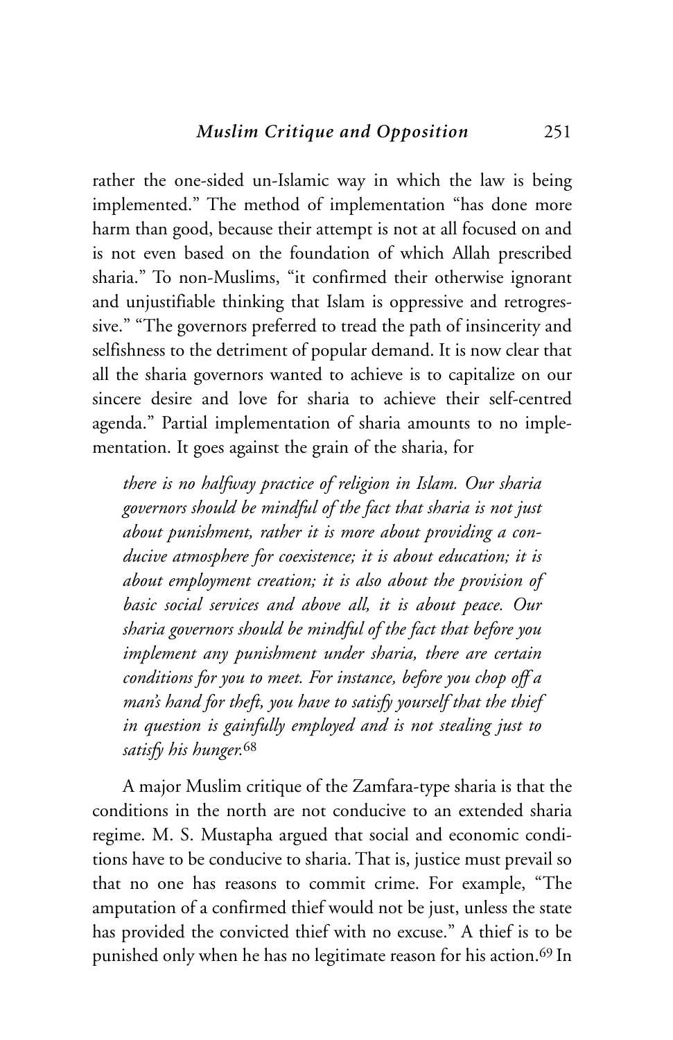rather the one-sided un-Islamic way in which the law is being implemented." The method of implementation "has done more harm than good, because their attempt is not at all focused on and is not even based on the foundation of which Allah prescribed sharia." To non-Muslims, "it confirmed their otherwise ignorant and unjustifiable thinking that Islam is oppressive and retrogressive." "The governors preferred to tread the path of insincerity and selfishness to the detriment of popular demand. It is now clear that all the sharia governors wanted to achieve is to capitalize on our sincere desire and love for sharia to achieve their self-centred agenda." Partial implementation of sharia amounts to no implementation. It goes against the grain of the sharia, for

> *there is no halfway practice of religion in Islam. Our sharia governors should be mindful of the fact that sharia is not just about punishment, rather it is more about providing a conducive atmosphere for coexistence; it is about education; it is about employment creation; it is also about the provision of basic social services and above all, it is about peace. Our sharia governors should be mindful of the fact that before you implement any punishment under sharia, there are certain conditions for you to meet. For instance, before you chop off a man's hand for theft, you have to satisfy yourself that the thief in question is gainfully employed and is not stealing just to satisfy his hunger.*[68]

A major Muslim critique of the Zamfara-type sharia is that the conditions in the north are not conducive to an extended sharia regime. M. S. Mustapha argued that social and economic conditions have to be conducive to sharia. That is, justice must prevail so that no one has reasons to commit crime. For example, "The amputation of a confirmed thief would not be just, unless the state has provided the convicted thief with no excuse." A thief is to be punished only when he has no legitimate reason for his action.[69] In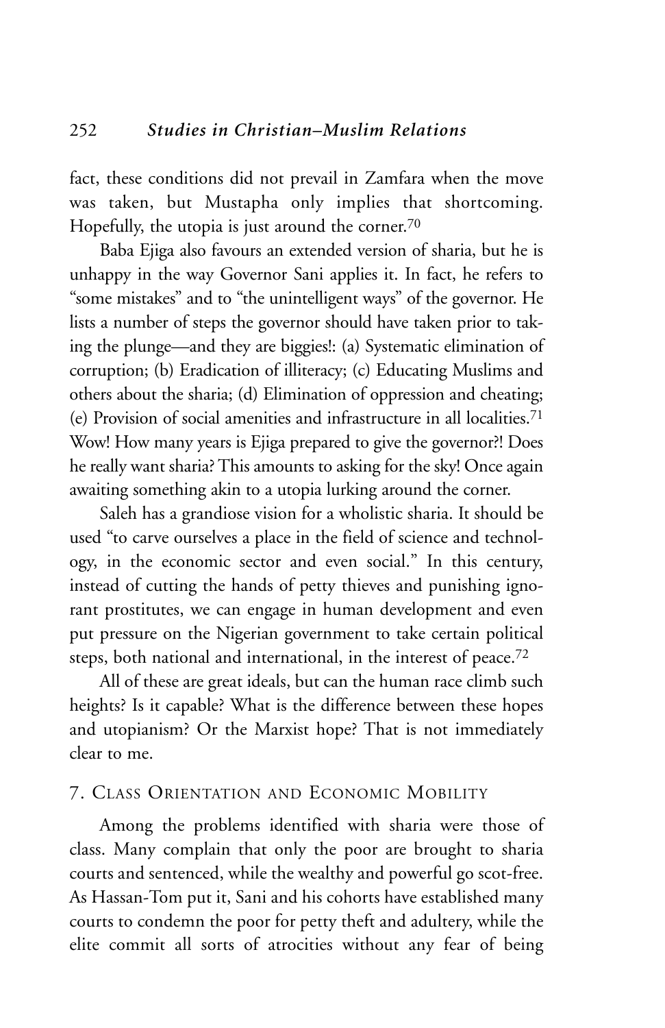fact, these conditions did not prevail in Zamfara when the move was taken, but Mustapha only implies that shortcoming. Hopefully, the utopia is just around the corner.[70]

Baba Ejiga also favours an extended version of sharia, but he is unhappy in the way Governor Sani applies it. In fact, he refers to "some mistakes" and to "the unintelligent ways" of the governor. He lists a number of steps the governor should have taken prior to taking the plunge—and they are biggies!: (a) Systematic elimination of corruption; (b) Eradication of illiteracy; (c) Educating Muslims and others about the sharia; (d) Elimination of oppression and cheating; (e) Provision of social amenities and infrastructure in all localities.[71] Wow! How many years is Ejiga prepared to give the governor?! Does he really want sharia? This amounts to asking for the sky! Once again awaiting something akin to a utopia lurking around the corner.

Saleh has a grandiose vision for a wholistic sharia. It should be used "to carve ourselves a place in the field of science and technology, in the economic sector and even social." In this century, instead of cutting the hands of petty thieves and punishing ignorant prostitutes, we can engage in human development and even put pressure on the Nigerian government to take certain political steps, both national and international, in the interest of peace.[72]

All of these are great ideals, but can the human race climb such heights? Is it capable? What is the difference between these hopes and utopianism? Or the Marxist hope? That is not immediately clear to me.

## 7. Class Orientation and Economic Mobility

Among the problems identified with sharia were those of class. Many complain that only the poor are brought to sharia courts and sentenced, while the wealthy and powerful go scot-free. As Hassan-Tom put it, Sani and his cohorts have established many courts to condemn the poor for petty theft and adultery, while the elite commit all sorts of atrocities without any fear of being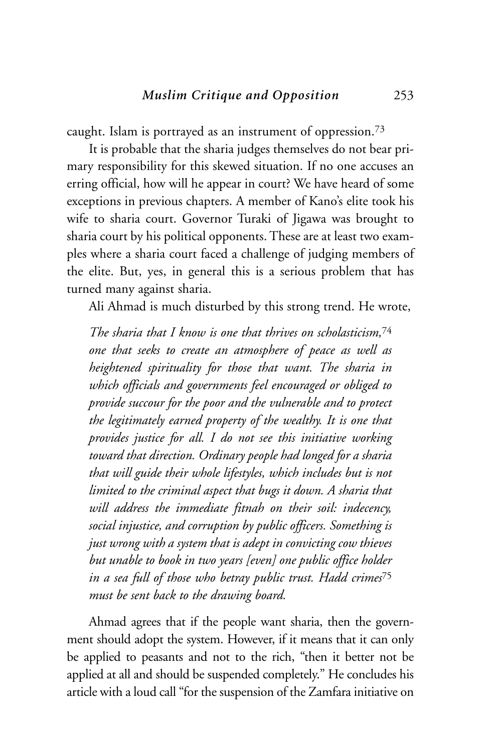caught. Islam is portrayed as an instrument of oppression.[73]

It is probable that the sharia judges themselves do not bear primary responsibility for this skewed situation. If no one accuses an erring official, how will he appear in court? We have heard of some exceptions in previous chapters. A member of Kano's elite took his wife to sharia court. Governor Turaki of Jigawa was brought to sharia court by his political opponents. These are at least two examples where a sharia court faced a challenge of judging members of the elite. But, yes, in general this is a serious problem that has turned many against sharia.

Ali Ahmad is much disturbed by this strong trend. He wrote,

> *The sharia that I know is one that thrives on scholasticism,*[74] *one that seeks to create an atmosphere of peace as well as heightened spirituality for those that want. The sharia in which officials and governments feel encouraged or obliged to provide succour for the poor and the vulnerable and to protect the legitimately earned property of the wealthy. It is one that provides justice for all. I do not see this initiative working toward that direction. Ordinary people had longed for a sharia that will guide their whole lifestyles, which includes but is not limited to the criminal aspect that bugs it down. A sharia that will address the immediate fitnah on their soil: indecency, social injustice, and corruption by public officers. Something is just wrong with a system that is adept in convicting cow thieves but unable to book in two years [even] one public office holder in a sea full of those who betray public trust. Hadd crimes*[75] *must be sent back to the drawing board.*

Ahmad agrees that if the people want sharia, then the government should adopt the system. However, if it means that it can only be applied to peasants and not to the rich, "then it better not be applied at all and should be suspended completely." He concludes his article with a loud call "for the suspension of the Zamfara initiative on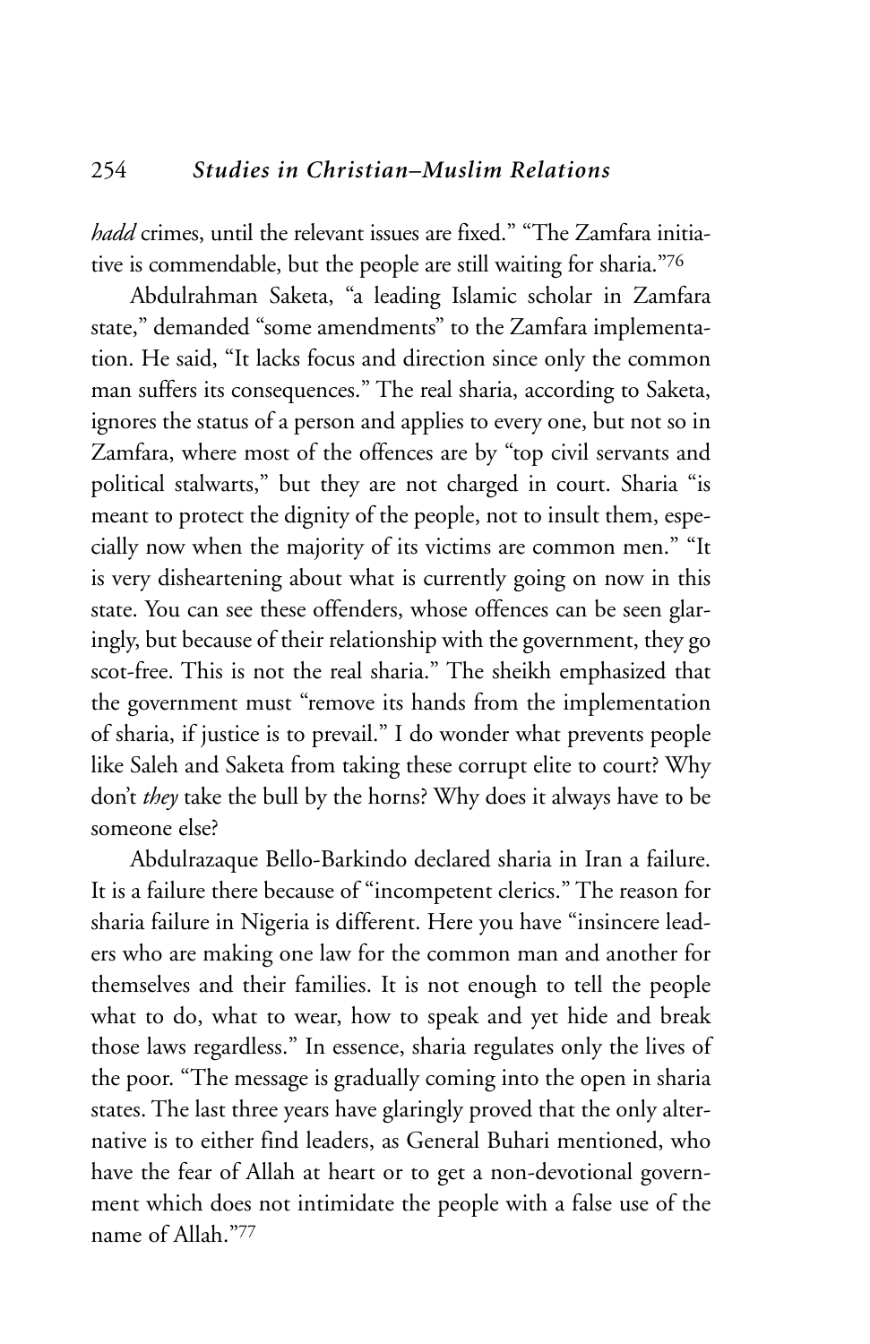*hadd* crimes, until the relevant issues are fixed." "The Zamfara initiative is commendable, but the people are still waiting for sharia."[76]

Abdulrahman Saketa, "a leading Islamic scholar in Zamfara state," demanded "some amendments" to the Zamfara implementation. He said, "It lacks focus and direction since only the common man suffers its consequences." The real sharia, according to Saketa, ignores the status of a person and applies to every one, but not so in Zamfara, where most of the offences are by "top civil servants and political stalwarts," but they are not charged in court. Sharia "is meant to protect the dignity of the people, not to insult them, especially now when the majority of its victims are common men." "It is very disheartening about what is currently going on now in this state. You can see these offenders, whose offences can be seen glaringly, but because of their relationship with the government, they go scot-free. This is not the real sharia." The sheikh emphasized that the government must "remove its hands from the implementation of sharia, if justice is to prevail." I do wonder what prevents people like Saleh and Saketa from taking these corrupt elite to court? Why don't *they* take the bull by the horns? Why does it always have to be someone else?

Abdulrazaque Bello-Barkindo declared sharia in Iran a failure. It is a failure there because of "incompetent clerics." The reason for sharia failure in Nigeria is different. Here you have "insincere leaders who are making one law for the common man and another for themselves and their families. It is not enough to tell the people what to do, what to wear, how to speak and yet hide and break those laws regardless." In essence, sharia regulates only the lives of the poor. "The message is gradually coming into the open in sharia states. The last three years have glaringly proved that the only alternative is to either find leaders, as General Buhari mentioned, who have the fear of Allah at heart or to get a non-devotional government which does not intimidate the people with a false use of the name of Allah."[77]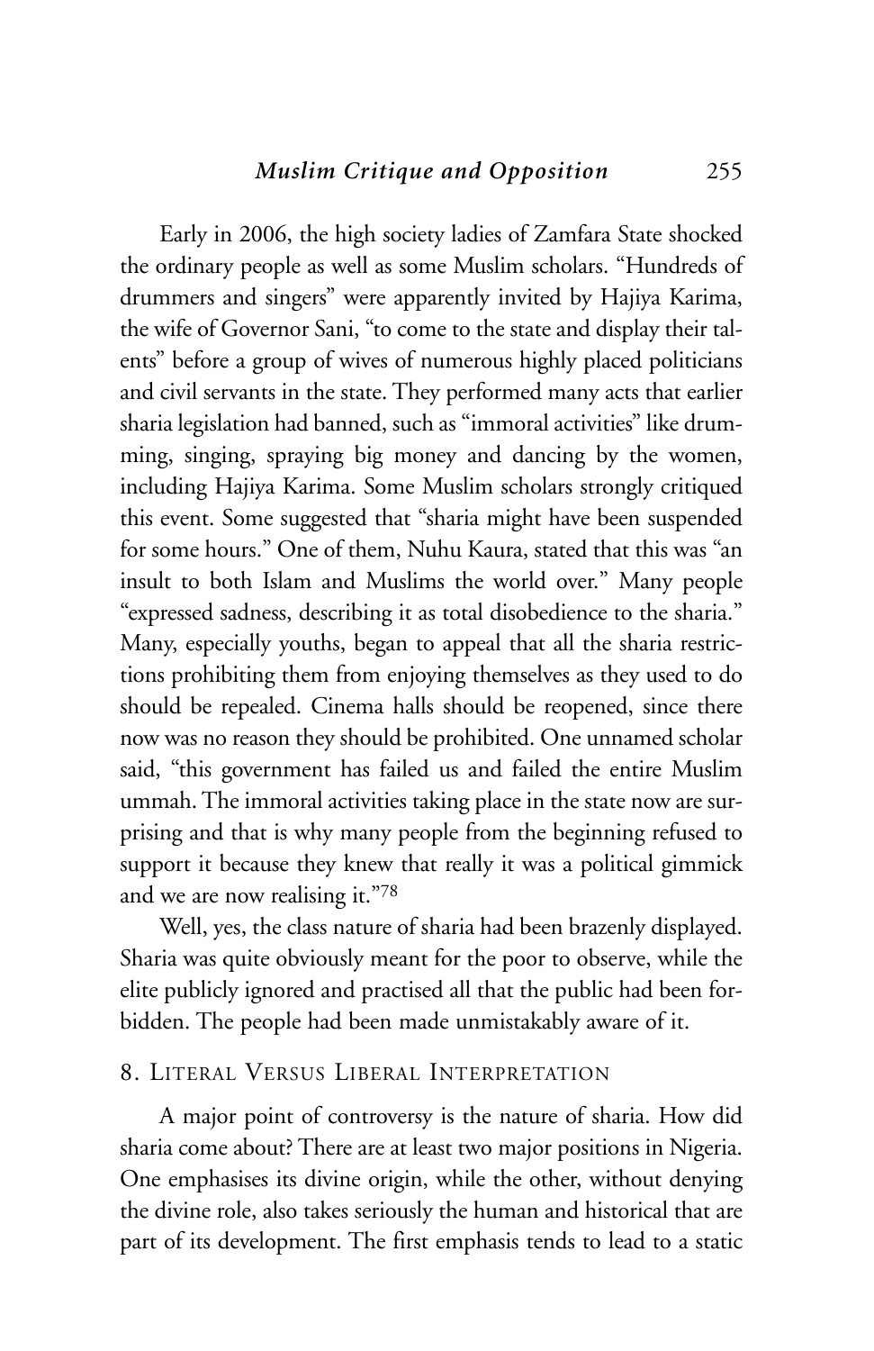Early in 2006, the high society ladies of Zamfara State shocked the ordinary people as well as some Muslim scholars. "Hundreds of drummers and singers" were apparently invited by Hajiya Karima, the wife of Governor Sani, "to come to the state and display their talents" before a group of wives of numerous highly placed politicians and civil servants in the state. They performed many acts that earlier sharia legislation had banned, such as "immoral activities" like drumming, singing, spraying big money and dancing by the women, including Hajiya Karima. Some Muslim scholars strongly critiqued this event. Some suggested that "sharia might have been suspended for some hours." One of them, Nuhu Kaura, stated that this was "an insult to both Islam and Muslims the world over." Many people "expressed sadness, describing it as total disobedience to the sharia." Many, especially youths, began to appeal that all the sharia restrictions prohibiting them from enjoying themselves as they used to do should be repealed. Cinema halls should be reopened, since there now was no reason they should be prohibited. One unnamed scholar said, "this government has failed us and failed the entire Muslim ummah. The immoral activities taking place in the state now are surprising and that is why many people from the beginning refused to support it because they knew that really it was a political gimmick and we are now realising it."[78]

Well, yes, the class nature of sharia had been brazenly displayed. Sharia was quite obviously meant for the poor to observe, while the elite publicly ignored and practised all that the public had been forbidden. The people had been made unmistakably aware of it.

## 8. Literal Versus Liberal Interpretation

A major point of controversy is the nature of sharia. How did sharia come about? There are at least two major positions in Nigeria. One emphasises its divine origin, while the other, without denying the divine role, also takes seriously the human and historical that are part of its development. The first emphasis tends to lead to a static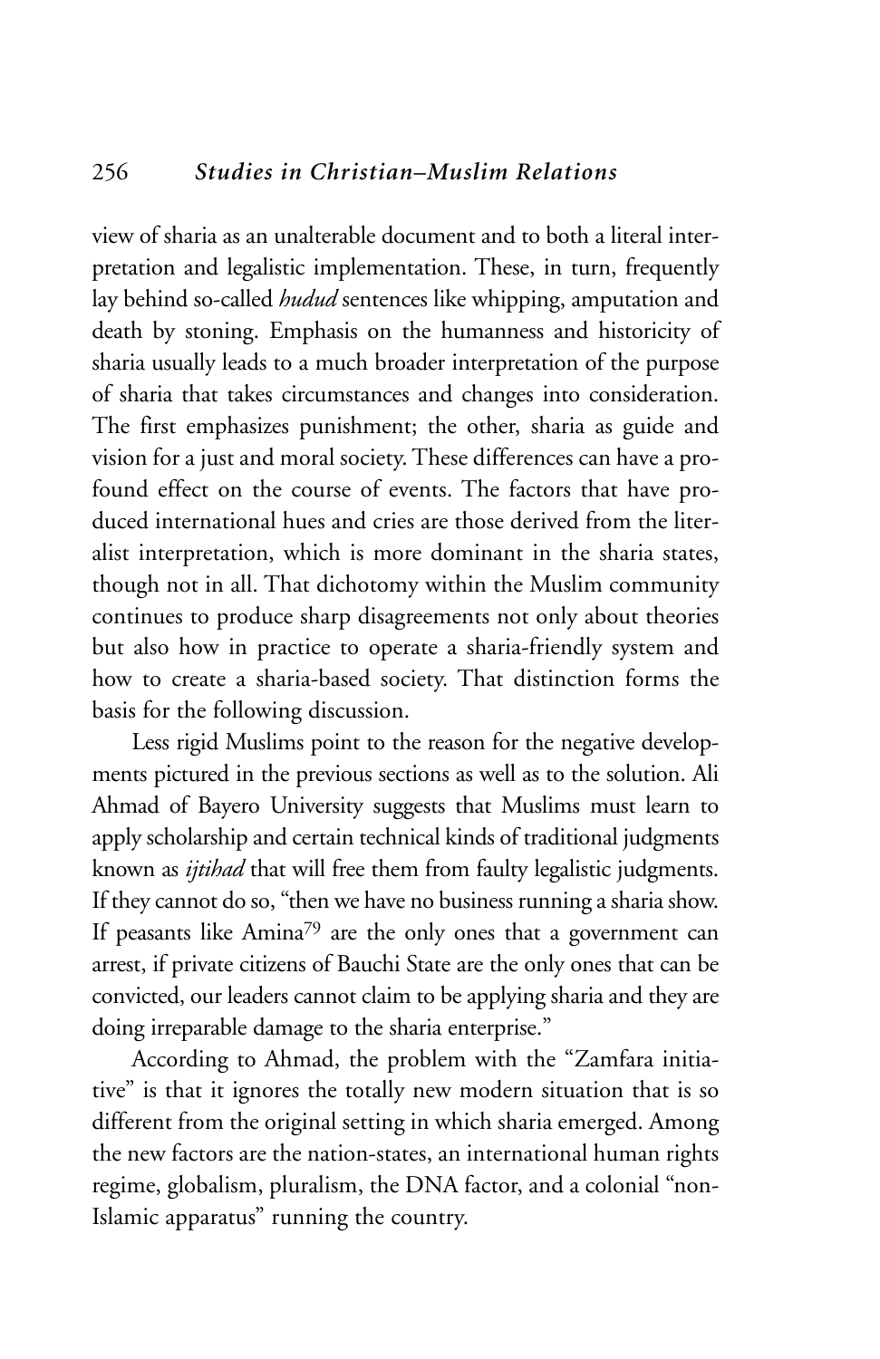view of sharia as an unalterable document and to both a literal interpretation and legalistic implementation. These, in turn, frequently lay behind so-called *hudud* sentences like whipping, amputation and death by stoning. Emphasis on the humanness and historicity of sharia usually leads to a much broader interpretation of the purpose of sharia that takes circumstances and changes into consideration. The first emphasizes punishment; the other, sharia as guide and vision for a just and moral society. These differences can have a profound effect on the course of events. The factors that have produced international hues and cries are those derived from the literalist interpretation, which is more dominant in the sharia states, though not in all. That dichotomy within the Muslim community continues to produce sharp disagreements not only about theories but also how in practice to operate a sharia-friendly system and how to create a sharia-based society. That distinction forms the basis for the following discussion.

Less rigid Muslims point to the reason for the negative developments pictured in the previous sections as well as to the solution. Ali Ahmad of Bayero University suggests that Muslims must learn to apply scholarship and certain technical kinds of traditional judgments known as *ijtihad* that will free them from faulty legalistic judgments. If they cannot do so, "then we have no business running a sharia show. If peasants like Amina[79] are the only ones that a government can arrest, if private citizens of Bauchi State are the only ones that can be convicted, our leaders cannot claim to be applying sharia and they are doing irreparable damage to the sharia enterprise."

According to Ahmad, the problem with the "Zamfara initiative" is that it ignores the totally new modern situation that is so different from the original setting in which sharia emerged. Among the new factors are the nation-states, an international human rights regime, globalism, pluralism, the DNA factor, and a colonial "non-Islamic apparatus" running the country.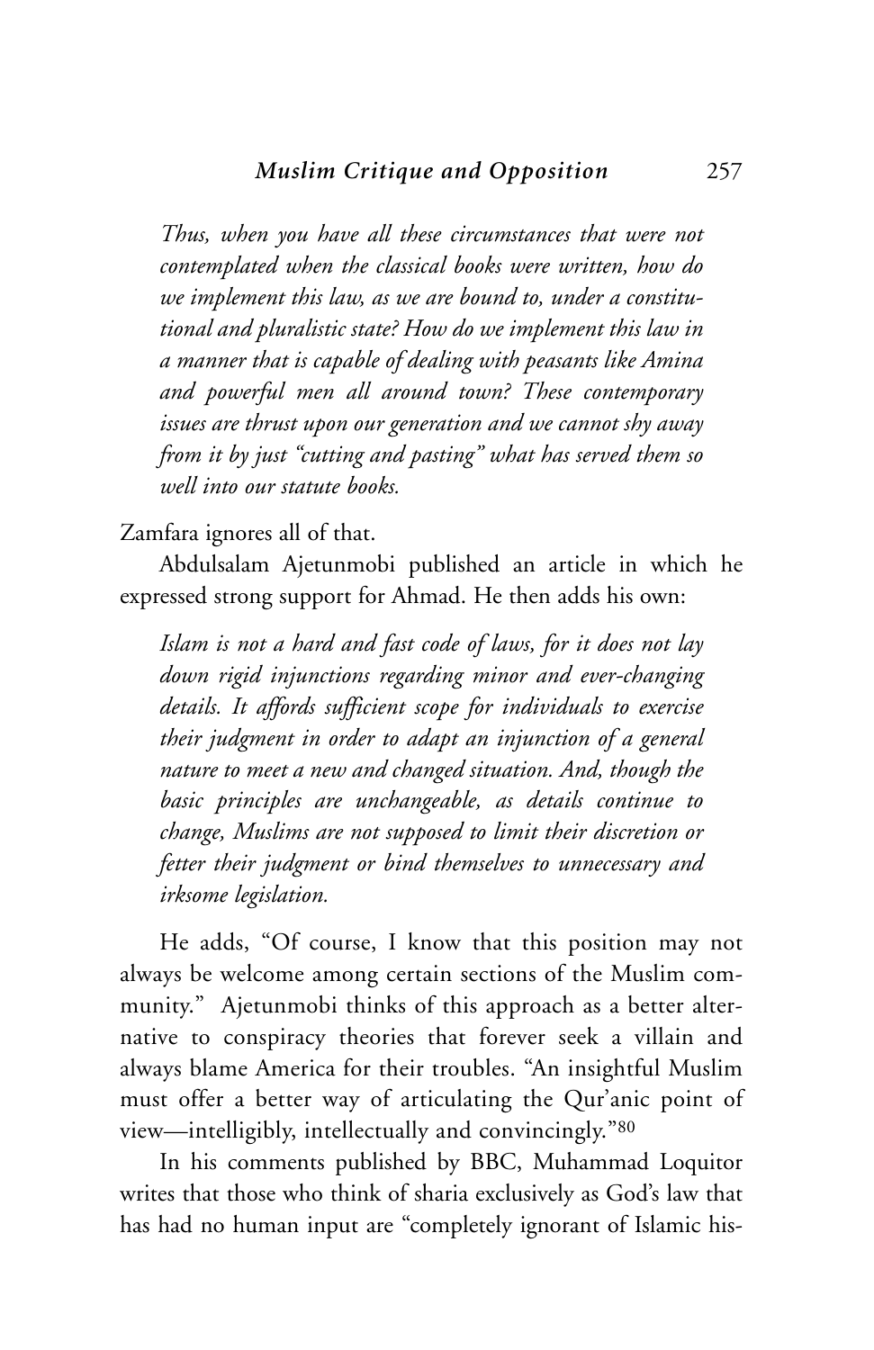*Thus, when you have all these circumstances that were not contemplated when the classical books were written, how do we implement this law, as we are bound to, under a constitutional and pluralistic state? How do we implement this law in a manner that is capable of dealing with peasants like Amina and powerful men all around town? These contemporary issues are thrust upon our generation and we cannot shy away from it by just "cutting and pasting" what has served them so well into our statute books.*

Zamfara ignores all of that.

Abdulsalam Ajetunmobi published an article in which he expressed strong support for Ahmad. He then adds his own:

*Islam is not a hard and fast code of laws, for it does not lay down rigid injunctions regarding minor and ever-changing details. It affords sufficient scope for individuals to exercise their judgment in order to adapt an injunction of a general nature to meet a new and changed situation. And, though the basic principles are unchangeable, as details continue to change, Muslims are not supposed to limit their discretion or fetter their judgment or bind themselves to unnecessary and irksome legislation.*

He adds, "Of course, I know that this position may not always be welcome among certain sections of the Muslim community." Ajetunmobi thinks of this approach as a better alternative to conspiracy theories that forever seek a villain and always blame America for their troubles. "An insightful Muslim must offer a better way of articulating the Qur'anic point of view—intelligibly, intellectually and convincingly."[80]

In his comments published by BBC, Muhammad Loquitor writes that those who think of sharia exclusively as God's law that has had no human input are "completely ignorant of Islamic his-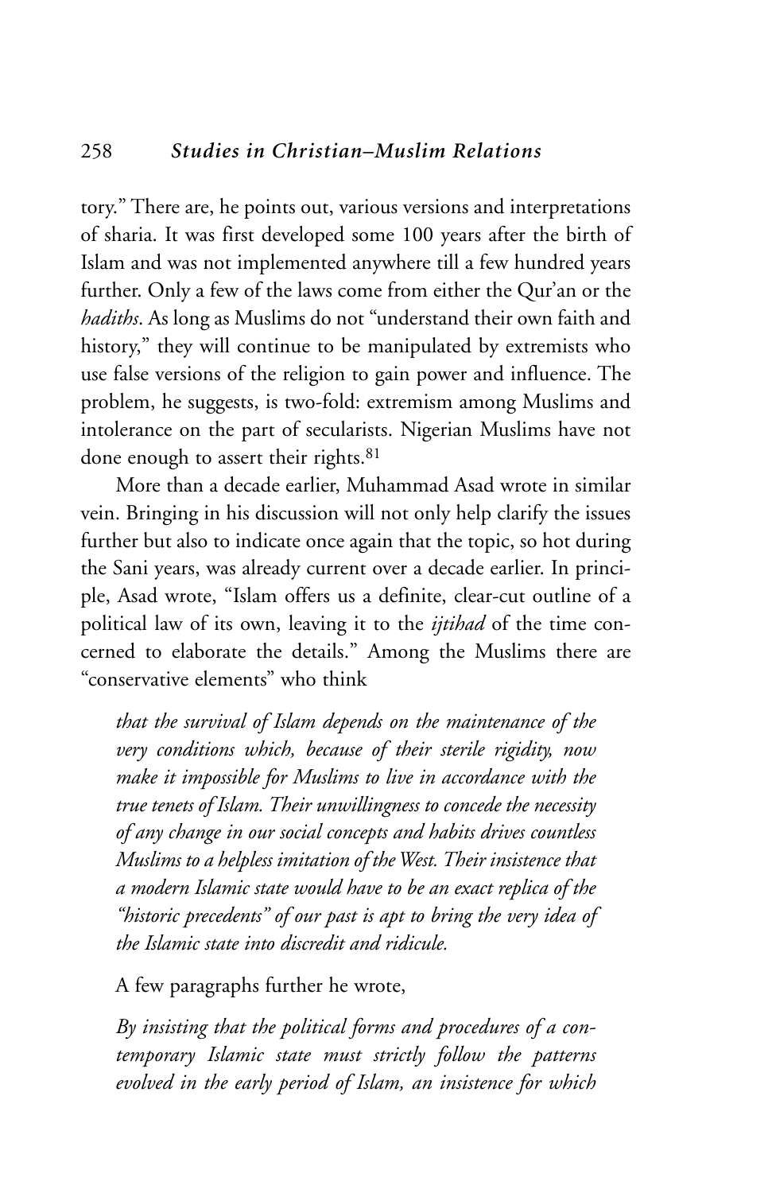tory." There are, he points out, various versions and interpretations of sharia. It was first developed some 100 years after the birth of Islam and was not implemented anywhere till a few hundred years further. Only a few of the laws come from either the Qur'an or the *hadiths*. As long as Muslims do not "understand their own faith and history," they will continue to be manipulated by extremists who use false versions of the religion to gain power and influence. The problem, he suggests, is two-fold: extremism among Muslims and intolerance on the part of secularists. Nigerian Muslims have not done enough to assert their rights.[81]

More than a decade earlier, Muhammad Asad wrote in similar vein. Bringing in his discussion will not only help clarify the issues further but also to indicate once again that the topic, so hot during the Sani years, was already current over a decade earlier. In principle, Asad wrote, "Islam offers us a definite, clear-cut outline of a political law of its own, leaving it to the *ijtihad* of the time concerned to elaborate the details." Among the Muslims there are "conservative elements" who think

> *that the survival of Islam depends on the maintenance of the very conditions which, because of their sterile rigidity, now make it impossible for Muslims to live in accordance with the true tenets of Islam. Their unwillingness to concede the necessity of any change in our social concepts and habits drives countless Muslims to a helpless imitation of the West. Their insistence that a modern Islamic state would have to be an exact replica of the "historic precedents" of our past is apt to bring the very idea of the Islamic state into discredit and ridicule.*

A few paragraphs further he wrote,

> *By insisting that the political forms and procedures of a contemporary Islamic state must strictly follow the patterns evolved in the early period of Islam, an insistence for which*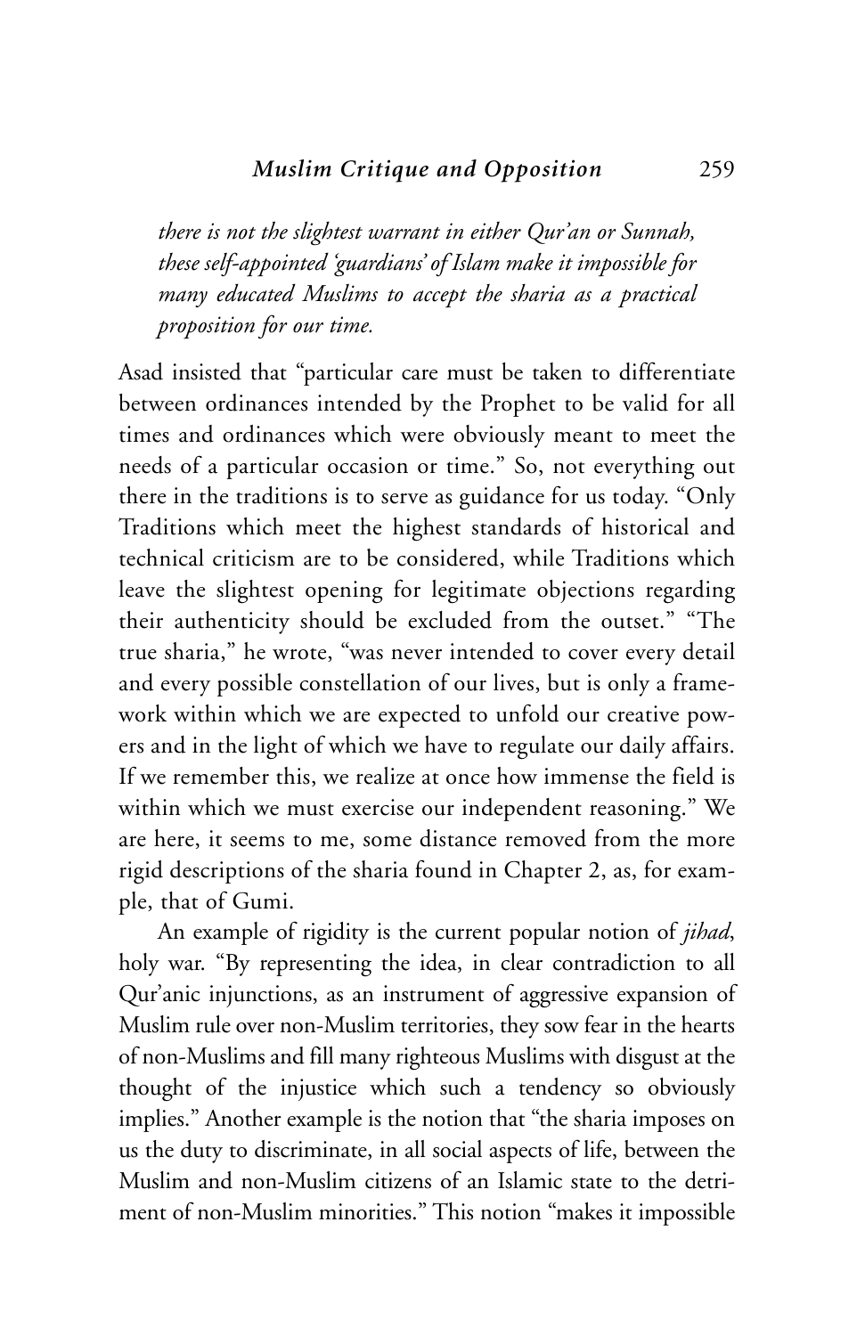*there is not the slightest warrant in either Qur'an or Sunnah, these self-appointed 'guardians' of Islam make it impossible for many educated Muslims to accept the sharia as a practical proposition for our time.*

Asad insisted that "particular care must be taken to differentiate between ordinances intended by the Prophet to be valid for all times and ordinances which were obviously meant to meet the needs of a particular occasion or time." So, not everything out there in the traditions is to serve as guidance for us today. "Only Traditions which meet the highest standards of historical and technical criticism are to be considered, while Traditions which leave the slightest opening for legitimate objections regarding their authenticity should be excluded from the outset." "The true sharia," he wrote, "was never intended to cover every detail and every possible constellation of our lives, but is only a framework within which we are expected to unfold our creative powers and in the light of which we have to regulate our daily affairs. If we remember this, we realize at once how immense the field is within which we must exercise our independent reasoning." We are here, it seems to me, some distance removed from the more rigid descriptions of the sharia found in Chapter 2, as, for example, that of Gumi.

An example of rigidity is the current popular notion of *jihad*, holy war. "By representing the idea, in clear contradiction to all Qur'anic injunctions, as an instrument of aggressive expansion of Muslim rule over non-Muslim territories, they sow fear in the hearts of non-Muslims and fill many righteous Muslims with disgust at the thought of the injustice which such a tendency so obviously implies." Another example is the notion that "the sharia imposes on us the duty to discriminate, in all social aspects of life, between the Muslim and non-Muslim citizens of an Islamic state to the detriment of non-Muslim minorities." This notion "makes it impossible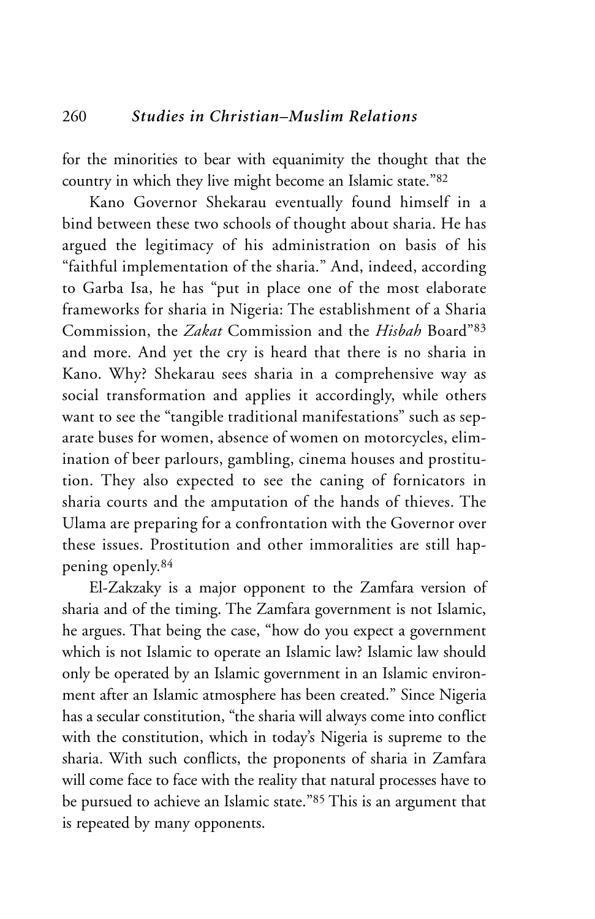for the minorities to bear with equanimity the thought that the country in which they live might become an Islamic state."[82]

Kano Governor Shekarau eventually found himself in a bind between these two schools of thought about sharia. He has argued the legitimacy of his administration on basis of his "faithful implementation of the sharia." And, indeed, according to Garba Isa, he has "put in place one of the most elaborate frameworks for sharia in Nigeria: The establishment of a Sharia Commission, the *Zakat* Commission and the *Hisbah* Board"[83] and more. And yet the cry is heard that there is no sharia in Kano. Why? Shekarau sees sharia in a comprehensive way as social transformation and applies it accordingly, while others want to see the "tangible traditional manifestations" such as separate buses for women, absence of women on motorcycles, elimination of beer parlours, gambling, cinema houses and prostitution. They also expected to see the caning of fornicators in sharia courts and the amputation of the hands of thieves. The Ulama are preparing for a confrontation with the Governor over these issues. Prostitution and other immoralities are still happening openly.[84]

El-Zakzaky is a major opponent to the Zamfara version of sharia and of the timing. The Zamfara government is not Islamic, he argues. That being the case, "how do you expect a government which is not Islamic to operate an Islamic law? Islamic law should only be operated by an Islamic government in an Islamic environment after an Islamic atmosphere has been created." Since Nigeria has a secular constitution, "the sharia will always come into conflict with the constitution, which in today's Nigeria is supreme to the sharia. With such conflicts, the proponents of sharia in Zamfara will come face to face with the reality that natural processes have to be pursued to achieve an Islamic state."[85] This is an argument that is repeated by many opponents.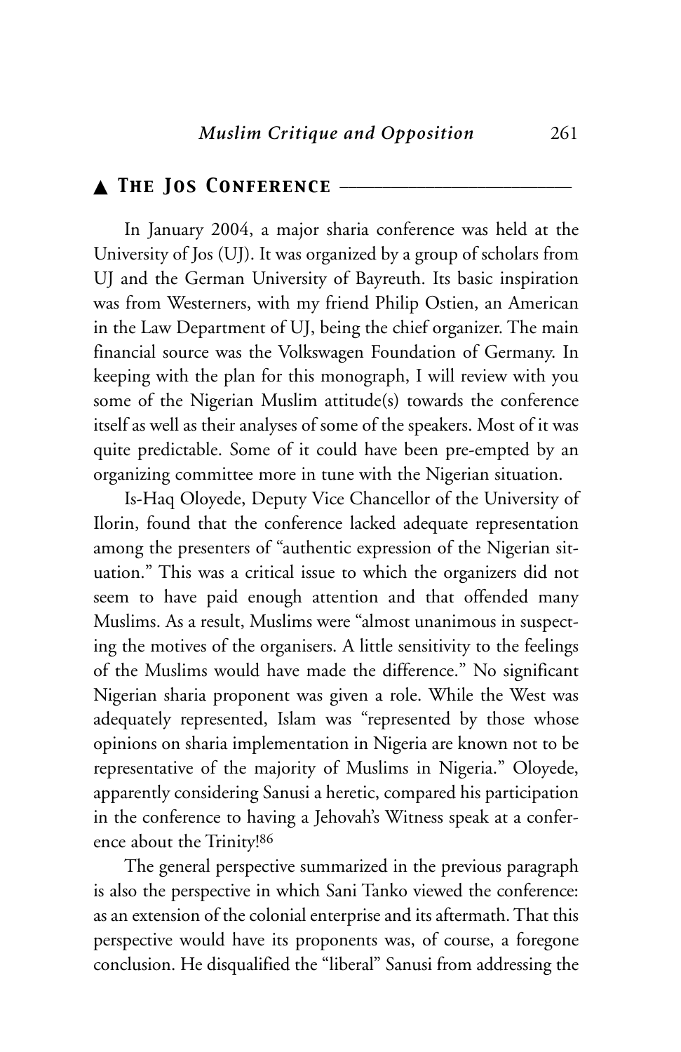## ▲ The Jos Conference

In January 2004, a major sharia conference was held at the University of Jos (UJ). It was organized by a group of scholars from UJ and the German University of Bayreuth. Its basic inspiration was from Westerners, with my friend Philip Ostien, an American in the Law Department of UJ, being the chief organizer. The main financial source was the Volkswagen Foundation of Germany. In keeping with the plan for this monograph, I will review with you some of the Nigerian Muslim attitude(s) towards the conference itself as well as their analyses of some of the speakers. Most of it was quite predictable. Some of it could have been pre-empted by an organizing committee more in tune with the Nigerian situation.

Is-Haq Oloyede, Deputy Vice Chancellor of the University of Ilorin, found that the conference lacked adequate representation among the presenters of "authentic expression of the Nigerian situation." This was a critical issue to which the organizers did not seem to have paid enough attention and that offended many Muslims. As a result, Muslims were "almost unanimous in suspecting the motives of the organisers. A little sensitivity to the feelings of the Muslims would have made the difference." No significant Nigerian sharia proponent was given a role. While the West was adequately represented, Islam was "represented by those whose opinions on sharia implementation in Nigeria are known not to be representative of the majority of Muslims in Nigeria." Oloyede, apparently considering Sanusi a heretic, compared his participation in the conference to having a Jehovah's Witness speak at a conference about the Trinity![86]

The general perspective summarized in the previous paragraph is also the perspective in which Sani Tanko viewed the conference: as an extension of the colonial enterprise and its aftermath. That this perspective would have its proponents was, of course, a foregone conclusion. He disqualified the "liberal" Sanusi from addressing the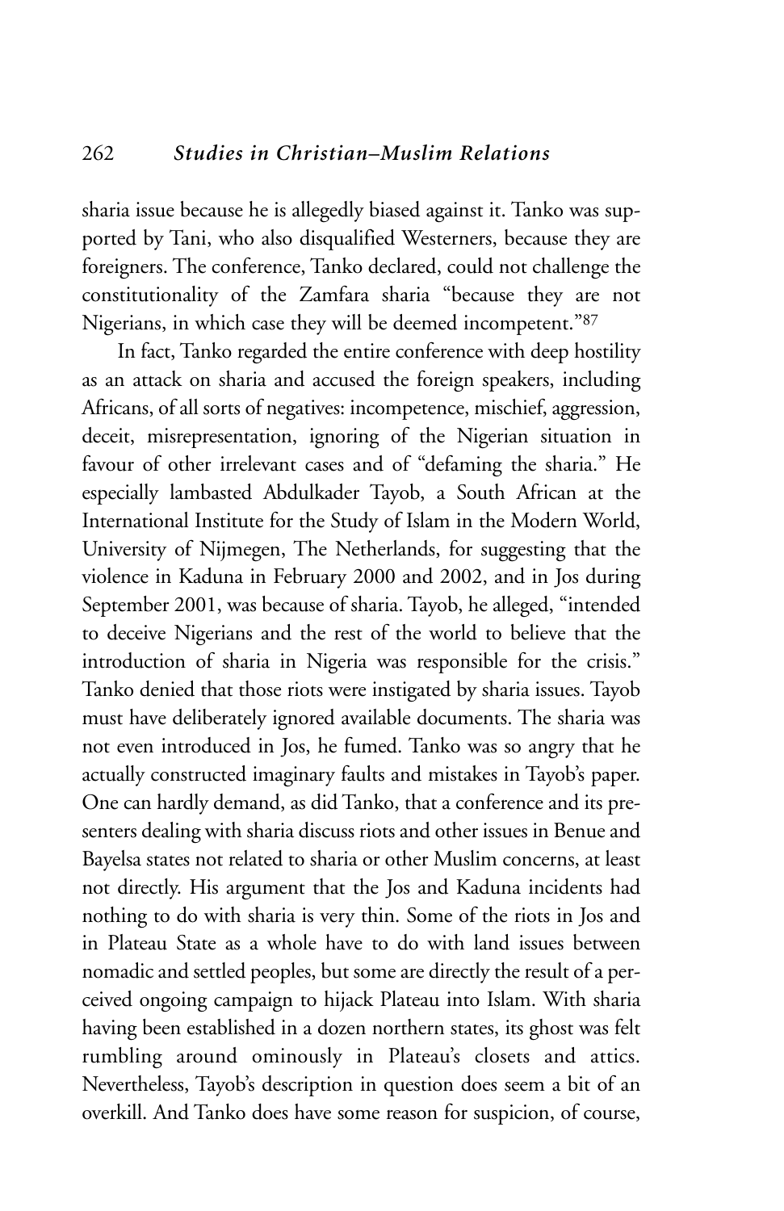sharia issue because he is allegedly biased against it. Tanko was supported by Tani, who also disqualified Westerners, because they are foreigners. The conference, Tanko declared, could not challenge the constitutionality of the Zamfara sharia "because they are not Nigerians, in which case they will be deemed incompetent."[87]

In fact, Tanko regarded the entire conference with deep hostility as an attack on sharia and accused the foreign speakers, including Africans, of all sorts of negatives: incompetence, mischief, aggression, deceit, misrepresentation, ignoring of the Nigerian situation in favour of other irrelevant cases and of "defaming the sharia." He especially lambasted Abdulkader Tayob, a South African at the International Institute for the Study of Islam in the Modern World, University of Nijmegen, The Netherlands, for suggesting that the violence in Kaduna in February 2000 and 2002, and in Jos during September 2001, was because of sharia. Tayob, he alleged, "intended to deceive Nigerians and the rest of the world to believe that the introduction of sharia in Nigeria was responsible for the crisis." Tanko denied that those riots were instigated by sharia issues. Tayob must have deliberately ignored available documents. The sharia was not even introduced in Jos, he fumed. Tanko was so angry that he actually constructed imaginary faults and mistakes in Tayob's paper. One can hardly demand, as did Tanko, that a conference and its presenters dealing with sharia discuss riots and other issues in Benue and Bayelsa states not related to sharia or other Muslim concerns, at least not directly. His argument that the Jos and Kaduna incidents had nothing to do with sharia is very thin. Some of the riots in Jos and in Plateau State as a whole have to do with land issues between nomadic and settled peoples, but some are directly the result of a perceived ongoing campaign to hijack Plateau into Islam. With sharia having been established in a dozen northern states, its ghost was felt rumbling around ominously in Plateau's closets and attics. Nevertheless, Tayob's description in question does seem a bit of an overkill. And Tanko does have some reason for suspicion, of course,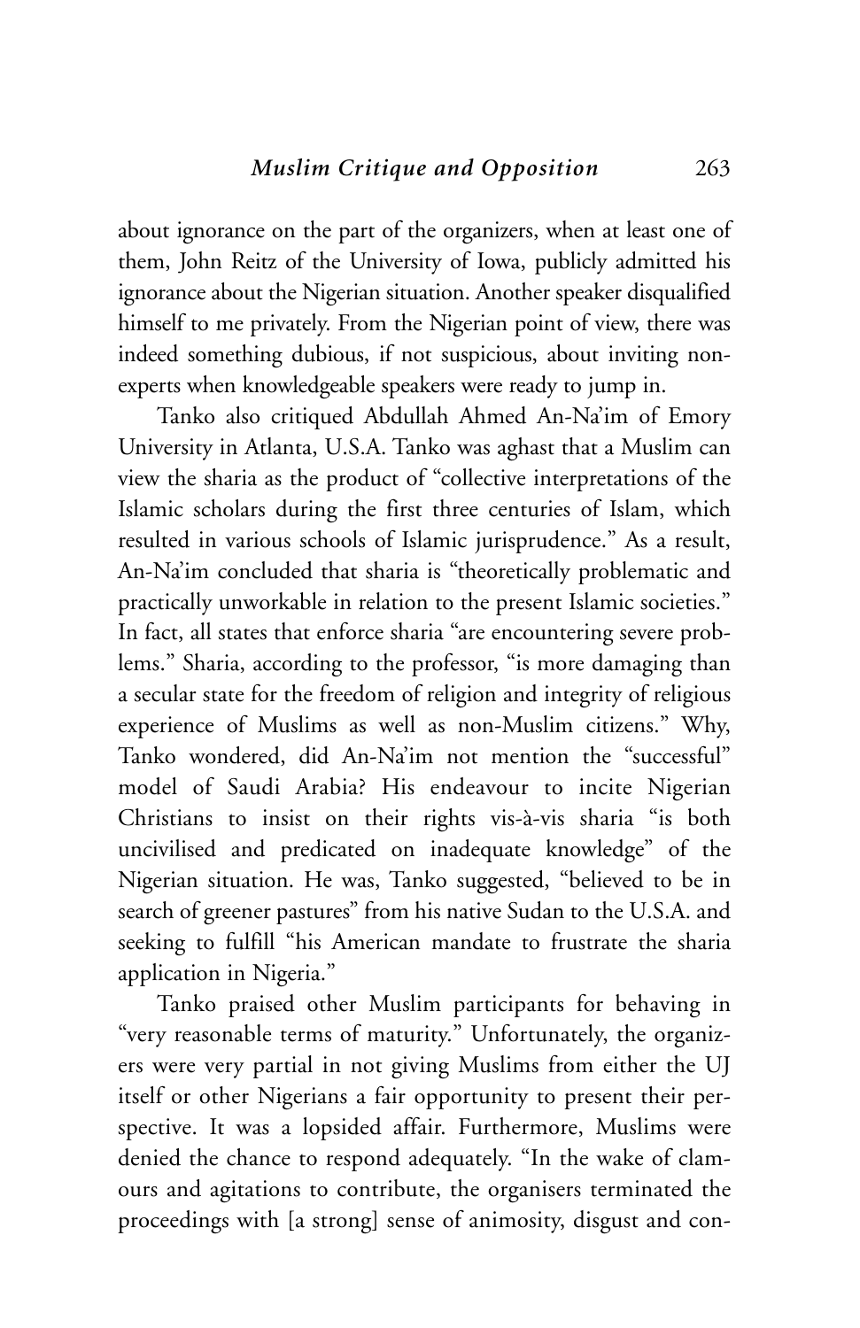about ignorance on the part of the organizers, when at least one of them, John Reitz of the University of Iowa, publicly admitted his ignorance about the Nigerian situation. Another speaker disqualified himself to me privately. From the Nigerian point of view, there was indeed something dubious, if not suspicious, about inviting non-experts when knowledgeable speakers were ready to jump in.

Tanko also critiqued Abdullah Ahmed An-Na'im of Emory University in Atlanta, U.S.A. Tanko was aghast that a Muslim can view the sharia as the product of "collective interpretations of the Islamic scholars during the first three centuries of Islam, which resulted in various schools of Islamic jurisprudence." As a result, An-Na'im concluded that sharia is "theoretically problematic and practically unworkable in relation to the present Islamic societies." In fact, all states that enforce sharia "are encountering severe problems." Sharia, according to the professor, "is more damaging than a secular state for the freedom of religion and integrity of religious experience of Muslims as well as non-Muslim citizens." Why, Tanko wondered, did An-Na'im not mention the "successful" model of Saudi Arabia? His endeavour to incite Nigerian Christians to insist on their rights vis-à-vis sharia "is both uncivilised and predicated on inadequate knowledge" of the Nigerian situation. He was, Tanko suggested, "believed to be in search of greener pastures" from his native Sudan to the U.S.A. and seeking to fulfill "his American mandate to frustrate the sharia application in Nigeria."

Tanko praised other Muslim participants for behaving in "very reasonable terms of maturity." Unfortunately, the organizers were very partial in not giving Muslims from either the UJ itself or other Nigerians a fair opportunity to present their perspective. It was a lopsided affair. Furthermore, Muslims were denied the chance to respond adequately. "In the wake of clamours and agitations to contribute, the organisers terminated the proceedings with [a strong] sense of animosity, disgust and con-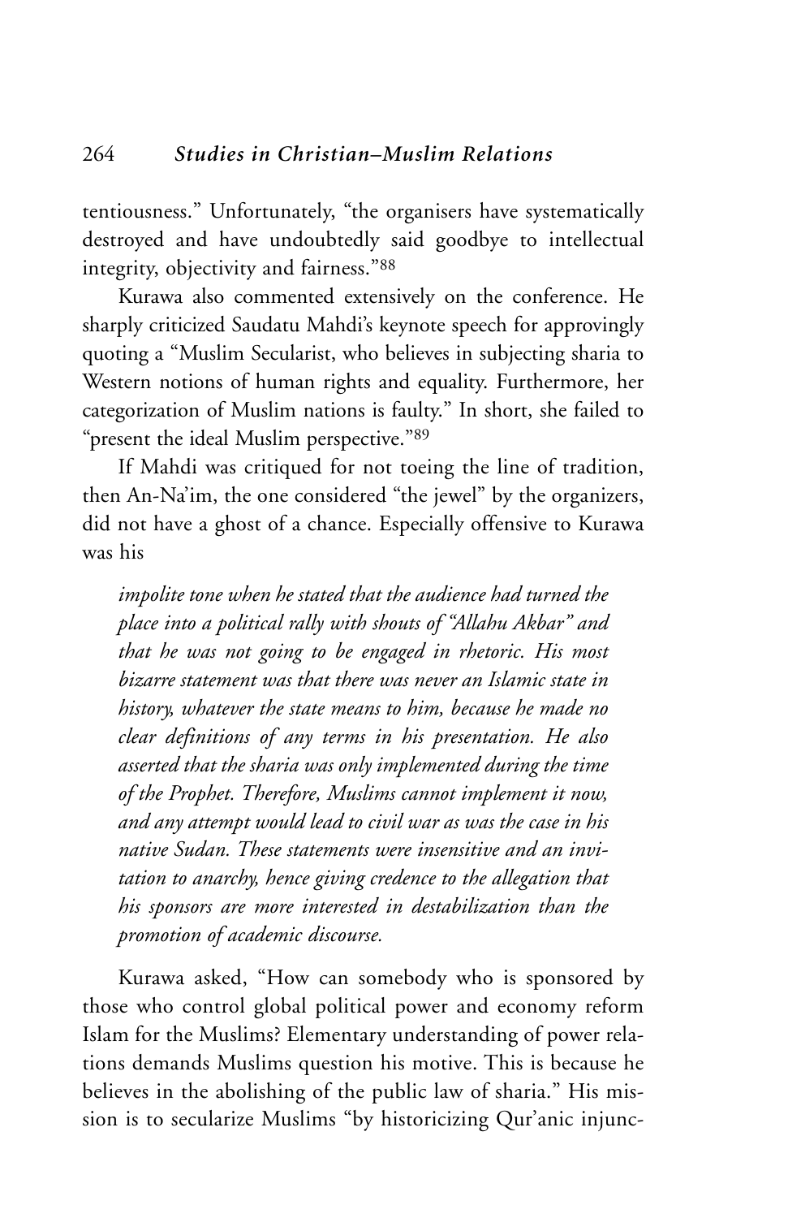tentiousness." Unfortunately, "the organisers have systematically destroyed and have undoubtedly said goodbye to intellectual integrity, objectivity and fairness."[88]

Kurawa also commented extensively on the conference. He sharply criticized Saudatu Mahdi's keynote speech for approvingly quoting a "Muslim Secularist, who believes in subjecting sharia to Western notions of human rights and equality. Furthermore, her categorization of Muslim nations is faulty." In short, she failed to "present the ideal Muslim perspective."[89]

If Mahdi was critiqued for not toeing the line of tradition, then An-Na'im, the one considered "the jewel" by the organizers, did not have a ghost of a chance. Especially offensive to Kurawa was his

> *impolite tone when he stated that the audience had turned the place into a political rally with shouts of "Allahu Akbar" and that he was not going to be engaged in rhetoric. His most bizarre statement was that there was never an Islamic state in history, whatever the state means to him, because he made no clear definitions of any terms in his presentation. He also asserted that the sharia was only implemented during the time of the Prophet. Therefore, Muslims cannot implement it now, and any attempt would lead to civil war as was the case in his native Sudan. These statements were insensitive and an invitation to anarchy, hence giving credence to the allegation that his sponsors are more interested in destabilization than the promotion of academic discourse.*

Kurawa asked, "How can somebody who is sponsored by those who control global political power and economy reform Islam for the Muslims? Elementary understanding of power relations demands Muslims question his motive. This is because he believes in the abolishing of the public law of sharia." His mission is to secularize Muslims "by historicizing Qur'anic injunc-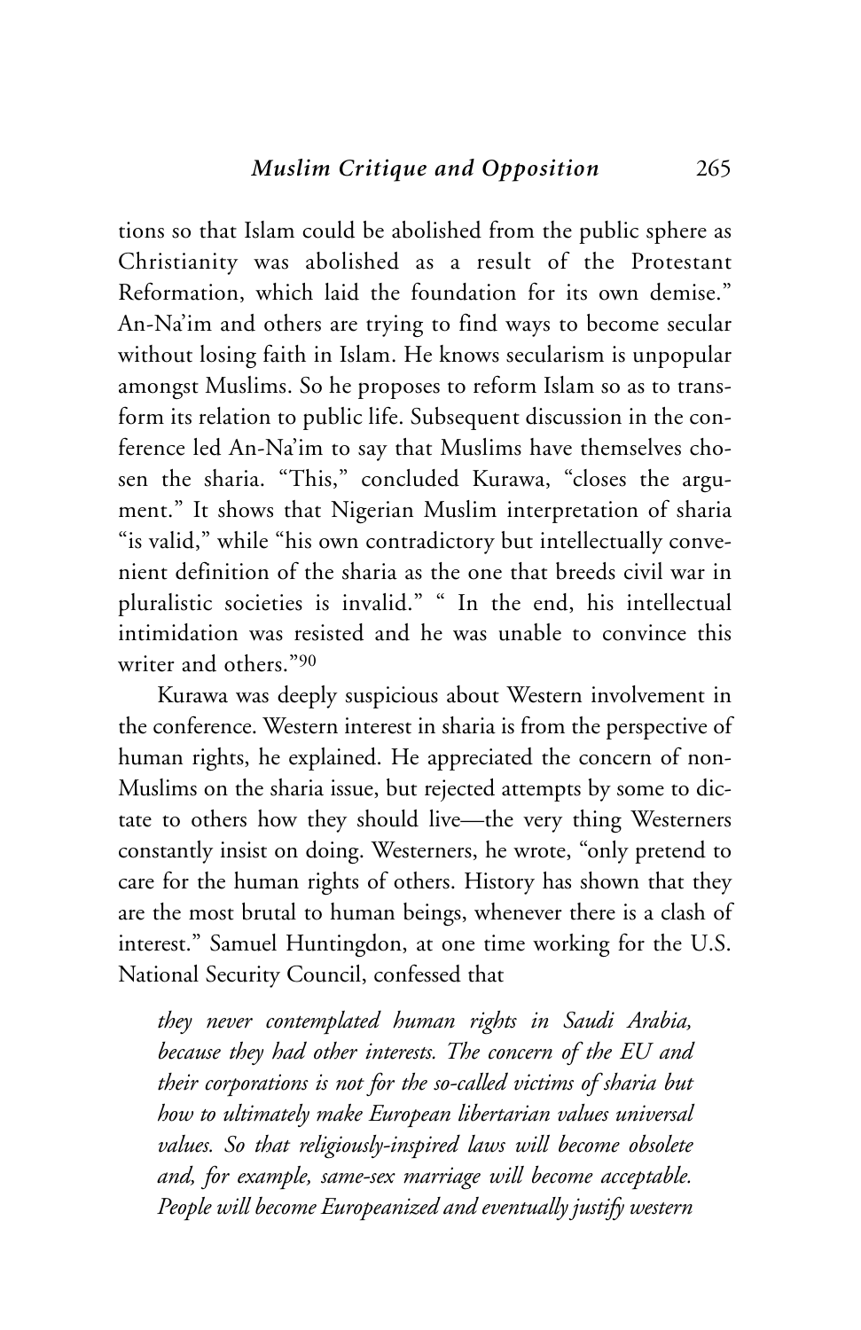tions so that Islam could be abolished from the public sphere as Christianity was abolished as a result of the Protestant Reformation, which laid the foundation for its own demise." An-Na'im and others are trying to find ways to become secular without losing faith in Islam. He knows secularism is unpopular amongst Muslims. So he proposes to reform Islam so as to transform its relation to public life. Subsequent discussion in the conference led An-Na'im to say that Muslims have themselves chosen the sharia. "This," concluded Kurawa, "closes the argument." It shows that Nigerian Muslim interpretation of sharia "is valid," while "his own contradictory but intellectually convenient definition of the sharia as the one that breeds civil war in pluralistic societies is invalid." " In the end, his intellectual intimidation was resisted and he was unable to convince this writer and others."[90]

Kurawa was deeply suspicious about Western involvement in the conference. Western interest in sharia is from the perspective of human rights, he explained. He appreciated the concern of non-Muslims on the sharia issue, but rejected attempts by some to dictate to others how they should live—the very thing Westerners constantly insist on doing. Westerners, he wrote, "only pretend to care for the human rights of others. History has shown that they are the most brutal to human beings, whenever there is a clash of interest." Samuel Huntingdon, at one time working for the U.S. National Security Council, confessed that

> *they never contemplated human rights in Saudi Arabia, because they had other interests. The concern of the EU and their corporations is not for the so-called victims of sharia but how to ultimately make European libertarian values universal values. So that religiously-inspired laws will become obsolete and, for example, same-sex marriage will become acceptable. People will become Europeanized and eventually justify western*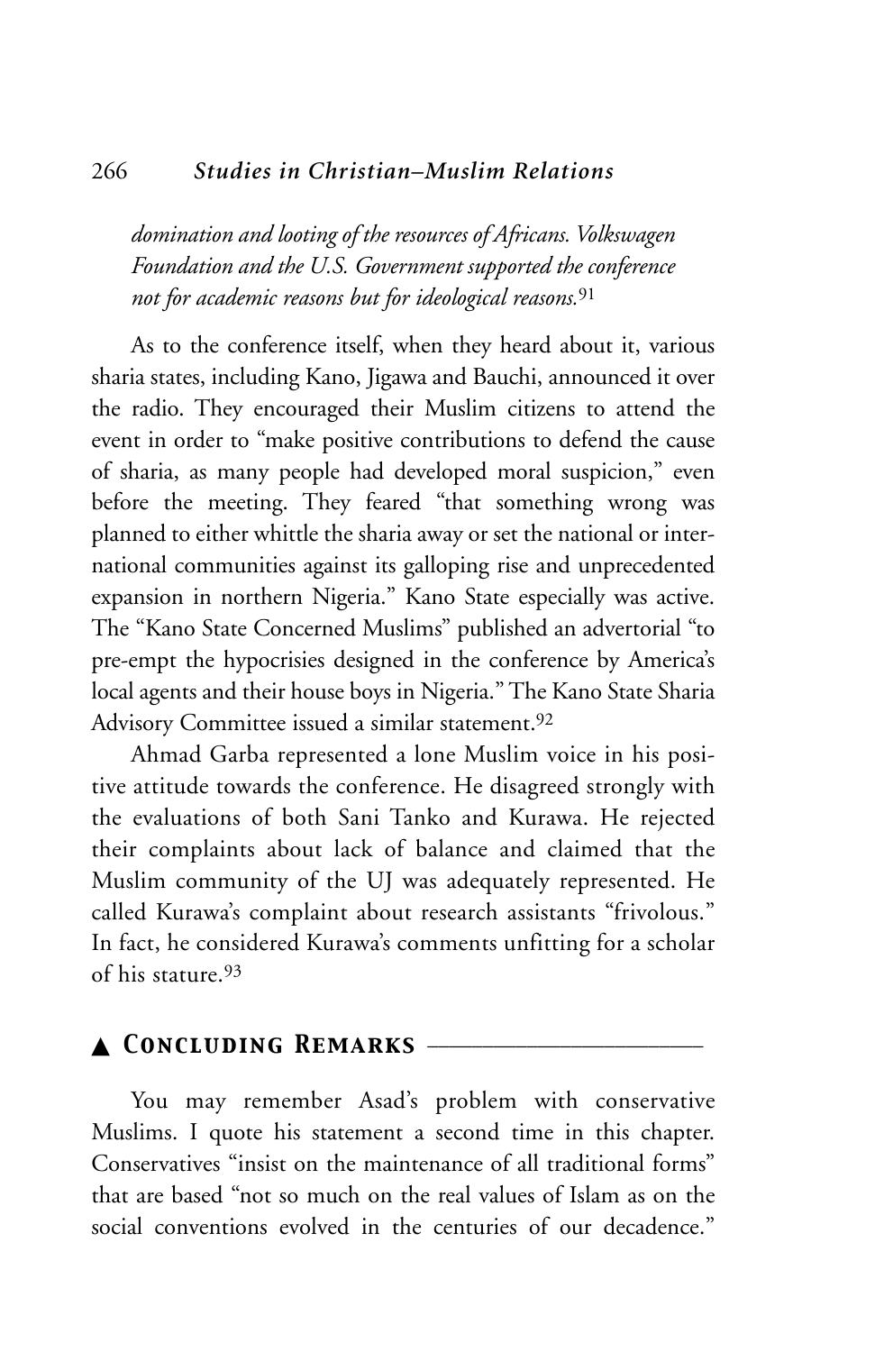*domination and looting of the resources of Africans. Volkswagen Foundation and the U.S. Government supported the conference not for academic reasons but for ideological reasons.*[91]

As to the conference itself, when they heard about it, various sharia states, including Kano, Jigawa and Bauchi, announced it over the radio. They encouraged their Muslim citizens to attend the event in order to "make positive contributions to defend the cause of sharia, as many people had developed moral suspicion," even before the meeting. They feared "that something wrong was planned to either whittle the sharia away or set the national or international communities against its galloping rise and unprecedented expansion in northern Nigeria." Kano State especially was active. The "Kano State Concerned Muslims" published an advertorial "to pre-empt the hypocrisies designed in the conference by America's local agents and their house boys in Nigeria." The Kano State Sharia Advisory Committee issued a similar statement.[92]

Ahmad Garba represented a lone Muslim voice in his positive attitude towards the conference. He disagreed strongly with the evaluations of both Sani Tanko and Kurawa. He rejected their complaints about lack of balance and claimed that the Muslim community of the UJ was adequately represented. He called Kurawa's complaint about research assistants "frivolous." In fact, he considered Kurawa's comments unfitting for a scholar of his stature.[93]

## ▲ Concluding Remarks

You may remember Asad's problem with conservative Muslims. I quote his statement a second time in this chapter. Conservatives "insist on the maintenance of all traditional forms" that are based "not so much on the real values of Islam as on the social conventions evolved in the centuries of our decadence."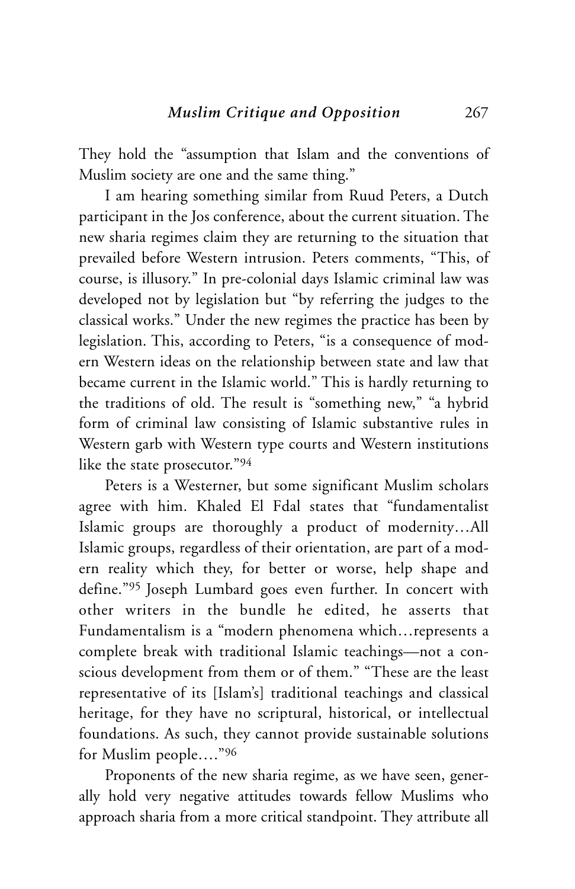They hold the "assumption that Islam and the conventions of Muslim society are one and the same thing."

I am hearing something similar from Ruud Peters, a Dutch participant in the Jos conference, about the current situation. The new sharia regimes claim they are returning to the situation that prevailed before Western intrusion. Peters comments, "This, of course, is illusory." In pre-colonial days Islamic criminal law was developed not by legislation but "by referring the judges to the classical works." Under the new regimes the practice has been by legislation. This, according to Peters, "is a consequence of modern Western ideas on the relationship between state and law that became current in the Islamic world." This is hardly returning to the traditions of old. The result is "something new," "a hybrid form of criminal law consisting of Islamic substantive rules in Western garb with Western type courts and Western institutions like the state prosecutor."[94]

Peters is a Westerner, but some significant Muslim scholars agree with him. Khaled El Fdal states that "fundamentalist Islamic groups are thoroughly a product of modernity…All Islamic groups, regardless of their orientation, are part of a modern reality which they, for better or worse, help shape and define."[95] Joseph Lumbard goes even further. In concert with other writers in the bundle he edited, he asserts that Fundamentalism is a "modern phenomena which…represents a complete break with traditional Islamic teachings—not a conscious development from them or of them." "These are the least representative of its [Islam's] traditional teachings and classical heritage, for they have no scriptural, historical, or intellectual foundations. As such, they cannot provide sustainable solutions for Muslim people…."[96]

Proponents of the new sharia regime, as we have seen, generally hold very negative attitudes towards fellow Muslims who approach sharia from a more critical standpoint. They attribute all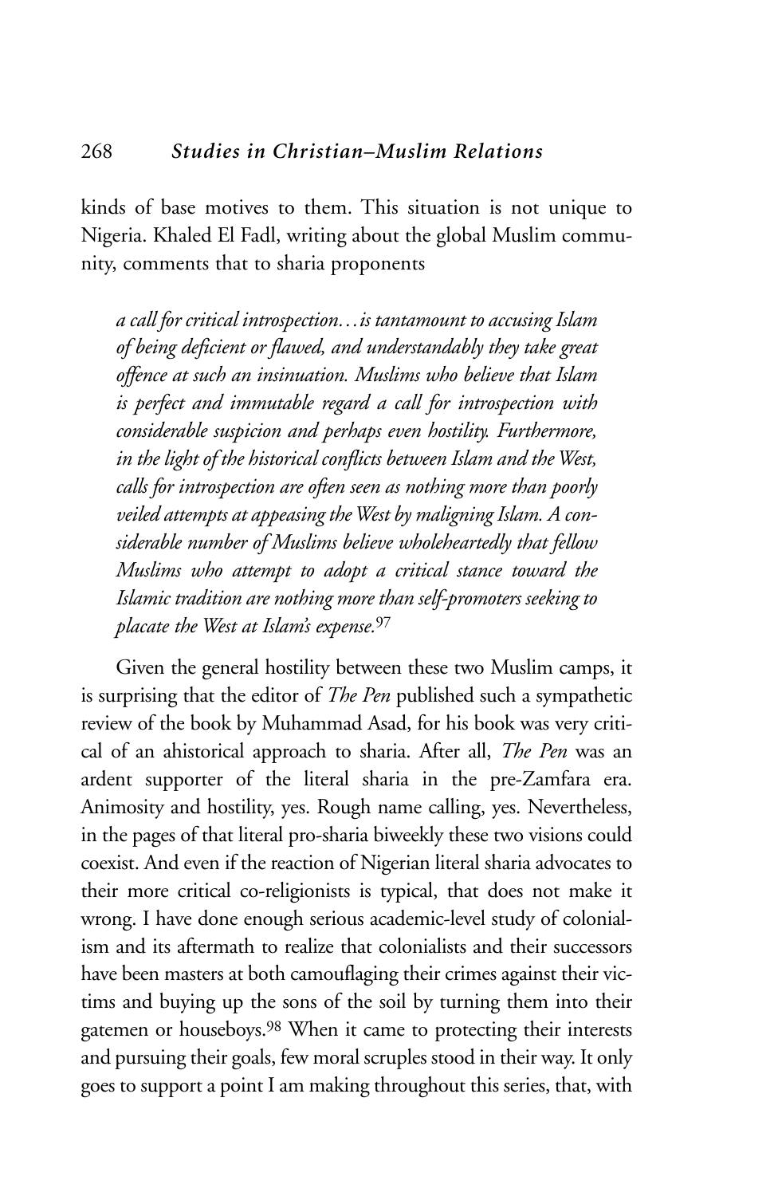kinds of base motives to them. This situation is not unique to Nigeria. Khaled El Fadl, writing about the global Muslim community, comments that to sharia proponents

> *a call for critical introspection…is tantamount to accusing Islam of being deficient or flawed, and understandably they take great offence at such an insinuation. Muslims who believe that Islam is perfect and immutable regard a call for introspection with considerable suspicion and perhaps even hostility. Furthermore, in the light of the historical conflicts between Islam and the West, calls for introspection are often seen as nothing more than poorly veiled attempts at appeasing the West by maligning Islam. A considerable number of Muslims believe wholeheartedly that fellow Muslims who attempt to adopt a critical stance toward the Islamic tradition are nothing more than self-promoters seeking to placate the West at Islam's expense.*[97]

Given the general hostility between these two Muslim camps, it is surprising that the editor of *The Pen* published such a sympathetic review of the book by Muhammad Asad, for his book was very critical of an ahistorical approach to sharia. After all, *The Pen* was an ardent supporter of the literal sharia in the pre-Zamfara era. Animosity and hostility, yes. Rough name calling, yes. Nevertheless, in the pages of that literal pro-sharia biweekly these two visions could coexist. And even if the reaction of Nigerian literal sharia advocates to their more critical co-religionists is typical, that does not make it wrong. I have done enough serious academic-level study of colonialism and its aftermath to realize that colonialists and their successors have been masters at both camouflaging their crimes against their victims and buying up the sons of the soil by turning them into their gatemen or houseboys.[98] When it came to protecting their interests and pursuing their goals, few moral scruples stood in their way. It only goes to support a point I am making throughout this series, that, with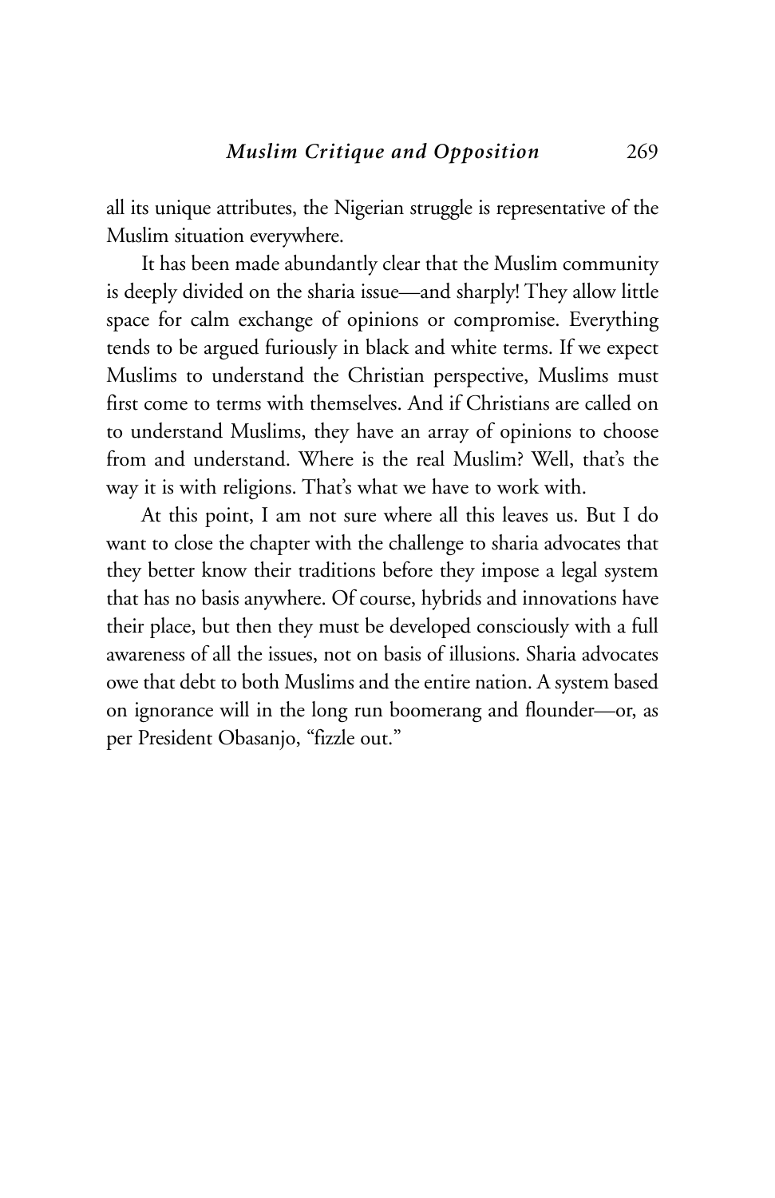all its unique attributes, the Nigerian struggle is representative of the Muslim situation everywhere.

It has been made abundantly clear that the Muslim community is deeply divided on the sharia issue—and sharply! They allow little space for calm exchange of opinions or compromise. Everything tends to be argued furiously in black and white terms. If we expect Muslims to understand the Christian perspective, Muslims must first come to terms with themselves. And if Christians are called on to understand Muslims, they have an array of opinions to choose from and understand. Where is the real Muslim? Well, that's the way it is with religions. That's what we have to work with.

At this point, I am not sure where all this leaves us. But I do want to close the chapter with the challenge to sharia advocates that they better know their traditions before they impose a legal system that has no basis anywhere. Of course, hybrids and innovations have their place, but then they must be developed consciously with a full awareness of all the issues, not on basis of illusions. Sharia advocates owe that debt to both Muslims and the entire nation. A system based on ignorance will in the long run boomerang and flounder—or, as per President Obasanjo, "fizzle out."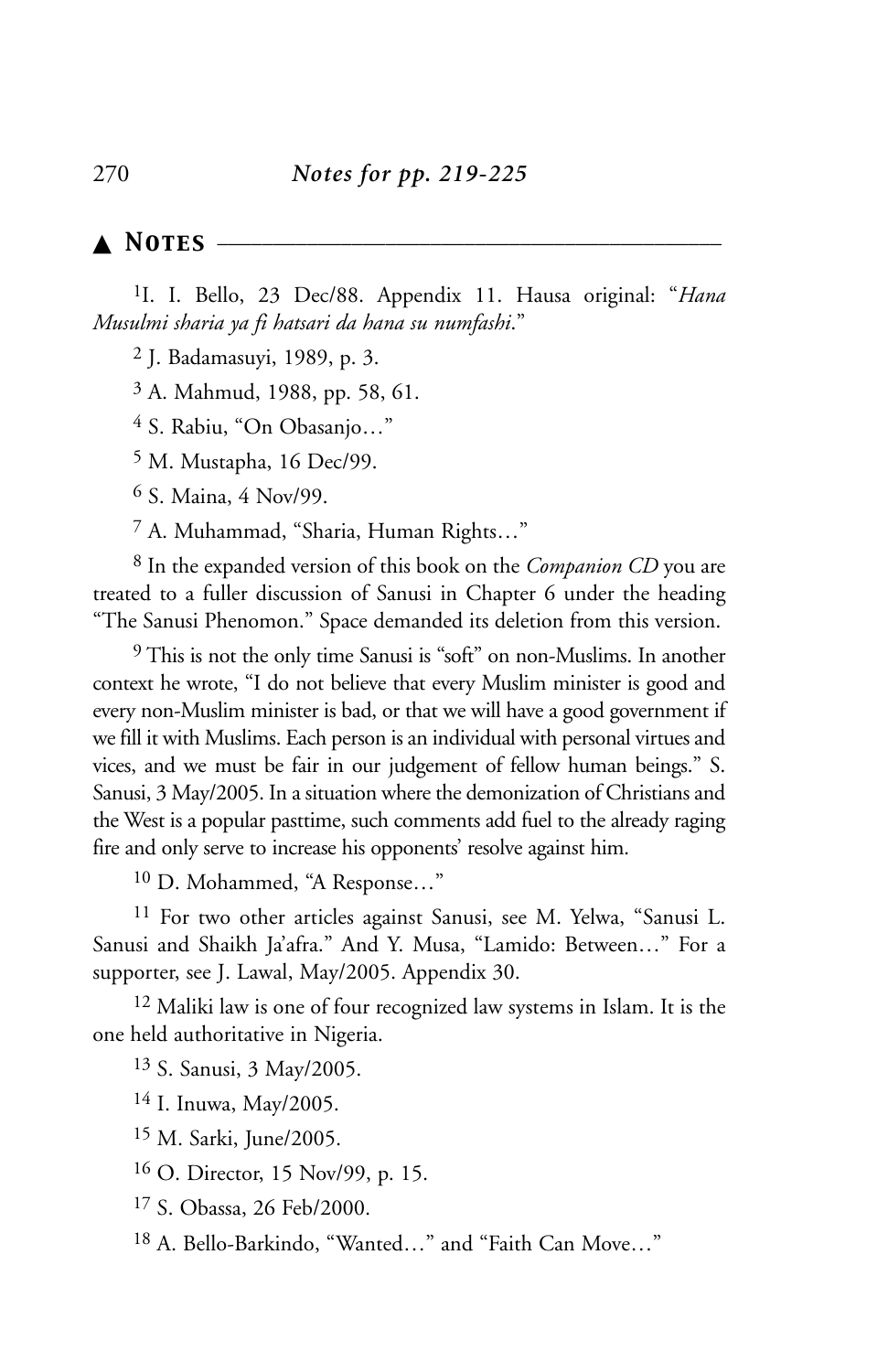## ▲ NOTES

[1]I. I. Bello, 23 Dec/88. Appendix 11. Hausa original: "*Hana Musulmi sharia ya fi hatsari da hana su numfashi*."

[2] J. Badamasuyi, 1989, p. 3.

[3] A. Mahmud, 1988, pp. 58, 61.

[4] S. Rabiu, "On Obasanjo…"

[5] M. Mustapha, 16 Dec/99.

[6] S. Maina, 4 Nov/99.

[7] A. Muhammad, "Sharia, Human Rights…"

[8] In the expanded version of this book on the *Companion CD* you are treated to a fuller discussion of Sanusi in Chapter 6 under the heading "The Sanusi Phenomon." Space demanded its deletion from this version.

[9] This is not the only time Sanusi is "soft" on non-Muslims. In another context he wrote, "I do not believe that every Muslim minister is good and every non-Muslim minister is bad, or that we will have a good government if we fill it with Muslims. Each person is an individual with personal virtues and vices, and we must be fair in our judgement of fellow human beings." S. Sanusi, 3 May/2005. In a situation where the demonization of Christians and the West is a popular pasttime, such comments add fuel to the already raging fire and only serve to increase his opponents' resolve against him.

[10] D. Mohammed, "A Response…"

[11] For two other articles against Sanusi, see M. Yelwa, "Sanusi L. Sanusi and Shaikh Ja'afra." And Y. Musa, "Lamido: Between…" For a supporter, see J. Lawal, May/2005. Appendix 30.

[12] Maliki law is one of four recognized law systems in Islam. It is the one held authoritative in Nigeria.

[13] S. Sanusi, 3 May/2005.

[14] I. Inuwa, May/2005.

[15] M. Sarki, June/2005.

[16] O. Director, 15 Nov/99, p. 15.

[17] S. Obassa, 26 Feb/2000.

[18] A. Bello-Barkindo, "Wanted…" and "Faith Can Move…"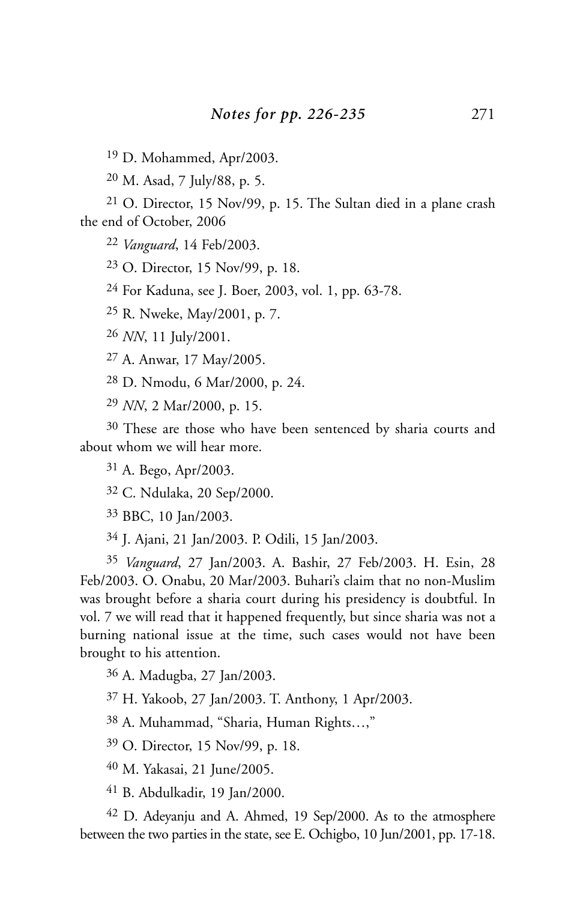[19] D. Mohammed, Apr/2003.

[20] M. Asad, 7 July/88, p. 5.

[21] O. Director, 15 Nov/99, p. 15. The Sultan died in a plane crash the end of October, 2006

[22] *Vanguard*, 14 Feb/2003.

[23] O. Director, 15 Nov/99, p. 18.

[24] For Kaduna, see J. Boer, 2003, vol. 1, pp. 63-78.

[25] R. Nweke, May/2001, p. 7.

[26] *NN*, 11 July/2001.

[27] A. Anwar, 17 May/2005.

[28] D. Nmodu, 6 Mar/2000, p. 24.

[29] *NN*, 2 Mar/2000, p. 15.

[30] These are those who have been sentenced by sharia courts and about whom we will hear more.

[31] A. Bego, Apr/2003.

[32] C. Ndulaka, 20 Sep/2000.

[33] BBC, 10 Jan/2003.

[34] J. Ajani, 21 Jan/2003. P. Odili, 15 Jan/2003.

[35] *Vanguard*, 27 Jan/2003. A. Bashir, 27 Feb/2003. H. Esin, 28 Feb/2003. O. Onabu, 20 Mar/2003. Buhari's claim that no non-Muslim was brought before a sharia court during his presidency is doubtful. In vol. 7 we will read that it happened frequently, but since sharia was not a burning national issue at the time, such cases would not have been brought to his attention.

[36] A. Madugba, 27 Jan/2003.

[37] H. Yakoob, 27 Jan/2003. T. Anthony, 1 Apr/2003.

[38] A. Muhammad, "Sharia, Human Rights…,"

[39] O. Director, 15 Nov/99, p. 18.

[40] M. Yakasai, 21 June/2005.

[41] B. Abdulkadir, 19 Jan/2000.

[42] D. Adeyanju and A. Ahmed, 19 Sep/2000. As to the atmosphere between the two parties in the state, see E. Ochigbo, 10 Jun/2001, pp. 17-18.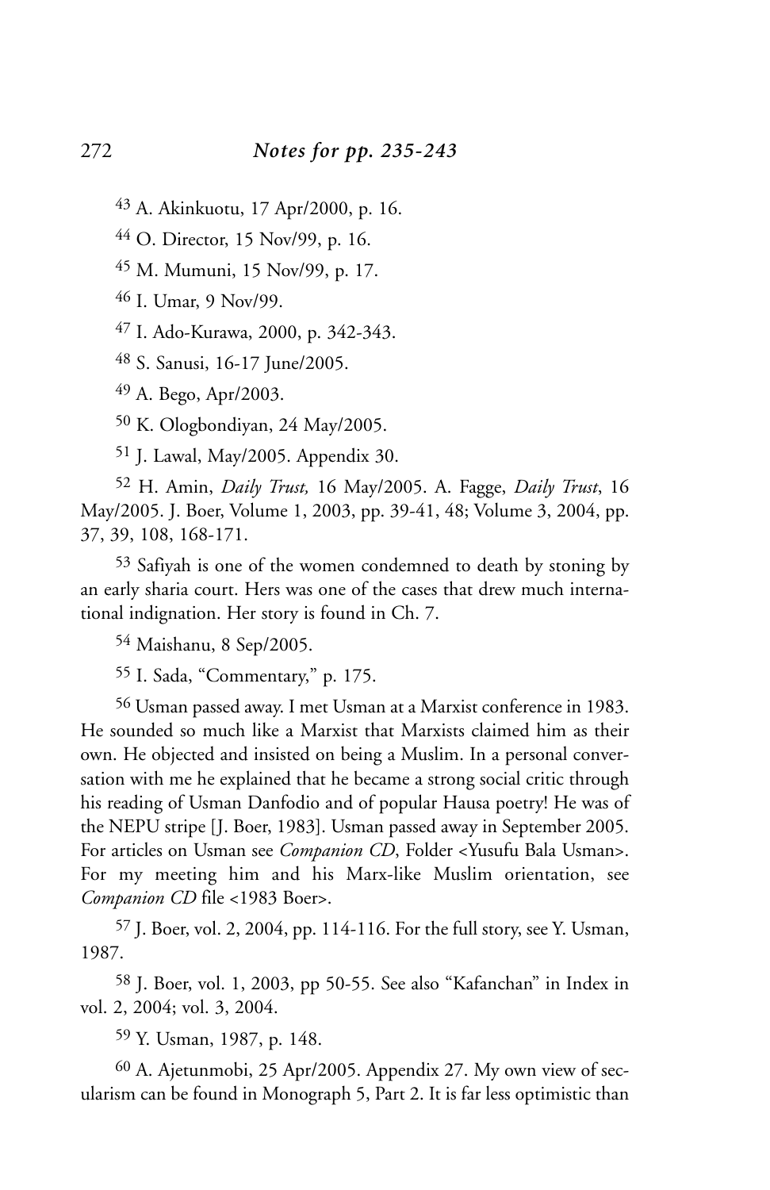[43] A. Akinkuotu, 17 Apr/2000, p. 16.

[44] O. Director, 15 Nov/99, p. 16.

[45] M. Mumuni, 15 Nov/99, p. 17.

[46] I. Umar, 9 Nov/99.

[47] I. Ado-Kurawa, 2000, p. 342-343.

[48] S. Sanusi, 16-17 June/2005.

[49] A. Bego, Apr/2003.

[50] K. Ologbondiyan, 24 May/2005.

[51] J. Lawal, May/2005. Appendix 30.

[52] H. Amin, *Daily Trust,* 16 May/2005. A. Fagge, *Daily Trust*, 16 May/2005. J. Boer, Volume 1, 2003, pp. 39-41, 48; Volume 3, 2004, pp. 37, 39, 108, 168-171.

[53] Safiyah is one of the women condemned to death by stoning by an early sharia court. Hers was one of the cases that drew much international indignation. Her story is found in Ch. 7.

[54] Maishanu, 8 Sep/2005.

[55] I. Sada, "Commentary," p. 175.

[56] Usman passed away. I met Usman at a Marxist conference in 1983. He sounded so much like a Marxist that Marxists claimed him as their own. He objected and insisted on being a Muslim. In a personal conversation with me he explained that he became a strong social critic through his reading of Usman Danfodio and of popular Hausa poetry! He was of the NEPU stripe [J. Boer, 1983]. Usman passed away in September 2005. For articles on Usman see *Companion CD*, Folder <Yusufu Bala Usman>. For my meeting him and his Marx-like Muslim orientation, see *Companion CD* file <1983 Boer>.

[57] J. Boer, vol. 2, 2004, pp. 114-116. For the full story, see Y. Usman, 1987.

[58] J. Boer, vol. 1, 2003, pp 50-55. See also "Kafanchan" in Index in vol. 2, 2004; vol. 3, 2004.

[59] Y. Usman, 1987, p. 148.

[60] A. Ajetunmobi, 25 Apr/2005. Appendix 27. My own view of secularism can be found in Monograph 5, Part 2. It is far less optimistic than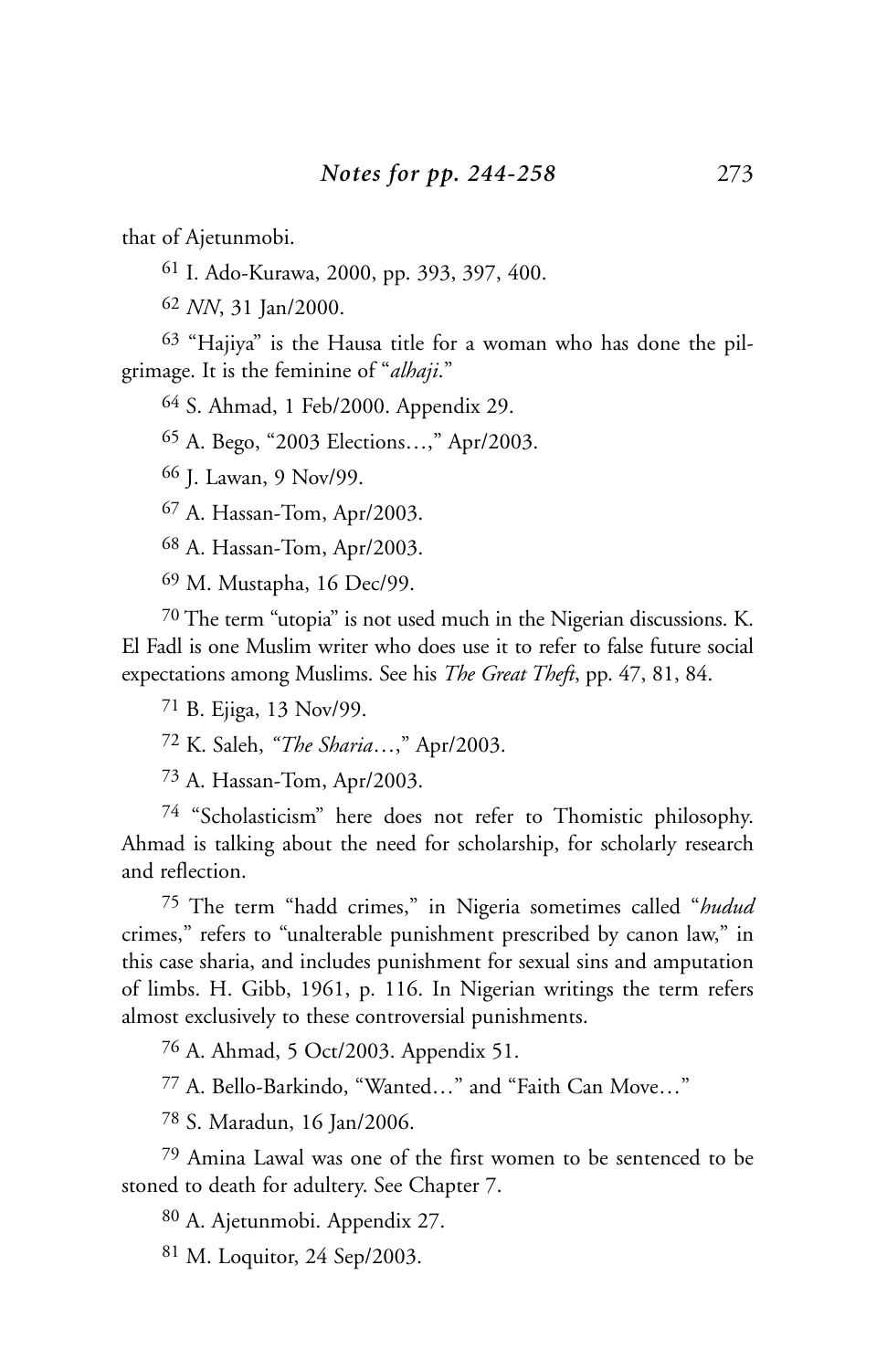that of Ajetunmobi.

[61] I. Ado-Kurawa, 2000, pp. 393, 397, 400.

[62] *NN*, 31 Jan/2000.

[63] "Hajiya" is the Hausa title for a woman who has done the pilgrimage. It is the feminine of "*alhaji*."

[64] S. Ahmad, 1 Feb/2000. Appendix 29.

[65] A. Bego, "2003 Elections…," Apr/2003.

[66] J. Lawan, 9 Nov/99.

[67] A. Hassan-Tom, Apr/2003.

[68] A. Hassan-Tom, Apr/2003.

[69] M. Mustapha, 16 Dec/99.

[70] The term "utopia" is not used much in the Nigerian discussions. K. El Fadl is one Muslim writer who does use it to refer to false future social expectations among Muslims. See his *The Great Theft*, pp. 47, 81, 84.

[71] B. Ejiga, 13 Nov/99.

[72] K. Saleh, *"The Sharia*…," Apr/2003.

[73] A. Hassan-Tom, Apr/2003.

[74] "Scholasticism" here does not refer to Thomistic philosophy. Ahmad is talking about the need for scholarship, for scholarly research and reflection.

[75] The term "hadd crimes," in Nigeria sometimes called "*hudud* crimes," refers to "unalterable punishment prescribed by canon law," in this case sharia, and includes punishment for sexual sins and amputation of limbs. H. Gibb, 1961, p. 116. In Nigerian writings the term refers almost exclusively to these controversial punishments.

[76] A. Ahmad, 5 Oct/2003. Appendix 51.

[77] A. Bello-Barkindo, "Wanted…" and "Faith Can Move…"

[78] S. Maradun, 16 Jan/2006.

[79] Amina Lawal was one of the first women to be sentenced to be stoned to death for adultery. See Chapter 7.

[80] A. Ajetunmobi. Appendix 27.

[81] M. Loquitor, 24 Sep/2003.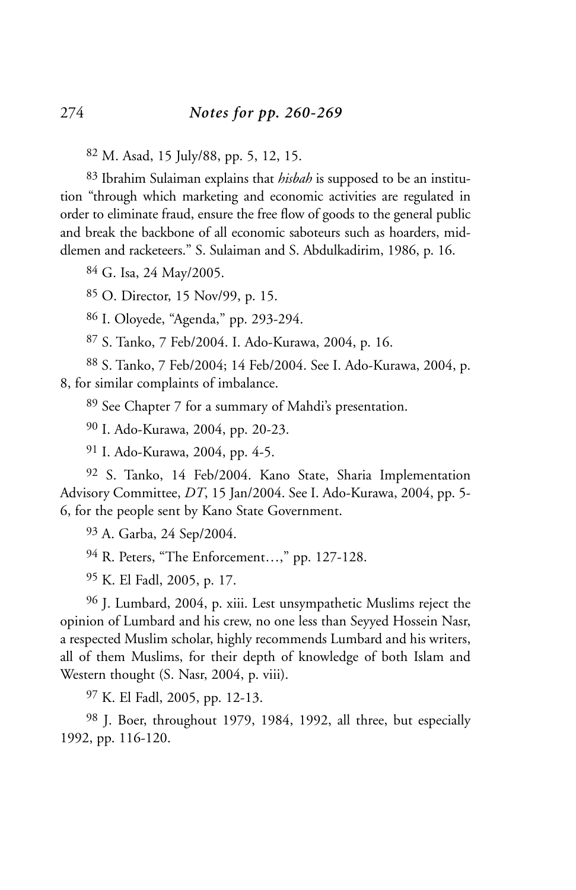[82] M. Asad, 15 July/88, pp. 5, 12, 15.

[83] Ibrahim Sulaiman explains that *hisbah* is supposed to be an institution "through which marketing and economic activities are regulated in order to eliminate fraud, ensure the free flow of goods to the general public and break the backbone of all economic saboteurs such as hoarders, middlemen and racketeers." S. Sulaiman and S. Abdulkadirim, 1986, p. 16.

[84] G. Isa, 24 May/2005.

[85] O. Director, 15 Nov/99, p. 15.

[86] I. Oloyede, "Agenda," pp. 293-294.

[87] S. Tanko, 7 Feb/2004. I. Ado-Kurawa, 2004, p. 16.

[88] S. Tanko, 7 Feb/2004; 14 Feb/2004. See I. Ado-Kurawa, 2004, p. 8, for similar complaints of imbalance.

[89] See Chapter 7 for a summary of Mahdi's presentation.

[90] I. Ado-Kurawa, 2004, pp. 20-23.

[91] I. Ado-Kurawa, 2004, pp. 4-5.

[92] S. Tanko, 14 Feb/2004. Kano State, Sharia Implementation Advisory Committee, *DT*, 15 Jan/2004. See I. Ado-Kurawa, 2004, pp. 5-6, for the people sent by Kano State Government.

[93] A. Garba, 24 Sep/2004.

[94] R. Peters, "The Enforcement…," pp. 127-128.

[95] K. El Fadl, 2005, p. 17.

[96] J. Lumbard, 2004, p. xiii. Lest unsympathetic Muslims reject the opinion of Lumbard and his crew, no one less than Seyyed Hossein Nasr, a respected Muslim scholar, highly recommends Lumbard and his writers, all of them Muslims, for their depth of knowledge of both Islam and Western thought (S. Nasr, 2004, p. viii).

[97] K. El Fadl, 2005, pp. 12-13.

[98] J. Boer, throughout 1979, 1984, 1992, all three, but especially 1992, pp. 116-120.